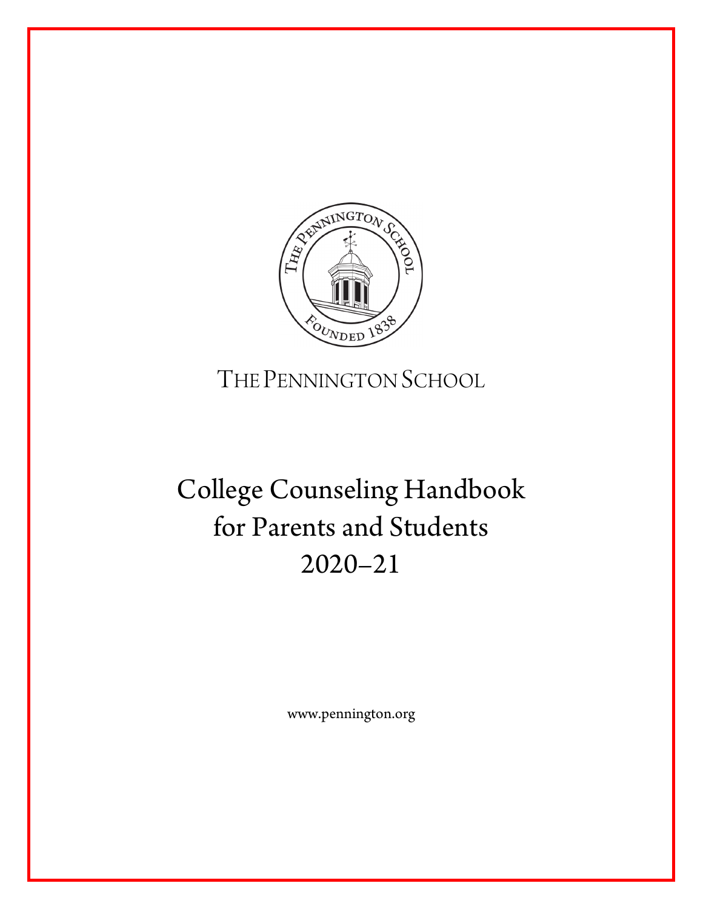THE PENNINGTON SCHOOL

# College Counseling Handbook for Parents and Students 2020–21

www.pennington.org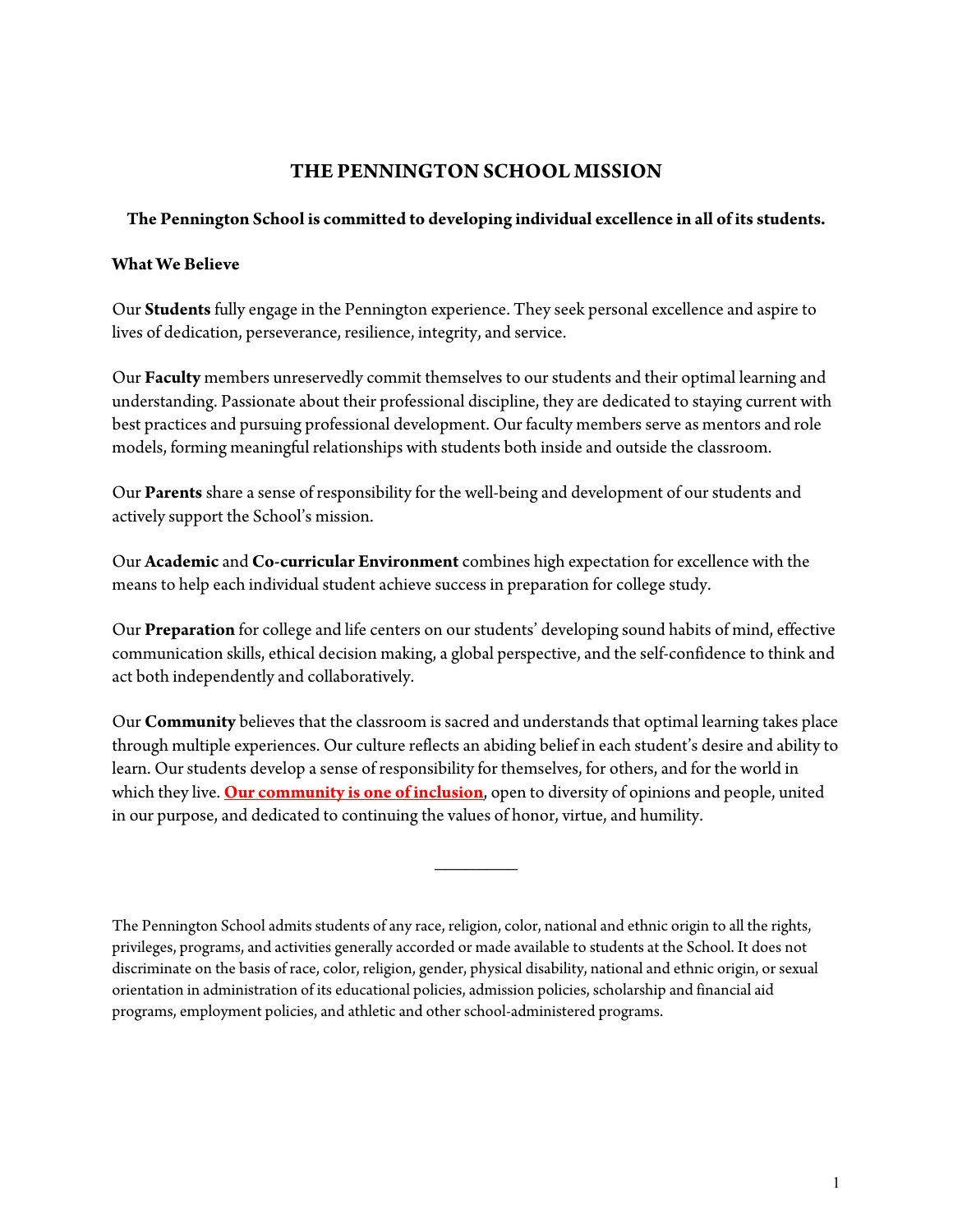# THE PENNINGTON SCHOOL MISSION

**The Pennington School is committed to developing individual excellence in all of its students.**

**What We Believe**

Our **Students** fully engage in the Pennington experience. They seek personal excellence and aspire to lives of dedication, perseverance, resilience, integrity, and service.

Our **Faculty** members unreservedly commit themselves to our students and their optimal learning and understanding. Passionate about their professional discipline, they are dedicated to staying current with best practices and pursuing professional development. Our faculty members serve as mentors and role models, forming meaningful relationships with students both inside and outside the classroom.

Our **Parents** share a sense of responsibility for the well-being and development of our students and actively support the School's mission.

Our **Academic** and **Co-curricular Environment** combines high expectation for excellence with the means to help each individual student achieve success in preparation for college study.

Our **Preparation** for college and life centers on our students' developing sound habits of mind, effective communication skills, ethical decision making, a global perspective, and the self-confidence to think and act both independently and collaboratively.

Our **Community** believes that the classroom is sacred and understands that optimal learning takes place through multiple experiences. Our culture reflects an abiding belief in each student's desire and ability to learn. Our students develop a sense of responsibility for themselves, for others, and for the world in which they live. **Our community is one of inclusion**, open to diversity of opinions and people, united in our purpose, and dedicated to continuing the values of honor, virtue, and humility.

---

The Pennington School admits students of any race, religion, color, national and ethnic origin to all the rights, privileges, programs, and activities generally accorded or made available to students at the School. It does not discriminate on the basis of race, color, religion, gender, physical disability, national and ethnic origin, or sexual orientation in administration of its educational policies, admission policies, scholarship and financial aid programs, employment policies, and athletic and other school-administered programs.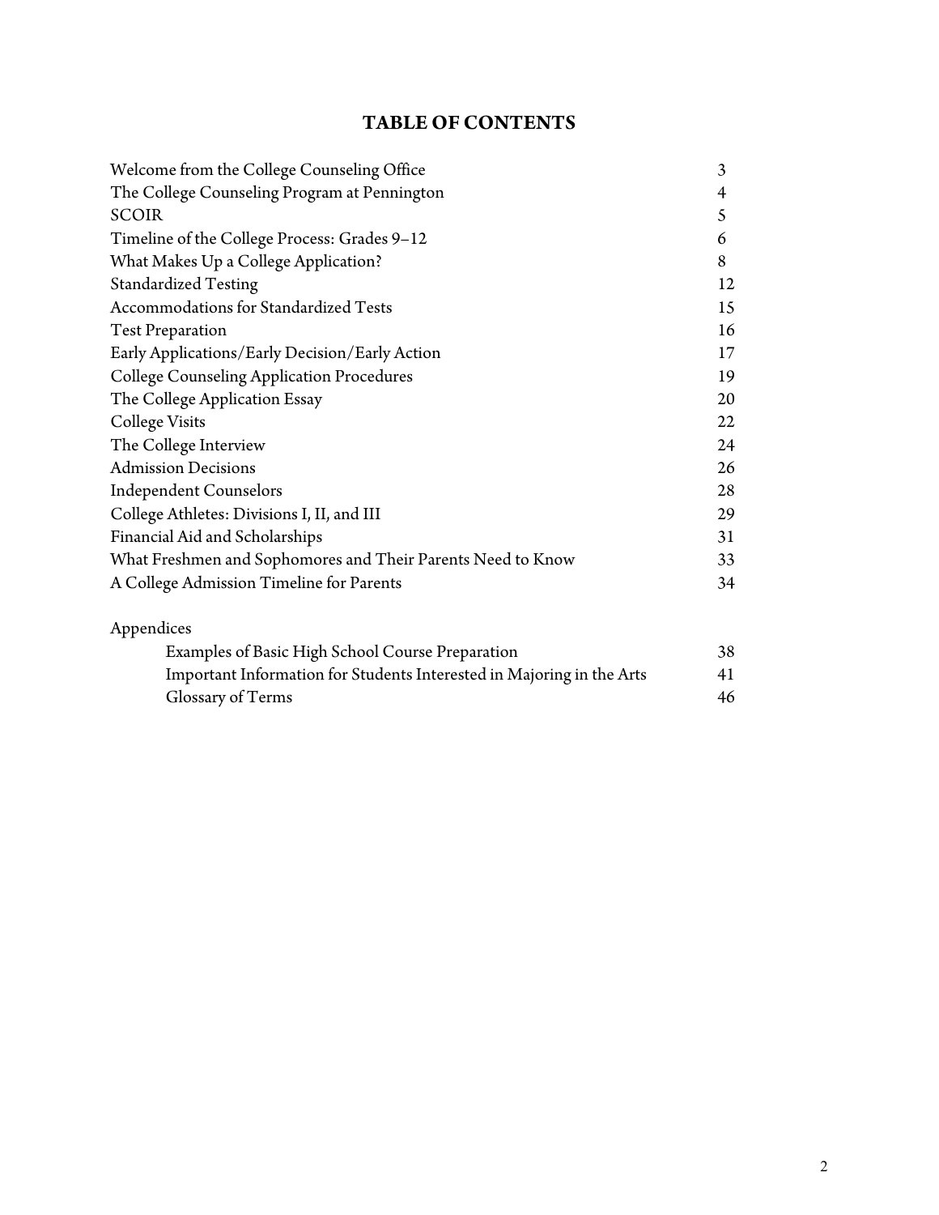# TABLE OF CONTENTS

| | |
|---|---|
| Welcome from the College Counseling Office | 3 |
| The College Counseling Program at Pennington | 4 |
| SCOIR | 5 |
| Timeline of the College Process: Grades 9–12 | 6 |
| What Makes Up a College Application? | 8 |
| Standardized Testing | 12 |
| Accommodations for Standardized Tests | 15 |
| Test Preparation | 16 |
| Early Applications/Early Decision/Early Action | 17 |
| College Counseling Application Procedures | 19 |
| The College Application Essay | 20 |
| College Visits | 22 |
| The College Interview | 24 |
| Admission Decisions | 26 |
| Independent Counselors | 28 |
| College Athletes: Divisions I, II, and III | 29 |
| Financial Aid and Scholarships | 31 |
| What Freshmen and Sophomores and Their Parents Need to Know | 33 |
| A College Admission Timeline for Parents | 34 |

Appendices

| | |
|---|---|
| Examples of Basic High School Course Preparation | 38 |
| Important Information for Students Interested in Majoring in the Arts | 41 |
| Glossary of Terms | 46 |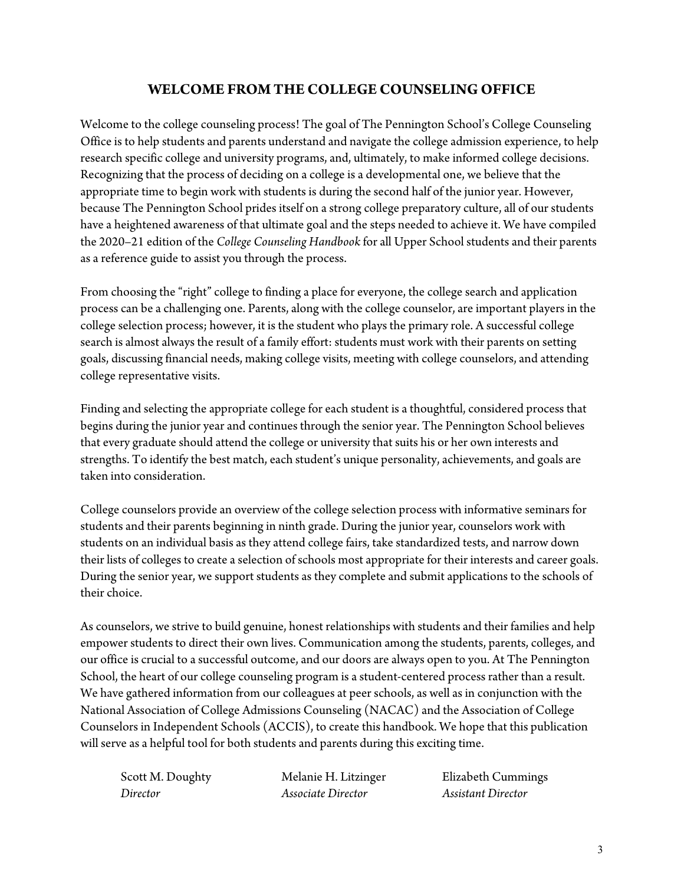## WELCOME FROM THE COLLEGE COUNSELING OFFICE

Welcome to the college counseling process! The goal of The Pennington School's College Counseling Office is to help students and parents understand and navigate the college admission experience, to help research specific college and university programs, and, ultimately, to make informed college decisions. Recognizing that the process of deciding on a college is a developmental one, we believe that the appropriate time to begin work with students is during the second half of the junior year. However, because The Pennington School prides itself on a strong college preparatory culture, all of our students have a heightened awareness of that ultimate goal and the steps needed to achieve it. We have compiled the 2020–21 edition of the *College Counseling Handbook* for all Upper School students and their parents as a reference guide to assist you through the process.

From choosing the "right" college to finding a place for everyone, the college search and application process can be a challenging one. Parents, along with the college counselor, are important players in the college selection process; however, it is the student who plays the primary role. A successful college search is almost always the result of a family effort: students must work with their parents on setting goals, discussing financial needs, making college visits, meeting with college counselors, and attending college representative visits.

Finding and selecting the appropriate college for each student is a thoughtful, considered process that begins during the junior year and continues through the senior year. The Pennington School believes that every graduate should attend the college or university that suits his or her own interests and strengths. To identify the best match, each student's unique personality, achievements, and goals are taken into consideration.

College counselors provide an overview of the college selection process with informative seminars for students and their parents beginning in ninth grade. During the junior year, counselors work with students on an individual basis as they attend college fairs, take standardized tests, and narrow down their lists of colleges to create a selection of schools most appropriate for their interests and career goals. During the senior year, we support students as they complete and submit applications to the schools of their choice.

As counselors, we strive to build genuine, honest relationships with students and their families and help empower students to direct their own lives. Communication among the students, parents, colleges, and our office is crucial to a successful outcome, and our doors are always open to you. At The Pennington School, the heart of our college counseling program is a student-centered process rather than a result. We have gathered information from our colleagues at peer schools, as well as in conjunction with the National Association of College Admissions Counseling (NACAC) and the Association of College Counselors in Independent Schools (ACCIS), to create this handbook. We hope that this publication will serve as a helpful tool for both students and parents during this exciting time.

Scott M. Doughty
*Director*

Melanie H. Litzinger
*Associate Director*

Elizabeth Cummings
*Assistant Director*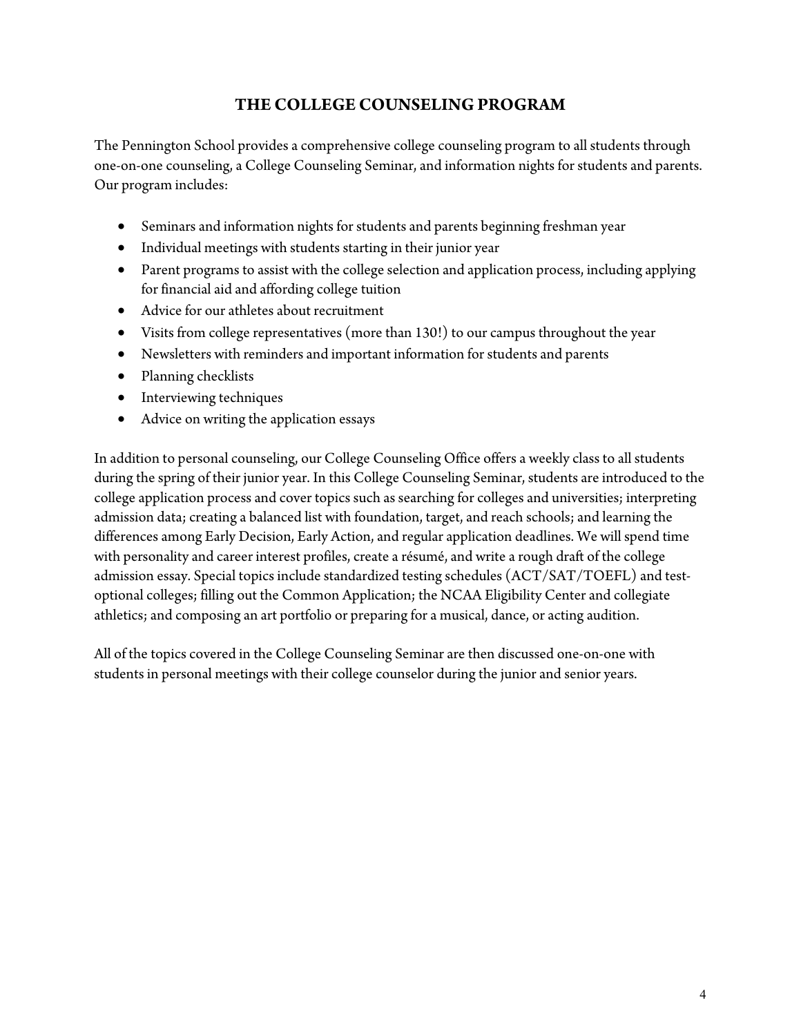## THE COLLEGE COUNSELING PROGRAM

The Pennington School provides a comprehensive college counseling program to all students through one-on-one counseling, a College Counseling Seminar, and information nights for students and parents. Our program includes:

- Seminars and information nights for students and parents beginning freshman year
- Individual meetings with students starting in their junior year
- Parent programs to assist with the college selection and application process, including applying for financial aid and affording college tuition
- Advice for our athletes about recruitment
- Visits from college representatives (more than 130!) to our campus throughout the year
- Newsletters with reminders and important information for students and parents
- Planning checklists
- Interviewing techniques
- Advice on writing the application essays

In addition to personal counseling, our College Counseling Office offers a weekly class to all students during the spring of their junior year. In this College Counseling Seminar, students are introduced to the college application process and cover topics such as searching for colleges and universities; interpreting admission data; creating a balanced list with foundation, target, and reach schools; and learning the differences among Early Decision, Early Action, and regular application deadlines. We will spend time with personality and career interest profiles, create a résumé, and write a rough draft of the college admission essay. Special topics include standardized testing schedules (ACT/SAT/TOEFL) and test-optional colleges; filling out the Common Application; the NCAA Eligibility Center and collegiate athletics; and composing an art portfolio or preparing for a musical, dance, or acting audition.

All of the topics covered in the College Counseling Seminar are then discussed one-on-one with students in personal meetings with their college counselor during the junior and senior years.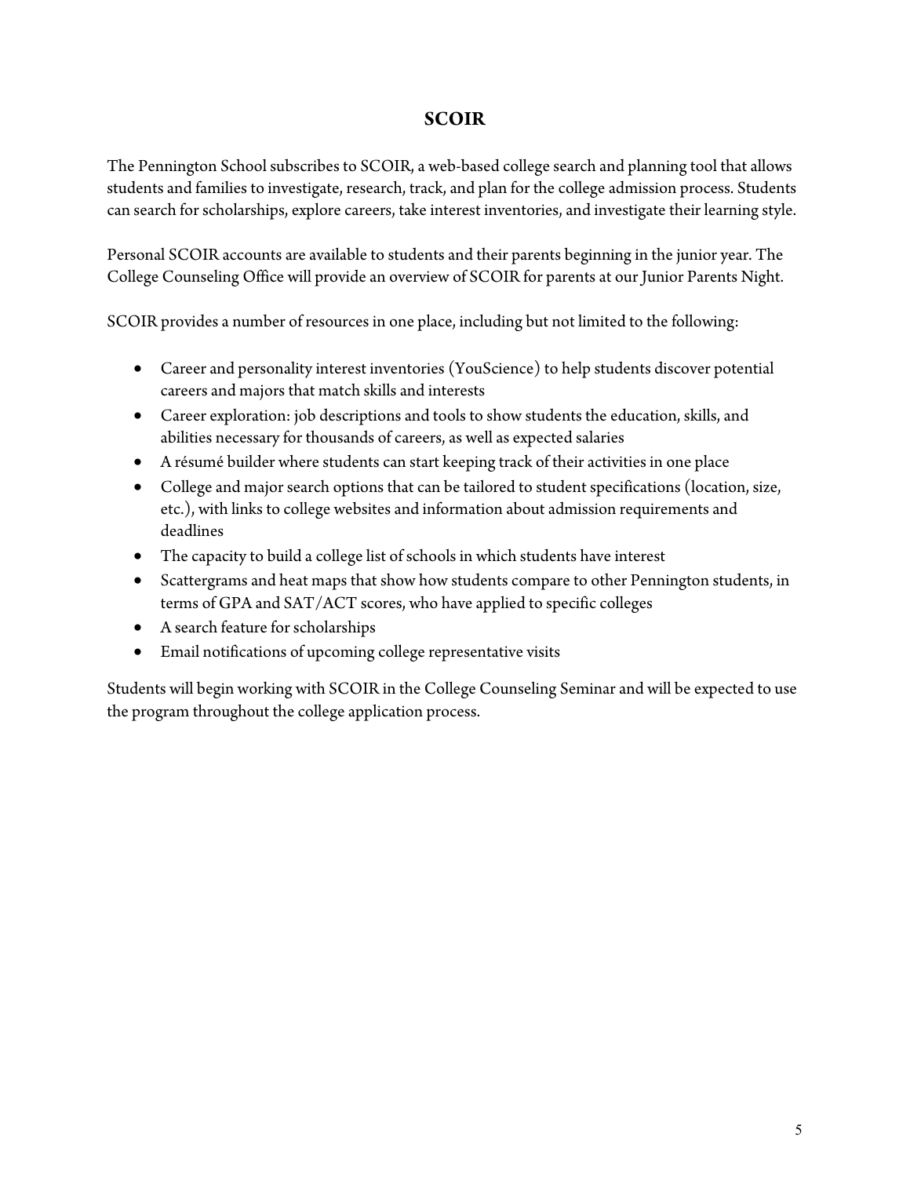# SCOIR

The Pennington School subscribes to SCOIR, a web-based college search and planning tool that allows students and families to investigate, research, track, and plan for the college admission process. Students can search for scholarships, explore careers, take interest inventories, and investigate their learning style.

Personal SCOIR accounts are available to students and their parents beginning in the junior year. The College Counseling Office will provide an overview of SCOIR for parents at our Junior Parents Night.

SCOIR provides a number of resources in one place, including but not limited to the following:

- Career and personality interest inventories (YouScience) to help students discover potential careers and majors that match skills and interests
- Career exploration: job descriptions and tools to show students the education, skills, and abilities necessary for thousands of careers, as well as expected salaries
- A résumé builder where students can start keeping track of their activities in one place
- College and major search options that can be tailored to student specifications (location, size, etc.), with links to college websites and information about admission requirements and deadlines
- The capacity to build a college list of schools in which students have interest
- Scattergrams and heat maps that show how students compare to other Pennington students, in terms of GPA and SAT/ACT scores, who have applied to specific colleges
- A search feature for scholarships
- Email notifications of upcoming college representative visits

Students will begin working with SCOIR in the College Counseling Seminar and will be expected to use the program throughout the college application process.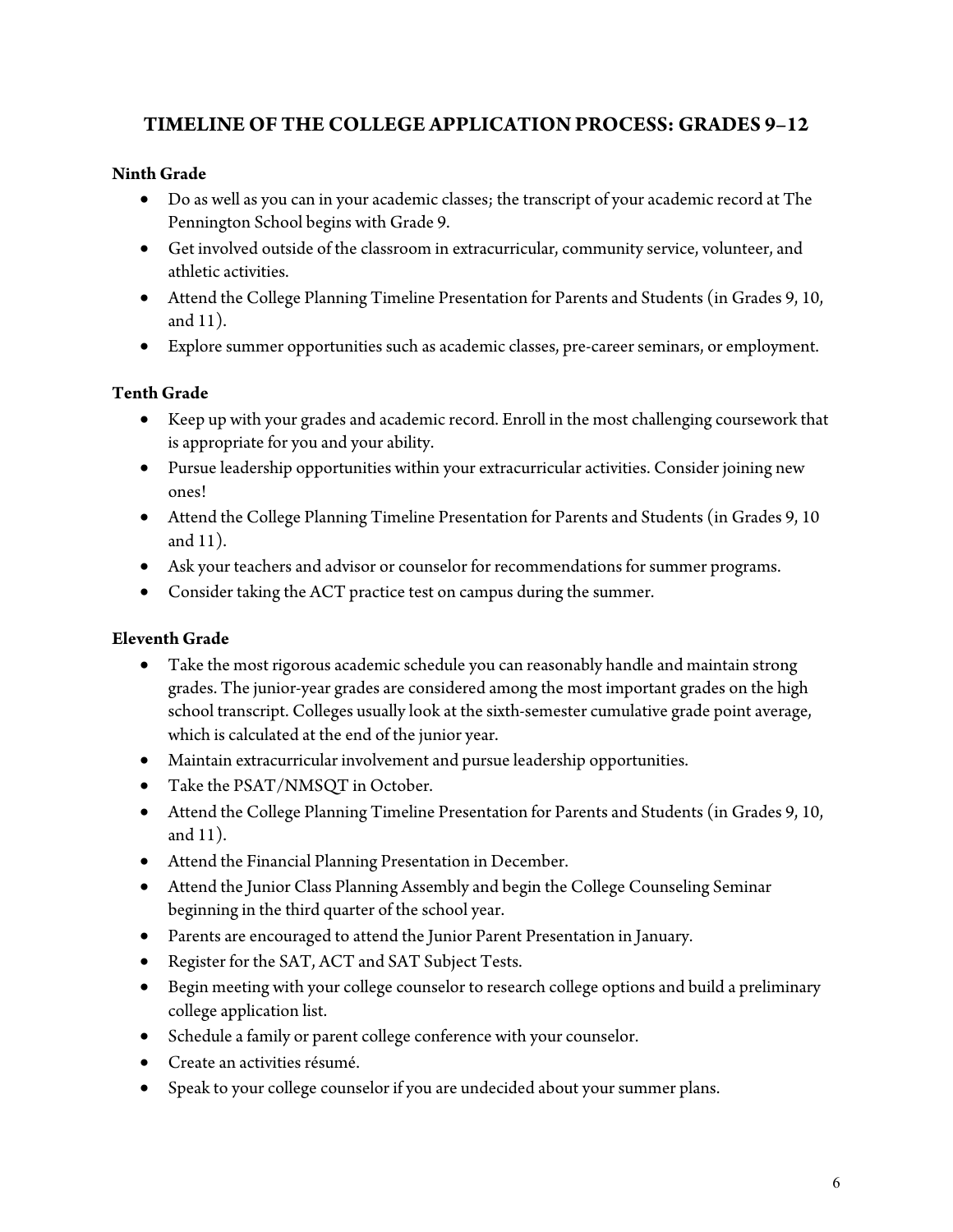# TIMELINE OF THE COLLEGE APPLICATION PROCESS: GRADES 9–12

**Ninth Grade**

- Do as well as you can in your academic classes; the transcript of your academic record at The Pennington School begins with Grade 9.
- Get involved outside of the classroom in extracurricular, community service, volunteer, and athletic activities.
- Attend the College Planning Timeline Presentation for Parents and Students (in Grades 9, 10, and 11).
- Explore summer opportunities such as academic classes, pre-career seminars, or employment.

**Tenth Grade**

- Keep up with your grades and academic record. Enroll in the most challenging coursework that is appropriate for you and your ability.
- Pursue leadership opportunities within your extracurricular activities. Consider joining new ones!
- Attend the College Planning Timeline Presentation for Parents and Students (in Grades 9, 10 and 11).
- Ask your teachers and advisor or counselor for recommendations for summer programs.
- Consider taking the ACT practice test on campus during the summer.

**Eleventh Grade**

- Take the most rigorous academic schedule you can reasonably handle and maintain strong grades. The junior-year grades are considered among the most important grades on the high school transcript. Colleges usually look at the sixth-semester cumulative grade point average, which is calculated at the end of the junior year.
- Maintain extracurricular involvement and pursue leadership opportunities.
- Take the PSAT/NMSQT in October.
- Attend the College Planning Timeline Presentation for Parents and Students (in Grades 9, 10, and 11).
- Attend the Financial Planning Presentation in December.
- Attend the Junior Class Planning Assembly and begin the College Counseling Seminar beginning in the third quarter of the school year.
- Parents are encouraged to attend the Junior Parent Presentation in January.
- Register for the SAT, ACT and SAT Subject Tests.
- Begin meeting with your college counselor to research college options and build a preliminary college application list.
- Schedule a family or parent college conference with your counselor.
- Create an activities résumé.
- Speak to your college counselor if you are undecided about your summer plans.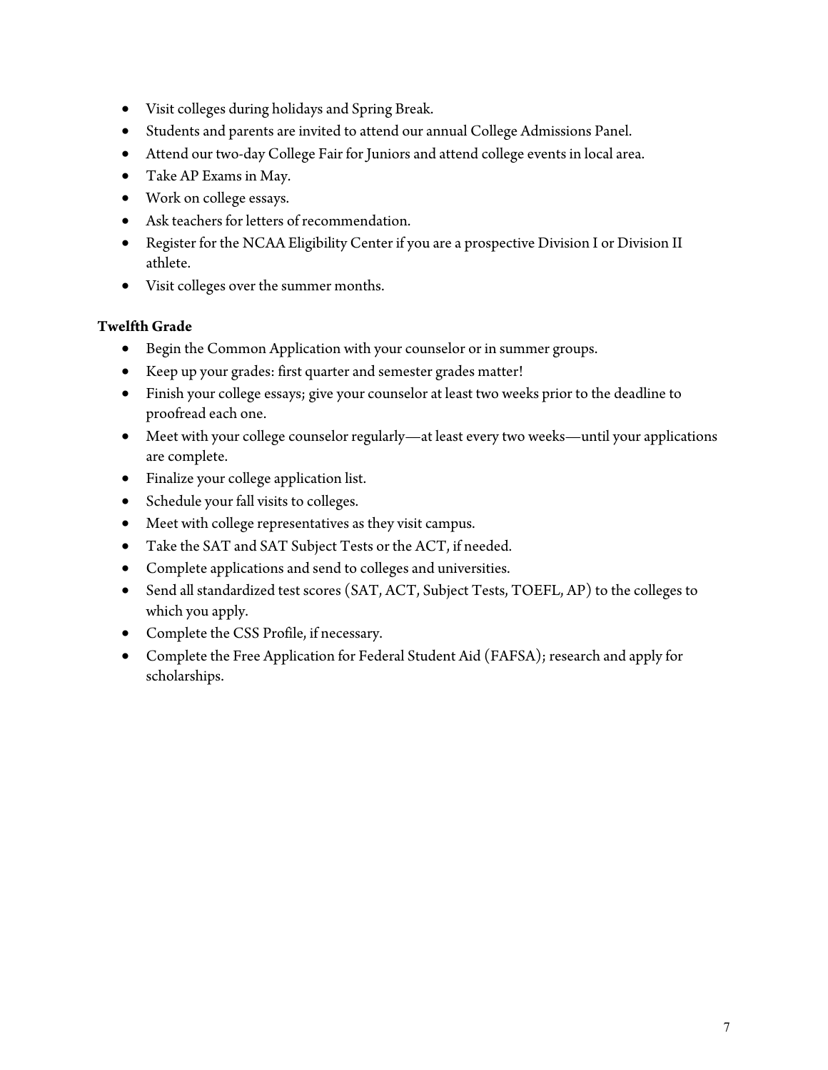- Visit colleges during holidays and Spring Break.
- Students and parents are invited to attend our annual College Admissions Panel.
- Attend our two-day College Fair for Juniors and attend college events in local area.
- Take AP Exams in May.
- Work on college essays.
- Ask teachers for letters of recommendation.
- Register for the NCAA Eligibility Center if you are a prospective Division I or Division II athlete.
- Visit colleges over the summer months.

**Twelfth Grade**

- Begin the Common Application with your counselor or in summer groups.
- Keep up your grades: first quarter and semester grades matter!
- Finish your college essays; give your counselor at least two weeks prior to the deadline to proofread each one.
- Meet with your college counselor regularly—at least every two weeks—until your applications are complete.
- Finalize your college application list.
- Schedule your fall visits to colleges.
- Meet with college representatives as they visit campus.
- Take the SAT and SAT Subject Tests or the ACT, if needed.
- Complete applications and send to colleges and universities.
- Send all standardized test scores (SAT, ACT, Subject Tests, TOEFL, AP) to the colleges to which you apply.
- Complete the CSS Profile, if necessary.
- Complete the Free Application for Federal Student Aid (FAFSA); research and apply for scholarships.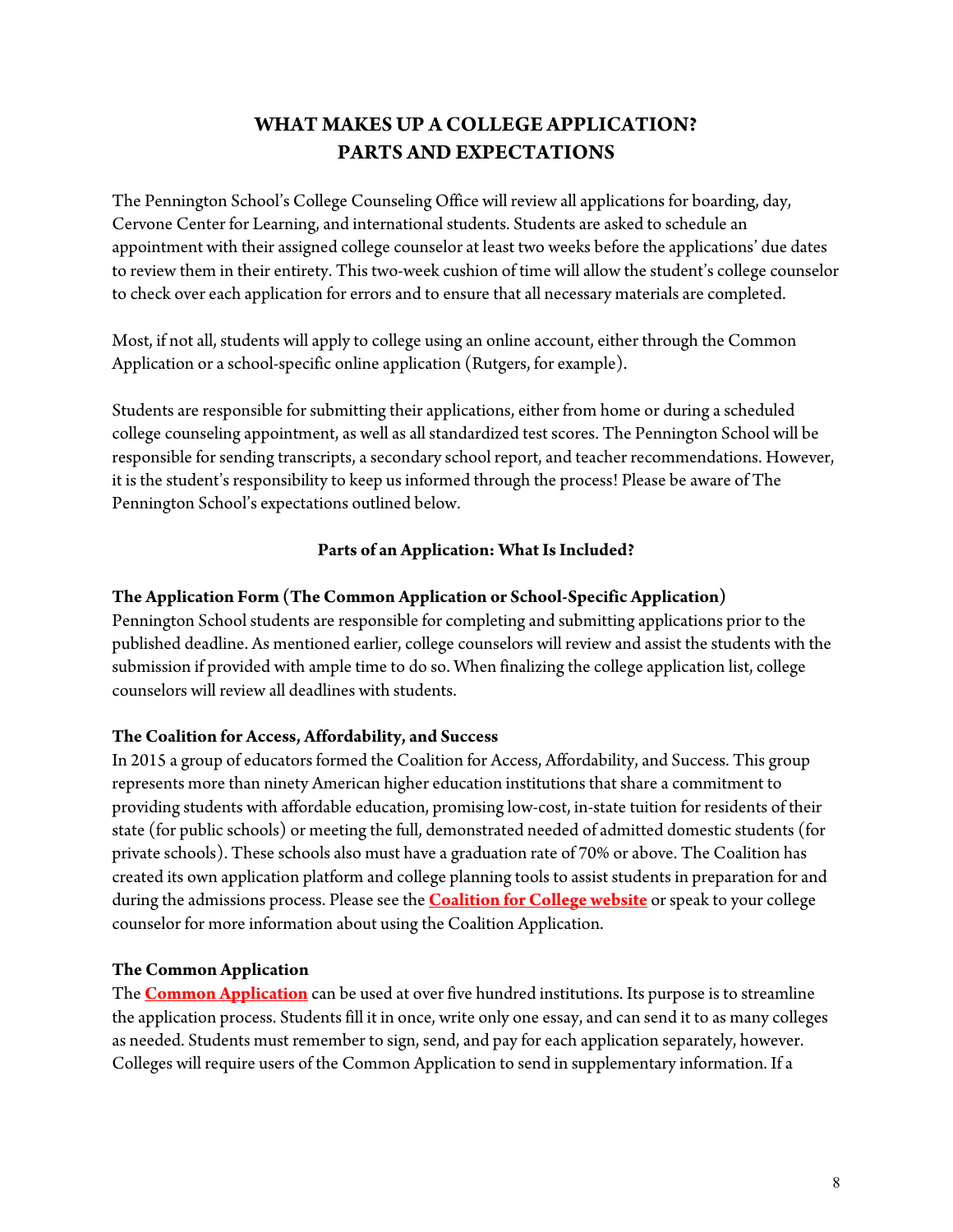# WHAT MAKES UP A COLLEGE APPLICATION? PARTS AND EXPECTATIONS

The Pennington School's College Counseling Office will review all applications for boarding, day, Cervone Center for Learning, and international students. Students are asked to schedule an appointment with their assigned college counselor at least two weeks before the applications' due dates to review them in their entirety. This two-week cushion of time will allow the student's college counselor to check over each application for errors and to ensure that all necessary materials are completed.

Most, if not all, students will apply to college using an online account, either through the Common Application or a school-specific online application (Rutgers, for example).

Students are responsible for submitting their applications, either from home or during a scheduled college counseling appointment, as well as all standardized test scores. The Pennington School will be responsible for sending transcripts, a secondary school report, and teacher recommendations. However, it is the student's responsibility to keep us informed through the process! Please be aware of The Pennington School's expectations outlined below.

## Parts of an Application: What Is Included?

### The Application Form (The Common Application or School-Specific Application)

Pennington School students are responsible for completing and submitting applications prior to the published deadline. As mentioned earlier, college counselors will review and assist the students with the submission if provided with ample time to do so. When finalizing the college application list, college counselors will review all deadlines with students.

### The Coalition for Access, Affordability, and Success

In 2015 a group of educators formed the Coalition for Access, Affordability, and Success. This group represents more than ninety American higher education institutions that share a commitment to providing students with affordable education, promising low-cost, in-state tuition for residents of their state (for public schools) or meeting the full, demonstrated needed of admitted domestic students (for private schools). These schools also must have a graduation rate of 70% or above. The Coalition has created its own application platform and college planning tools to assist students in preparation for and during the admissions process. Please see the **Coalition for College website** or speak to your college counselor for more information about using the Coalition Application.

### The Common Application

The **Common Application** can be used at over five hundred institutions. Its purpose is to streamline the application process. Students fill it in once, write only one essay, and can send it to as many colleges as needed. Students must remember to sign, send, and pay for each application separately, however. Colleges will require users of the Common Application to send in supplementary information. If a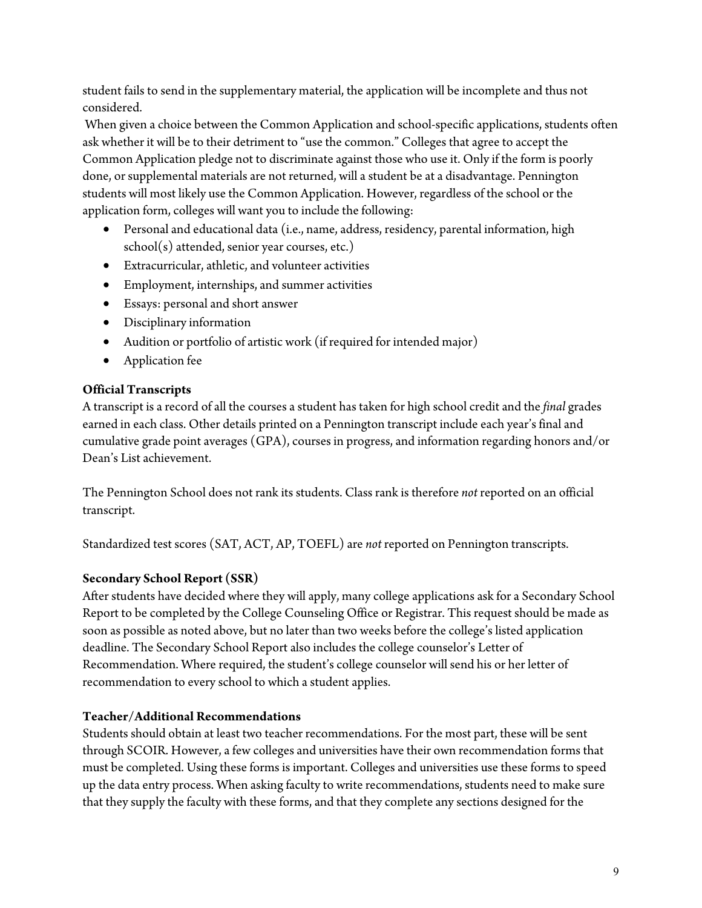student fails to send in the supplementary material, the application will be incomplete and thus not considered.

When given a choice between the Common Application and school-specific applications, students often ask whether it will be to their detriment to "use the common." Colleges that agree to accept the Common Application pledge not to discriminate against those who use it. Only if the form is poorly done, or supplemental materials are not returned, will a student be at a disadvantage. Pennington students will most likely use the Common Application. However, regardless of the school or the application form, colleges will want you to include the following:

- Personal and educational data (i.e., name, address, residency, parental information, high school(s) attended, senior year courses, etc.)
- Extracurricular, athletic, and volunteer activities
- Employment, internships, and summer activities
- Essays: personal and short answer
- Disciplinary information
- Audition or portfolio of artistic work (if required for intended major)
- Application fee

**Official Transcripts**

A transcript is a record of all the courses a student has taken for high school credit and the *final* grades earned in each class. Other details printed on a Pennington transcript include each year's final and cumulative grade point averages (GPA), courses in progress, and information regarding honors and/or Dean's List achievement.

The Pennington School does not rank its students. Class rank is therefore *not* reported on an official transcript.

Standardized test scores (SAT, ACT, AP, TOEFL) are *not* reported on Pennington transcripts.

**Secondary School Report (SSR)**

After students have decided where they will apply, many college applications ask for a Secondary School Report to be completed by the College Counseling Office or Registrar. This request should be made as soon as possible as noted above, but no later than two weeks before the college's listed application deadline. The Secondary School Report also includes the college counselor's Letter of Recommendation. Where required, the student's college counselor will send his or her letter of recommendation to every school to which a student applies.

**Teacher/Additional Recommendations**

Students should obtain at least two teacher recommendations. For the most part, these will be sent through SCOIR. However, a few colleges and universities have their own recommendation forms that must be completed. Using these forms is important. Colleges and universities use these forms to speed up the data entry process. When asking faculty to write recommendations, students need to make sure that they supply the faculty with these forms, and that they complete any sections designed for the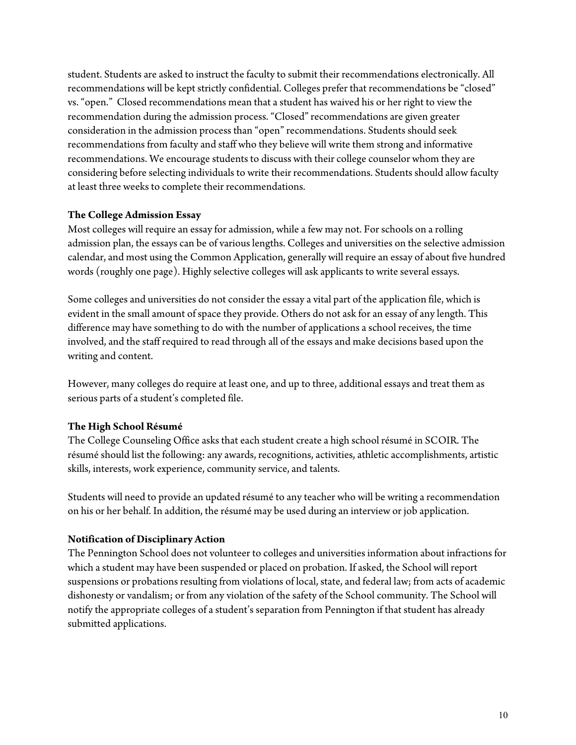student. Students are asked to instruct the faculty to submit their recommendations electronically. All recommendations will be kept strictly confidential. Colleges prefer that recommendations be "closed" vs. "open." Closed recommendations mean that a student has waived his or her right to view the recommendation during the admission process. "Closed" recommendations are given greater consideration in the admission process than "open" recommendations. Students should seek recommendations from faculty and staff who they believe will write them strong and informative recommendations. We encourage students to discuss with their college counselor whom they are considering before selecting individuals to write their recommendations. Students should allow faculty at least three weeks to complete their recommendations.

**The College Admission Essay**

Most colleges will require an essay for admission, while a few may not. For schools on a rolling admission plan, the essays can be of various lengths. Colleges and universities on the selective admission calendar, and most using the Common Application, generally will require an essay of about five hundred words (roughly one page). Highly selective colleges will ask applicants to write several essays.

Some colleges and universities do not consider the essay a vital part of the application file, which is evident in the small amount of space they provide. Others do not ask for an essay of any length. This difference may have something to do with the number of applications a school receives, the time involved, and the staff required to read through all of the essays and make decisions based upon the writing and content.

However, many colleges do require at least one, and up to three, additional essays and treat them as serious parts of a student's completed file.

**The High School Résumé**

The College Counseling Office asks that each student create a high school résumé in SCOIR. The résumé should list the following: any awards, recognitions, activities, athletic accomplishments, artistic skills, interests, work experience, community service, and talents.

Students will need to provide an updated résumé to any teacher who will be writing a recommendation on his or her behalf. In addition, the résumé may be used during an interview or job application.

**Notification of Disciplinary Action**

The Pennington School does not volunteer to colleges and universities information about infractions for which a student may have been suspended or placed on probation. If asked, the School will report suspensions or probations resulting from violations of local, state, and federal law; from acts of academic dishonesty or vandalism; or from any violation of the safety of the School community. The School will notify the appropriate colleges of a student's separation from Pennington if that student has already submitted applications.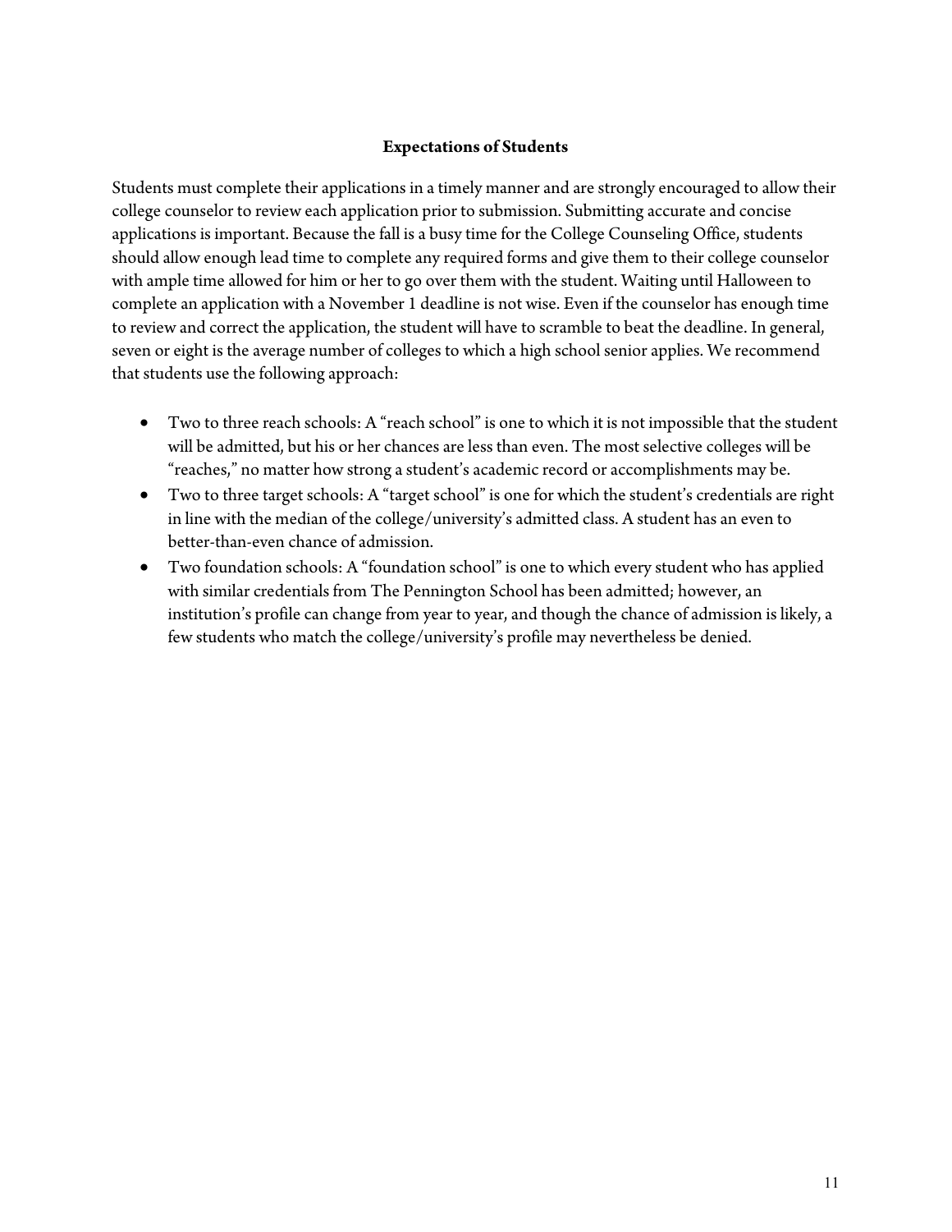## Expectations of Students

Students must complete their applications in a timely manner and are strongly encouraged to allow their college counselor to review each application prior to submission. Submitting accurate and concise applications is important. Because the fall is a busy time for the College Counseling Office, students should allow enough lead time to complete any required forms and give them to their college counselor with ample time allowed for him or her to go over them with the student. Waiting until Halloween to complete an application with a November 1 deadline is not wise. Even if the counselor has enough time to review and correct the application, the student will have to scramble to beat the deadline. In general, seven or eight is the average number of colleges to which a high school senior applies. We recommend that students use the following approach:

- Two to three reach schools: A "reach school" is one to which it is not impossible that the student will be admitted, but his or her chances are less than even. The most selective colleges will be "reaches," no matter how strong a student's academic record or accomplishments may be.
- Two to three target schools: A "target school" is one for which the student's credentials are right in line with the median of the college/university's admitted class. A student has an even to better-than-even chance of admission.
- Two foundation schools: A "foundation school" is one to which every student who has applied with similar credentials from The Pennington School has been admitted; however, an institution's profile can change from year to year, and though the chance of admission is likely, a few students who match the college/university's profile may nevertheless be denied.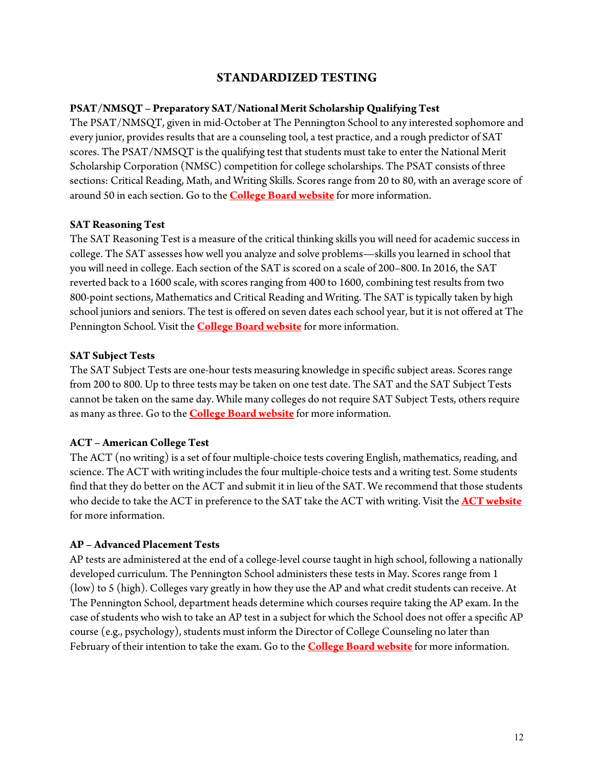## STANDARDIZED TESTING

### PSAT/NMSQT – Preparatory SAT/National Merit Scholarship Qualifying Test

The PSAT/NMSQT, given in mid-October at The Pennington School to any interested sophomore and every junior, provides results that are a counseling tool, a test practice, and a rough predictor of SAT scores. The PSAT/NMSQT is the qualifying test that students must take to enter the National Merit Scholarship Corporation (NMSC) competition for college scholarships. The PSAT consists of three sections: Critical Reading, Math, and Writing Skills. Scores range from 20 to 80, with an average score of around 50 in each section. Go to the **College Board website** for more information.

### SAT Reasoning Test

The SAT Reasoning Test is a measure of the critical thinking skills you will need for academic success in college. The SAT assesses how well you analyze and solve problems—skills you learned in school that you will need in college. Each section of the SAT is scored on a scale of 200–800. In 2016, the SAT reverted back to a 1600 scale, with scores ranging from 400 to 1600, combining test results from two 800-point sections, Mathematics and Critical Reading and Writing. The SAT is typically taken by high school juniors and seniors. The test is offered on seven dates each school year, but it is not offered at The Pennington School. Visit the **College Board website** for more information.

### SAT Subject Tests

The SAT Subject Tests are one-hour tests measuring knowledge in specific subject areas. Scores range from 200 to 800. Up to three tests may be taken on one test date. The SAT and the SAT Subject Tests cannot be taken on the same day. While many colleges do not require SAT Subject Tests, others require as many as three. Go to the **College Board website** for more information.

### ACT – American College Test

The ACT (no writing) is a set of four multiple-choice tests covering English, mathematics, reading, and science. The ACT with writing includes the four multiple-choice tests and a writing test. Some students find that they do better on the ACT and submit it in lieu of the SAT. We recommend that those students who decide to take the ACT in preference to the SAT take the ACT with writing. Visit the **ACT website** for more information.

### AP – Advanced Placement Tests

AP tests are administered at the end of a college-level course taught in high school, following a nationally developed curriculum. The Pennington School administers these tests in May. Scores range from 1 (low) to 5 (high). Colleges vary greatly in how they use the AP and what credit students can receive. At The Pennington School, department heads determine which courses require taking the AP exam. In the case of students who wish to take an AP test in a subject for which the School does not offer a specific AP course (e.g., psychology), students must inform the Director of College Counseling no later than February of their intention to take the exam. Go to the **College Board website** for more information.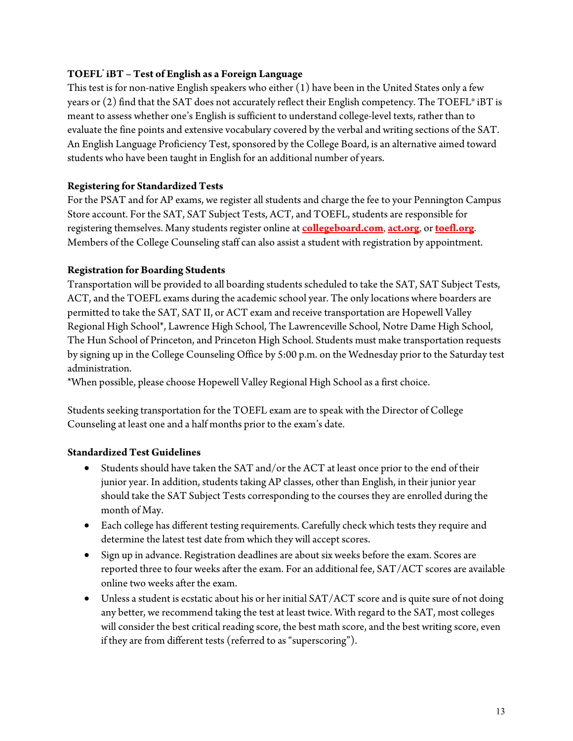**TOEFL® iBT – Test of English as a Foreign Language**

This test is for non-native English speakers who either (1) have been in the United States only a few years or (2) find that the SAT does not accurately reflect their English competency. The TOEFL® iBT is meant to assess whether one's English is sufficient to understand college-level texts, rather than to evaluate the fine points and extensive vocabulary covered by the verbal and writing sections of the SAT. An English Language Proficiency Test, sponsored by the College Board, is an alternative aimed toward students who have been taught in English for an additional number of years.

**Registering for Standardized Tests**

For the PSAT and for AP exams, we register all students and charge the fee to your Pennington Campus Store account. For the SAT, SAT Subject Tests, ACT, and TOEFL, students are responsible for registering themselves. Many students register online at **collegeboard.com**, **act.org**, or **toefl.org**. Members of the College Counseling staff can also assist a student with registration by appointment.

**Registration for Boarding Students**

Transportation will be provided to all boarding students scheduled to take the SAT, SAT Subject Tests, ACT, and the TOEFL exams during the academic school year. The only locations where boarders are permitted to take the SAT, SAT II, or ACT exam and receive transportation are Hopewell Valley Regional High School*, Lawrence High School, The Lawrenceville School, Notre Dame High School, The Hun School of Princeton, and Princeton High School. Students must make transportation requests by signing up in the College Counseling Office by 5:00 p.m. on the Wednesday prior to the Saturday test administration.

*When possible, please choose Hopewell Valley Regional High School as a first choice.

Students seeking transportation for the TOEFL exam are to speak with the Director of College Counseling at least one and a half months prior to the exam's date.

**Standardized Test Guidelines**

- Students should have taken the SAT and/or the ACT at least once prior to the end of their junior year. In addition, students taking AP classes, other than English, in their junior year should take the SAT Subject Tests corresponding to the courses they are enrolled during the month of May.
- Each college has different testing requirements. Carefully check which tests they require and determine the latest test date from which they will accept scores.
- Sign up in advance. Registration deadlines are about six weeks before the exam. Scores are reported three to four weeks after the exam. For an additional fee, SAT/ACT scores are available online two weeks after the exam.
- Unless a student is ecstatic about his or her initial SAT/ACT score and is quite sure of not doing any better, we recommend taking the test at least twice. With regard to the SAT, most colleges will consider the best critical reading score, the best math score, and the best writing score, even if they are from different tests (referred to as "superscoring").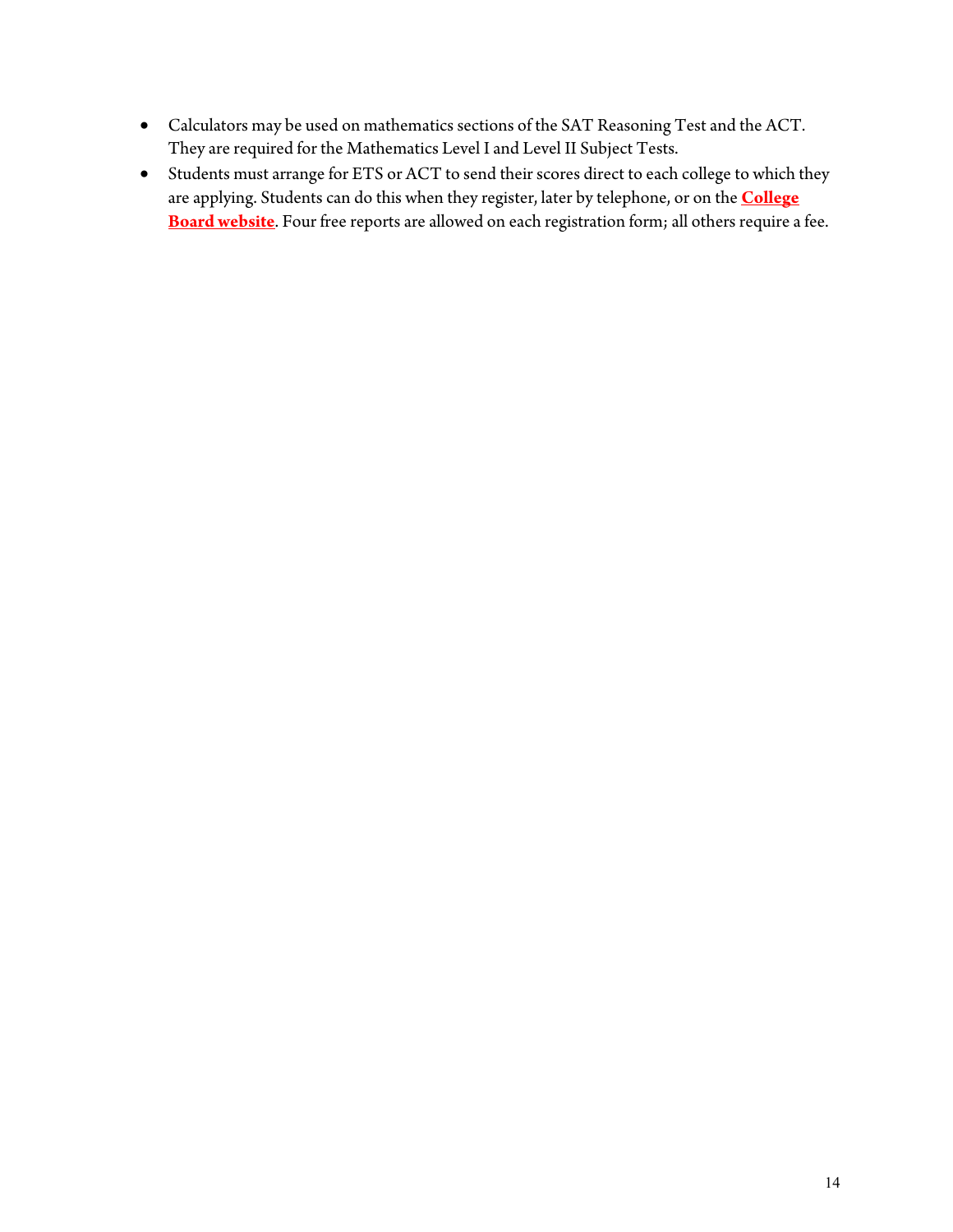- Calculators may be used on mathematics sections of the SAT Reasoning Test and the ACT. They are required for the Mathematics Level I and Level II Subject Tests.
- Students must arrange for ETS or ACT to send their scores direct to each college to which they are applying. Students can do this when they register, later by telephone, or on the **College Board website**. Four free reports are allowed on each registration form; all others require a fee.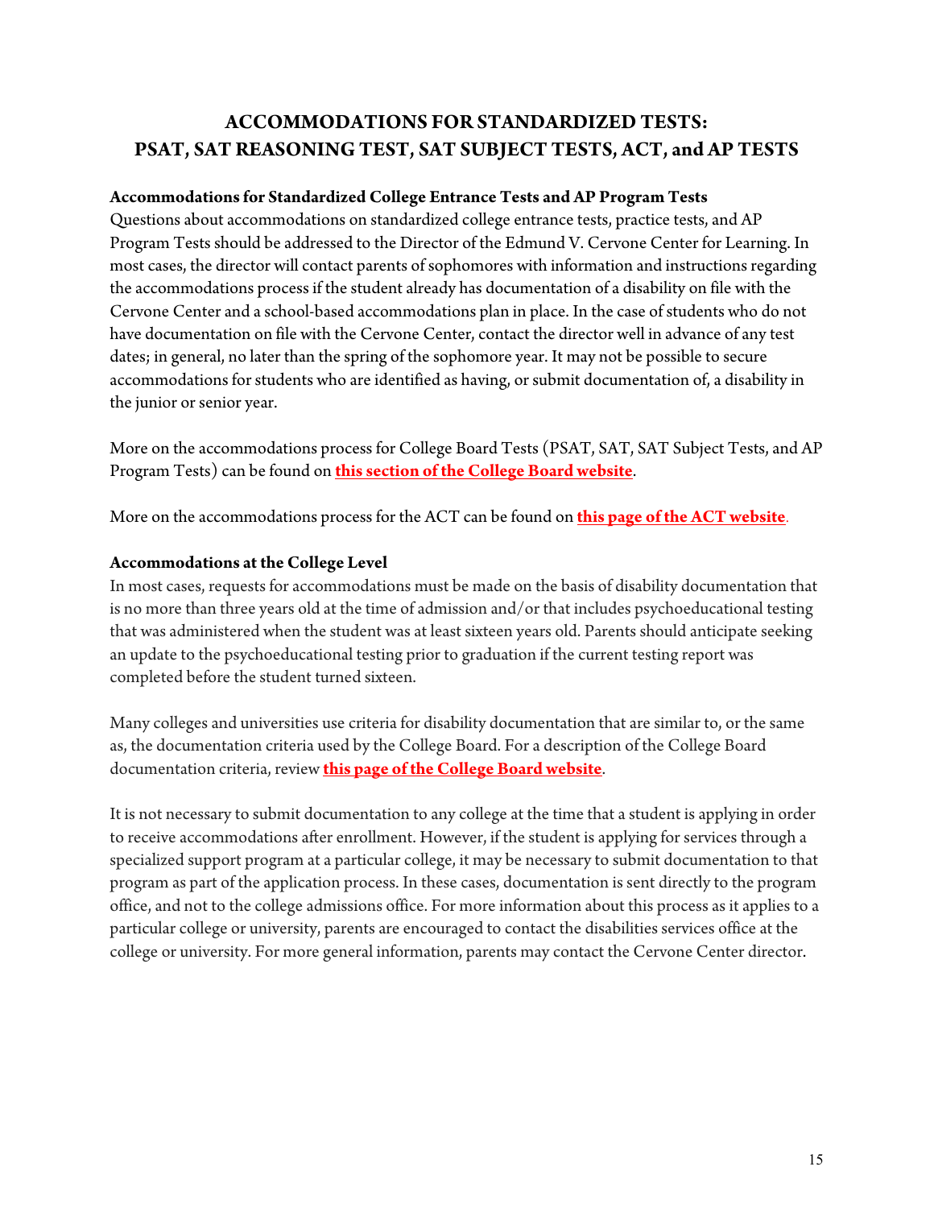# ACCOMMODATIONS FOR STANDARDIZED TESTS: PSAT, SAT REASONING TEST, SAT SUBJECT TESTS, ACT, and AP TESTS

**Accommodations for Standardized College Entrance Tests and AP Program Tests**

Questions about accommodations on standardized college entrance tests, practice tests, and AP Program Tests should be addressed to the Director of the Edmund V. Cervone Center for Learning. In most cases, the director will contact parents of sophomores with information and instructions regarding the accommodations process if the student already has documentation of a disability on file with the Cervone Center and a school-based accommodations plan in place. In the case of students who do not have documentation on file with the Cervone Center, contact the director well in advance of any test dates; in general, no later than the spring of the sophomore year. It may not be possible to secure accommodations for students who are identified as having, or submit documentation of, a disability in the junior or senior year.

More on the accommodations process for College Board Tests (PSAT, SAT, SAT Subject Tests, and AP Program Tests) can be found on **this section of the College Board website**.

More on the accommodations process for the ACT can be found on **this page of the ACT website**.

**Accommodations at the College Level**

In most cases, requests for accommodations must be made on the basis of disability documentation that is no more than three years old at the time of admission and/or that includes psychoeducational testing that was administered when the student was at least sixteen years old. Parents should anticipate seeking an update to the psychoeducational testing prior to graduation if the current testing report was completed before the student turned sixteen.

Many colleges and universities use criteria for disability documentation that are similar to, or the same as, the documentation criteria used by the College Board. For a description of the College Board documentation criteria, review **this page of the College Board website**.

It is not necessary to submit documentation to any college at the time that a student is applying in order to receive accommodations after enrollment. However, if the student is applying for services through a specialized support program at a particular college, it may be necessary to submit documentation to that program as part of the application process. In these cases, documentation is sent directly to the program office, and not to the college admissions office. For more information about this process as it applies to a particular college or university, parents are encouraged to contact the disabilities services office at the college or university. For more general information, parents may contact the Cervone Center director.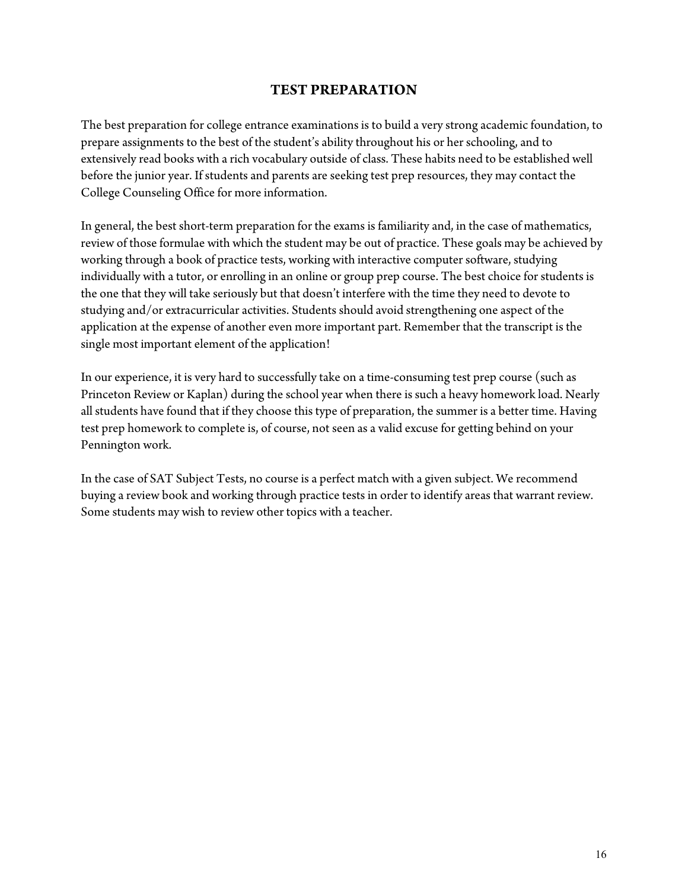## TEST PREPARATION

The best preparation for college entrance examinations is to build a very strong academic foundation, to prepare assignments to the best of the student's ability throughout his or her schooling, and to extensively read books with a rich vocabulary outside of class. These habits need to be established well before the junior year. If students and parents are seeking test prep resources, they may contact the College Counseling Office for more information.

In general, the best short-term preparation for the exams is familiarity and, in the case of mathematics, review of those formulae with which the student may be out of practice. These goals may be achieved by working through a book of practice tests, working with interactive computer software, studying individually with a tutor, or enrolling in an online or group prep course. The best choice for students is the one that they will take seriously but that doesn't interfere with the time they need to devote to studying and/or extracurricular activities. Students should avoid strengthening one aspect of the application at the expense of another even more important part. Remember that the transcript is the single most important element of the application!

In our experience, it is very hard to successfully take on a time-consuming test prep course (such as Princeton Review or Kaplan) during the school year when there is such a heavy homework load. Nearly all students have found that if they choose this type of preparation, the summer is a better time. Having test prep homework to complete is, of course, not seen as a valid excuse for getting behind on your Pennington work.

In the case of SAT Subject Tests, no course is a perfect match with a given subject. We recommend buying a review book and working through practice tests in order to identify areas that warrant review. Some students may wish to review other topics with a teacher.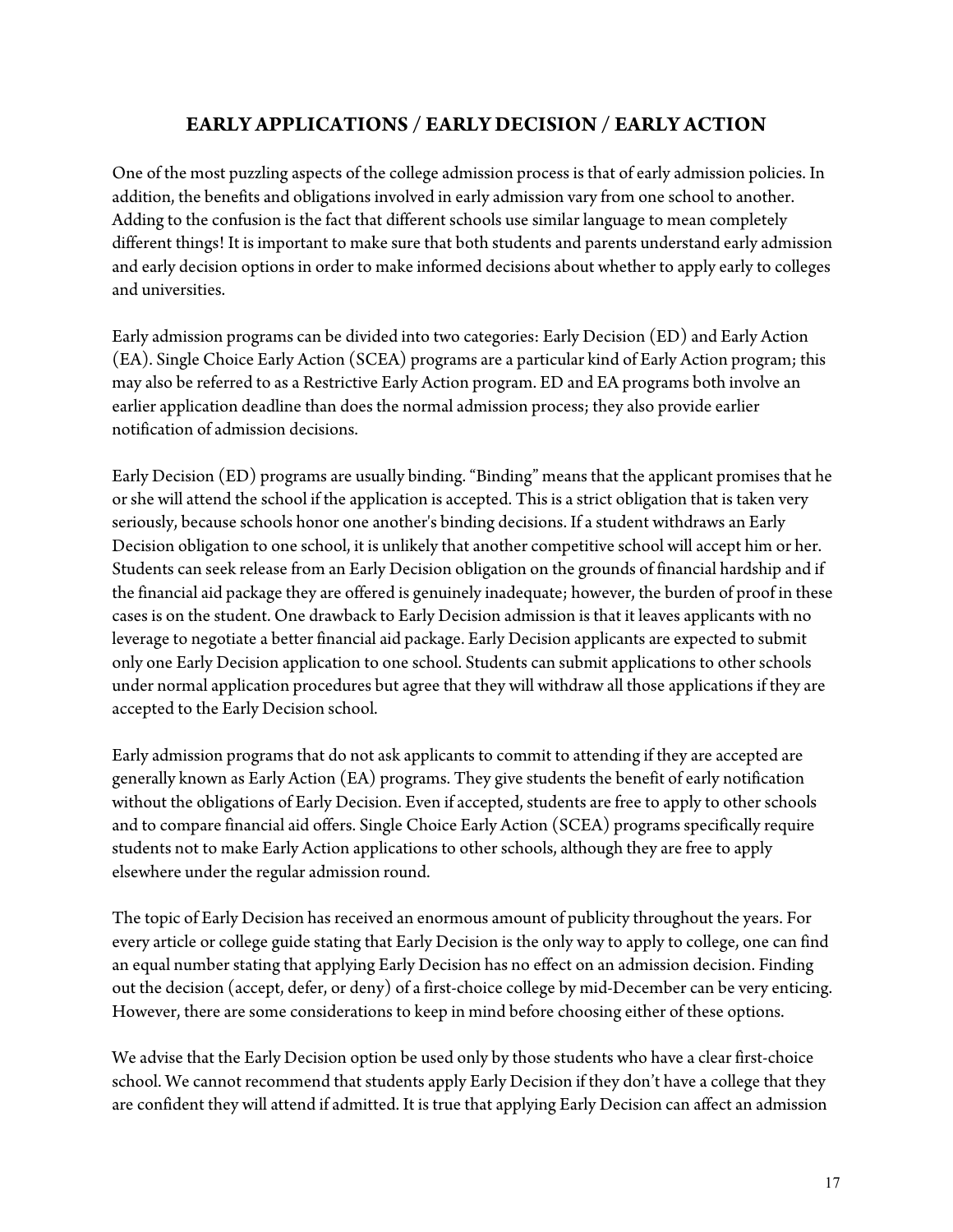## EARLY APPLICATIONS / EARLY DECISION / EARLY ACTION

One of the most puzzling aspects of the college admission process is that of early admission policies. In addition, the benefits and obligations involved in early admission vary from one school to another. Adding to the confusion is the fact that different schools use similar language to mean completely different things! It is important to make sure that both students and parents understand early admission and early decision options in order to make informed decisions about whether to apply early to colleges and universities.

Early admission programs can be divided into two categories: Early Decision (ED) and Early Action (EA). Single Choice Early Action (SCEA) programs are a particular kind of Early Action program; this may also be referred to as a Restrictive Early Action program. ED and EA programs both involve an earlier application deadline than does the normal admission process; they also provide earlier notification of admission decisions.

Early Decision (ED) programs are usually binding. "Binding" means that the applicant promises that he or she will attend the school if the application is accepted. This is a strict obligation that is taken very seriously, because schools honor one another's binding decisions. If a student withdraws an Early Decision obligation to one school, it is unlikely that another competitive school will accept him or her. Students can seek release from an Early Decision obligation on the grounds of financial hardship and if the financial aid package they are offered is genuinely inadequate; however, the burden of proof in these cases is on the student. One drawback to Early Decision admission is that it leaves applicants with no leverage to negotiate a better financial aid package. Early Decision applicants are expected to submit only one Early Decision application to one school. Students can submit applications to other schools under normal application procedures but agree that they will withdraw all those applications if they are accepted to the Early Decision school.

Early admission programs that do not ask applicants to commit to attending if they are accepted are generally known as Early Action (EA) programs. They give students the benefit of early notification without the obligations of Early Decision. Even if accepted, students are free to apply to other schools and to compare financial aid offers. Single Choice Early Action (SCEA) programs specifically require students not to make Early Action applications to other schools, although they are free to apply elsewhere under the regular admission round.

The topic of Early Decision has received an enormous amount of publicity throughout the years. For every article or college guide stating that Early Decision is the only way to apply to college, one can find an equal number stating that applying Early Decision has no effect on an admission decision. Finding out the decision (accept, defer, or deny) of a first-choice college by mid-December can be very enticing. However, there are some considerations to keep in mind before choosing either of these options.

We advise that the Early Decision option be used only by those students who have a clear first-choice school. We cannot recommend that students apply Early Decision if they don't have a college that they are confident they will attend if admitted. It is true that applying Early Decision can affect an admission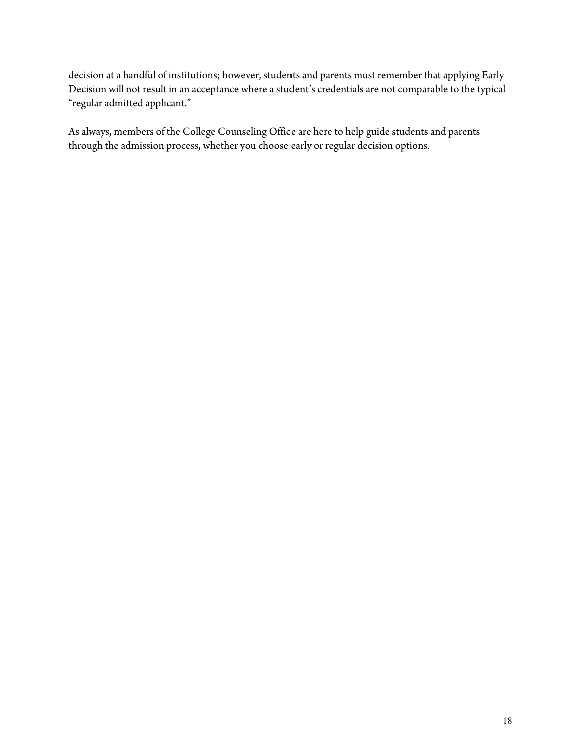decision at a handful of institutions; however, students and parents must remember that applying Early Decision will not result in an acceptance where a student's credentials are not comparable to the typical "regular admitted applicant."

As always, members of the College Counseling Office are here to help guide students and parents through the admission process, whether you choose early or regular decision options.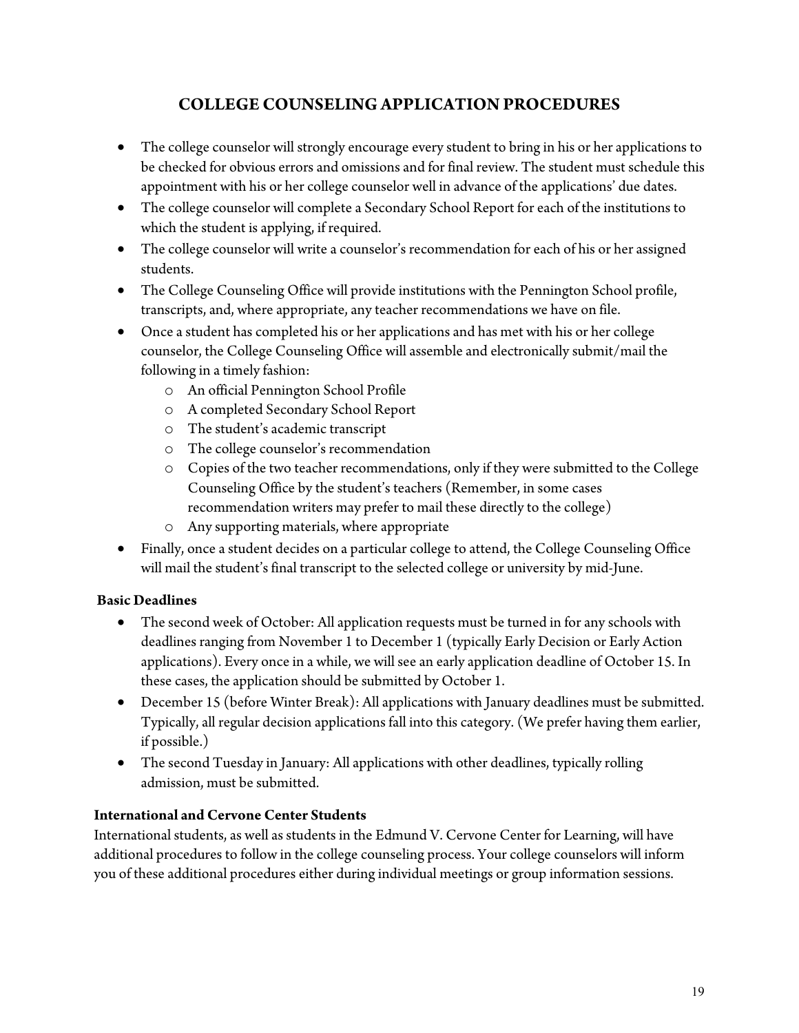## COLLEGE COUNSELING APPLICATION PROCEDURES

- The college counselor will strongly encourage every student to bring in his or her applications to be checked for obvious errors and omissions and for final review. The student must schedule this appointment with his or her college counselor well in advance of the applications' due dates.
- The college counselor will complete a Secondary School Report for each of the institutions to which the student is applying, if required.
- The college counselor will write a counselor's recommendation for each of his or her assigned students.
- The College Counseling Office will provide institutions with the Pennington School profile, transcripts, and, where appropriate, any teacher recommendations we have on file.
- Once a student has completed his or her applications and has met with his or her college counselor, the College Counseling Office will assemble and electronically submit/mail the following in a timely fashion:
    - An official Pennington School Profile
    - A completed Secondary School Report
    - The student's academic transcript
    - The college counselor's recommendation
    - Copies of the two teacher recommendations, only if they were submitted to the College Counseling Office by the student's teachers (Remember, in some cases recommendation writers may prefer to mail these directly to the college)
    - Any supporting materials, where appropriate
- Finally, once a student decides on a particular college to attend, the College Counseling Office will mail the student's final transcript to the selected college or university by mid-June.

**Basic Deadlines**

- The second week of October: All application requests must be turned in for any schools with deadlines ranging from November 1 to December 1 (typically Early Decision or Early Action applications). Every once in a while, we will see an early application deadline of October 15. In these cases, the application should be submitted by October 1.
- December 15 (before Winter Break): All applications with January deadlines must be submitted. Typically, all regular decision applications fall into this category. (We prefer having them earlier, if possible.)
- The second Tuesday in January: All applications with other deadlines, typically rolling admission, must be submitted.

**International and Cervone Center Students**

International students, as well as students in the Edmund V. Cervone Center for Learning, will have additional procedures to follow in the college counseling process. Your college counselors will inform you of these additional procedures either during individual meetings or group information sessions.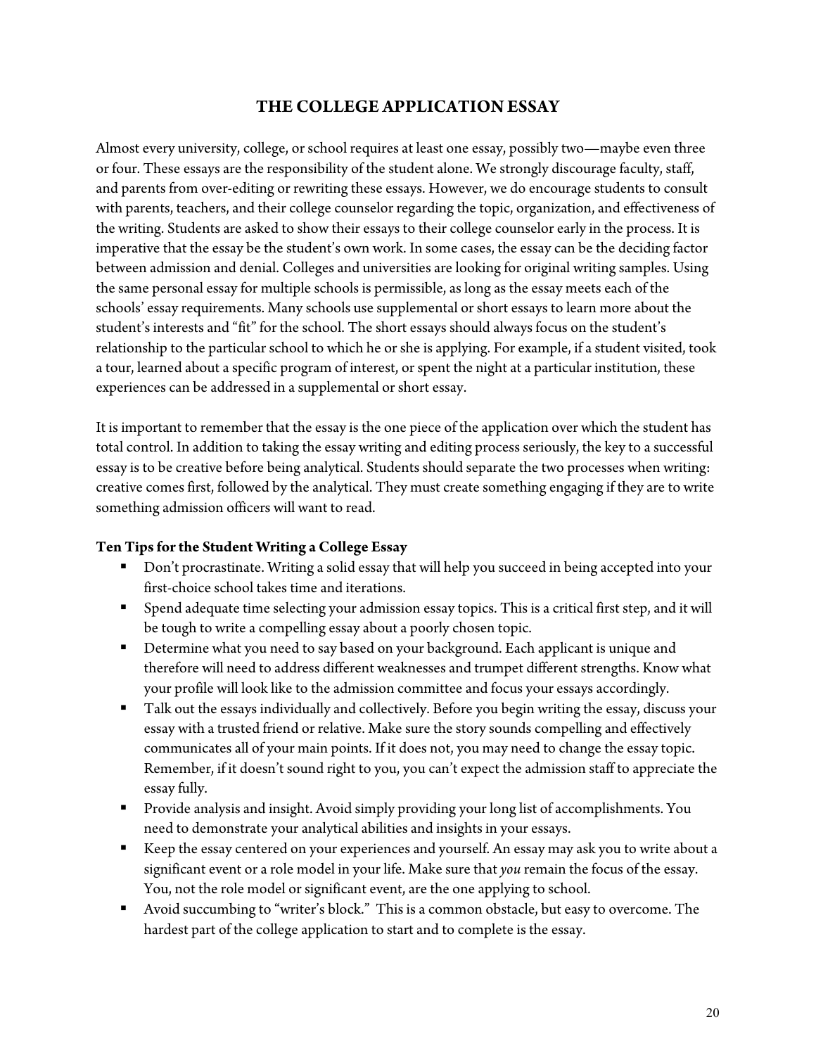# THE COLLEGE APPLICATION ESSAY

Almost every university, college, or school requires at least one essay, possibly two—maybe even three or four. These essays are the responsibility of the student alone. We strongly discourage faculty, staff, and parents from over-editing or rewriting these essays. However, we do encourage students to consult with parents, teachers, and their college counselor regarding the topic, organization, and effectiveness of the writing. Students are asked to show their essays to their college counselor early in the process. It is imperative that the essay be the student's own work. In some cases, the essay can be the deciding factor between admission and denial. Colleges and universities are looking for original writing samples. Using the same personal essay for multiple schools is permissible, as long as the essay meets each of the schools' essay requirements. Many schools use supplemental or short essays to learn more about the student's interests and "fit" for the school. The short essays should always focus on the student's relationship to the particular school to which he or she is applying. For example, if a student visited, took a tour, learned about a specific program of interest, or spent the night at a particular institution, these experiences can be addressed in a supplemental or short essay.

It is important to remember that the essay is the one piece of the application over which the student has total control. In addition to taking the essay writing and editing process seriously, the key to a successful essay is to be creative before being analytical. Students should separate the two processes when writing: creative comes first, followed by the analytical. They must create something engaging if they are to write something admission officers will want to read.

**Ten Tips for the Student Writing a College Essay**

- Don't procrastinate. Writing a solid essay that will help you succeed in being accepted into your first-choice school takes time and iterations.
- Spend adequate time selecting your admission essay topics. This is a critical first step, and it will be tough to write a compelling essay about a poorly chosen topic.
- Determine what you need to say based on your background. Each applicant is unique and therefore will need to address different weaknesses and trumpet different strengths. Know what your profile will look like to the admission committee and focus your essays accordingly.
- Talk out the essays individually and collectively. Before you begin writing the essay, discuss your essay with a trusted friend or relative. Make sure the story sounds compelling and effectively communicates all of your main points. If it does not, you may need to change the essay topic. Remember, if it doesn't sound right to you, you can't expect the admission staff to appreciate the essay fully.
- Provide analysis and insight. Avoid simply providing your long list of accomplishments. You need to demonstrate your analytical abilities and insights in your essays.
- Keep the essay centered on your experiences and yourself. An essay may ask you to write about a significant event or a role model in your life. Make sure that *you* remain the focus of the essay. You, not the role model or significant event, are the one applying to school.
- Avoid succumbing to "writer's block." This is a common obstacle, but easy to overcome. The hardest part of the college application to start and to complete is the essay.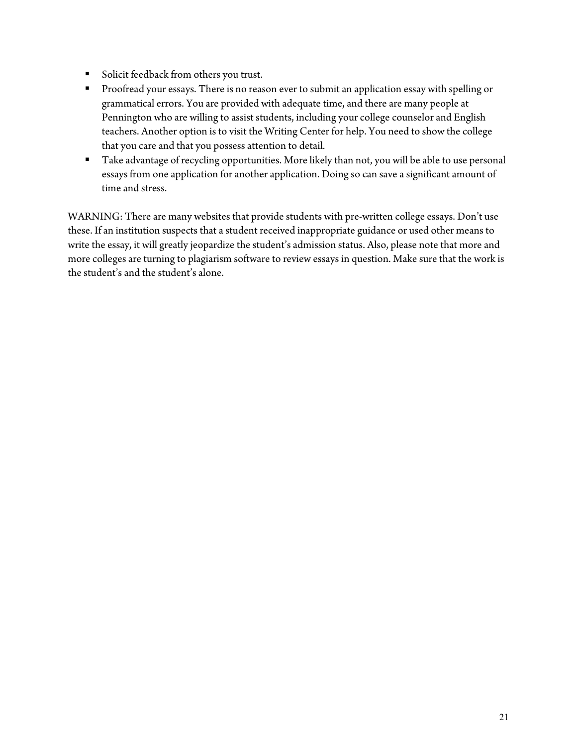- Solicit feedback from others you trust.
- Proofread your essays. There is no reason ever to submit an application essay with spelling or grammatical errors. You are provided with adequate time, and there are many people at Pennington who are willing to assist students, including your college counselor and English teachers. Another option is to visit the Writing Center for help. You need to show the college that you care and that you possess attention to detail.
- Take advantage of recycling opportunities. More likely than not, you will be able to use personal essays from one application for another application. Doing so can save a significant amount of time and stress.

WARNING: There are many websites that provide students with pre-written college essays. Don't use these. If an institution suspects that a student received inappropriate guidance or used other means to write the essay, it will greatly jeopardize the student's admission status. Also, please note that more and more colleges are turning to plagiarism software to review essays in question. Make sure that the work is the student's and the student's alone.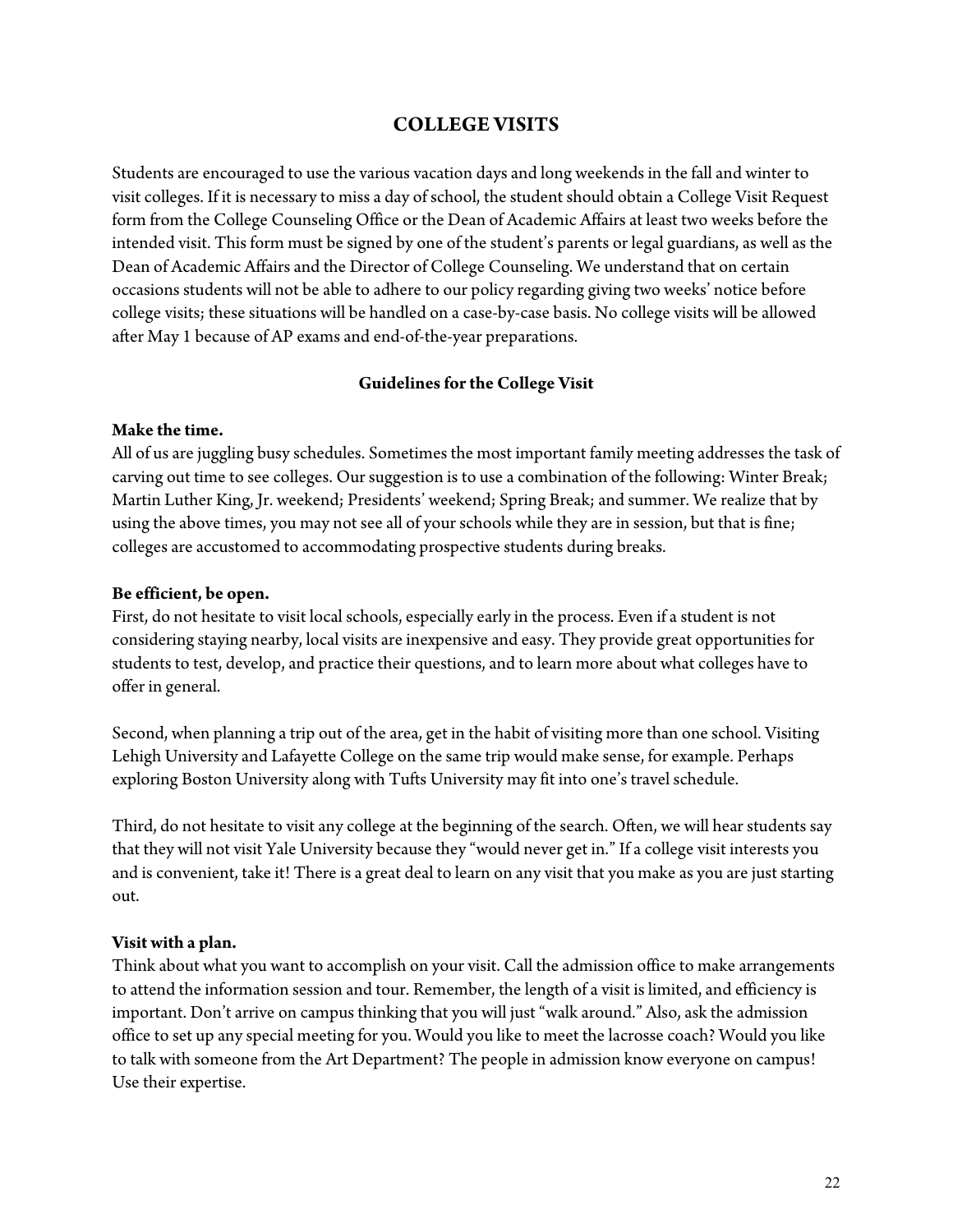# COLLEGE VISITS

Students are encouraged to use the various vacation days and long weekends in the fall and winter to visit colleges. If it is necessary to miss a day of school, the student should obtain a College Visit Request form from the College Counseling Office or the Dean of Academic Affairs at least two weeks before the intended visit. This form must be signed by one of the student's parents or legal guardians, as well as the Dean of Academic Affairs and the Director of College Counseling. We understand that on certain occasions students will not be able to adhere to our policy regarding giving two weeks' notice before college visits; these situations will be handled on a case-by-case basis. No college visits will be allowed after May 1 because of AP exams and end-of-the-year preparations.

### Guidelines for the College Visit

**Make the time.**
All of us are juggling busy schedules. Sometimes the most important family meeting addresses the task of carving out time to see colleges. Our suggestion is to use a combination of the following: Winter Break; Martin Luther King, Jr. weekend; Presidents' weekend; Spring Break; and summer. We realize that by using the above times, you may not see all of your schools while they are in session, but that is fine; colleges are accustomed to accommodating prospective students during breaks.

**Be efficient, be open.**
First, do not hesitate to visit local schools, especially early in the process. Even if a student is not considering staying nearby, local visits are inexpensive and easy. They provide great opportunities for students to test, develop, and practice their questions, and to learn more about what colleges have to offer in general.

Second, when planning a trip out of the area, get in the habit of visiting more than one school. Visiting Lehigh University and Lafayette College on the same trip would make sense, for example. Perhaps exploring Boston University along with Tufts University may fit into one's travel schedule.

Third, do not hesitate to visit any college at the beginning of the search. Often, we will hear students say that they will not visit Yale University because they "would never get in." If a college visit interests you and is convenient, take it! There is a great deal to learn on any visit that you make as you are just starting out.

**Visit with a plan.**
Think about what you want to accomplish on your visit. Call the admission office to make arrangements to attend the information session and tour. Remember, the length of a visit is limited, and efficiency is important. Don't arrive on campus thinking that you will just "walk around." Also, ask the admission office to set up any special meeting for you. Would you like to meet the lacrosse coach? Would you like to talk with someone from the Art Department? The people in admission know everyone on campus! Use their expertise.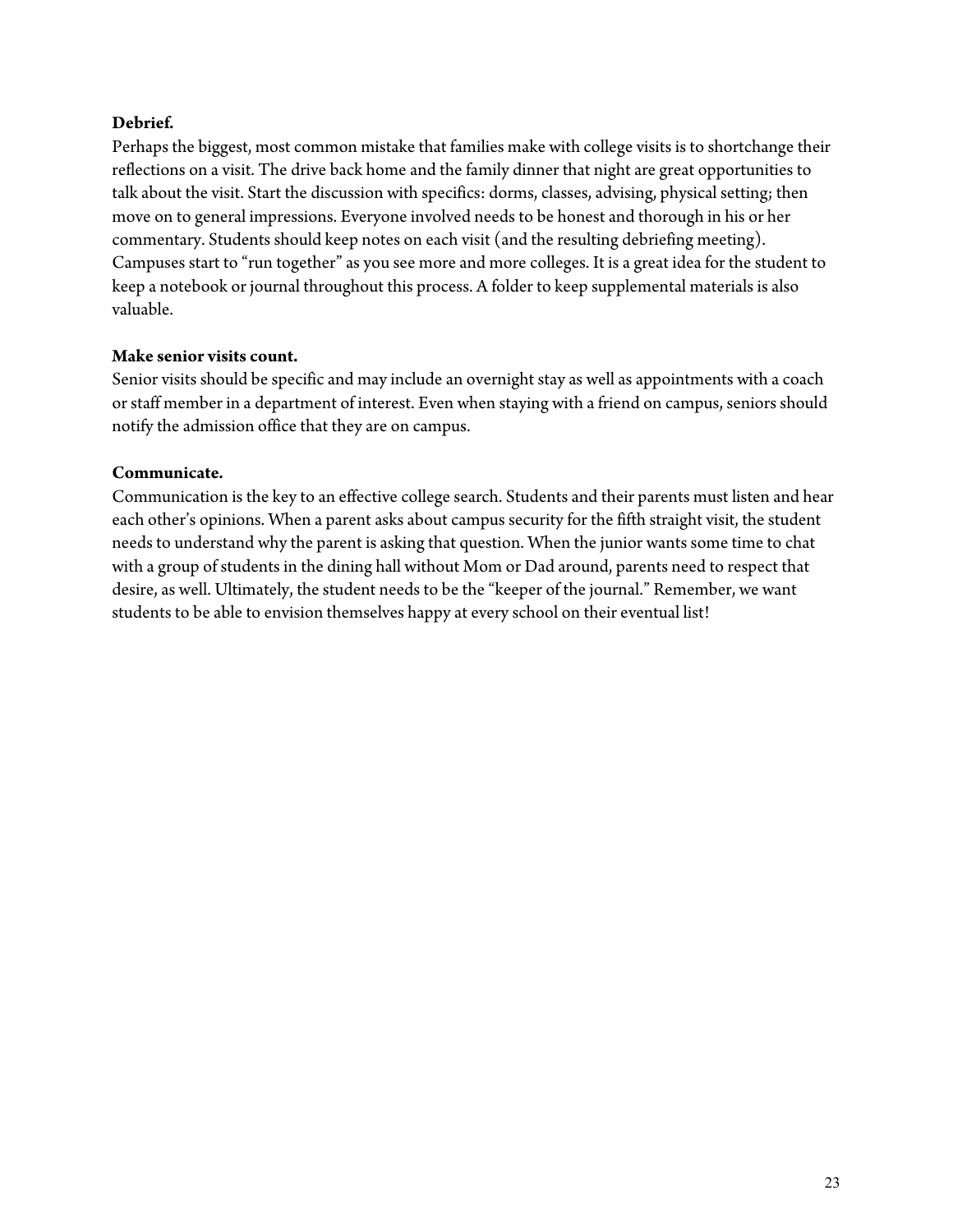**Debrief.**

Perhaps the biggest, most common mistake that families make with college visits is to shortchange their reflections on a visit. The drive back home and the family dinner that night are great opportunities to talk about the visit. Start the discussion with specifics: dorms, classes, advising, physical setting; then move on to general impressions. Everyone involved needs to be honest and thorough in his or her commentary. Students should keep notes on each visit (and the resulting debriefing meeting). Campuses start to "run together" as you see more and more colleges. It is a great idea for the student to keep a notebook or journal throughout this process. A folder to keep supplemental materials is also valuable.

**Make senior visits count.**

Senior visits should be specific and may include an overnight stay as well as appointments with a coach or staff member in a department of interest. Even when staying with a friend on campus, seniors should notify the admission office that they are on campus.

**Communicate.**

Communication is the key to an effective college search. Students and their parents must listen and hear each other's opinions. When a parent asks about campus security for the fifth straight visit, the student needs to understand why the parent is asking that question. When the junior wants some time to chat with a group of students in the dining hall without Mom or Dad around, parents need to respect that desire, as well. Ultimately, the student needs to be the "keeper of the journal." Remember, we want students to be able to envision themselves happy at every school on their eventual list!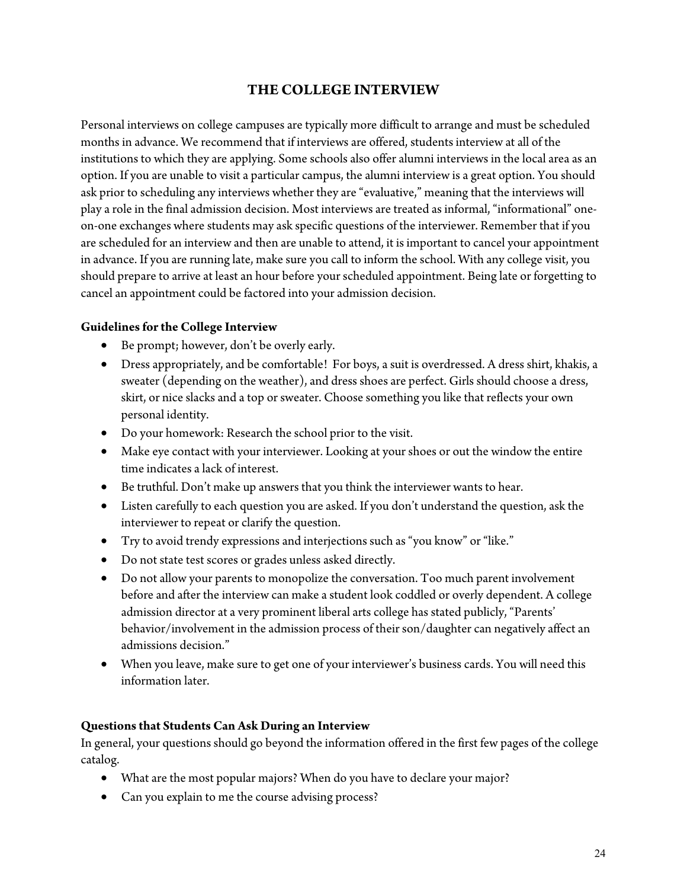## THE COLLEGE INTERVIEW

Personal interviews on college campuses are typically more difficult to arrange and must be scheduled months in advance. We recommend that if interviews are offered, students interview at all of the institutions to which they are applying. Some schools also offer alumni interviews in the local area as an option. If you are unable to visit a particular campus, the alumni interview is a great option. You should ask prior to scheduling any interviews whether they are "evaluative," meaning that the interviews will play a role in the final admission decision. Most interviews are treated as informal, "informational" one-on-one exchanges where students may ask specific questions of the interviewer. Remember that if you are scheduled for an interview and then are unable to attend, it is important to cancel your appointment in advance. If you are running late, make sure you call to inform the school. With any college visit, you should prepare to arrive at least an hour before your scheduled appointment. Being late or forgetting to cancel an appointment could be factored into your admission decision.

**Guidelines for the College Interview**

- Be prompt; however, don't be overly early.
- Dress appropriately, and be comfortable! For boys, a suit is overdressed. A dress shirt, khakis, a sweater (depending on the weather), and dress shoes are perfect. Girls should choose a dress, skirt, or nice slacks and a top or sweater. Choose something you like that reflects your own personal identity.
- Do your homework: Research the school prior to the visit.
- Make eye contact with your interviewer. Looking at your shoes or out the window the entire time indicates a lack of interest.
- Be truthful. Don't make up answers that you think the interviewer wants to hear.
- Listen carefully to each question you are asked. If you don't understand the question, ask the interviewer to repeat or clarify the question.
- Try to avoid trendy expressions and interjections such as "you know" or "like."
- Do not state test scores or grades unless asked directly.
- Do not allow your parents to monopolize the conversation. Too much parent involvement before and after the interview can make a student look coddled or overly dependent. A college admission director at a very prominent liberal arts college has stated publicly, "Parents' behavior/involvement in the admission process of their son/daughter can negatively affect an admissions decision."
- When you leave, make sure to get one of your interviewer's business cards. You will need this information later.

**Questions that Students Can Ask During an Interview**

In general, your questions should go beyond the information offered in the first few pages of the college catalog.

- What are the most popular majors? When do you have to declare your major?
- Can you explain to me the course advising process?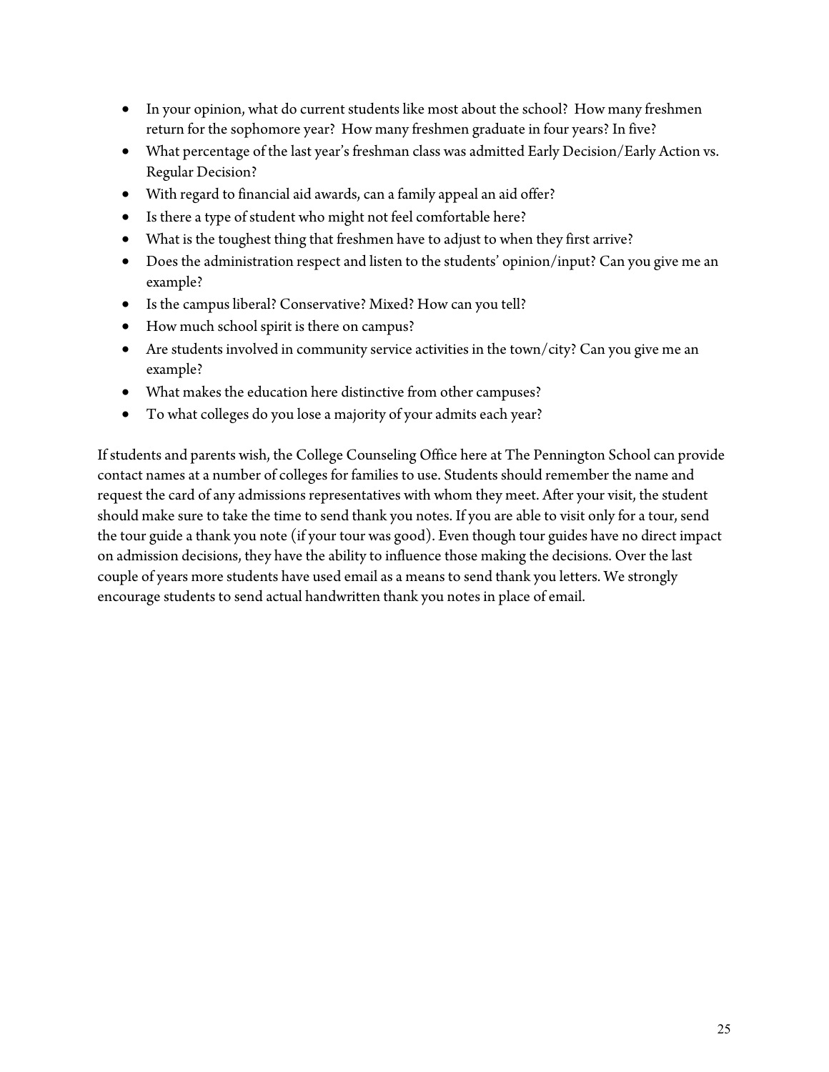- In your opinion, what do current students like most about the school? How many freshmen return for the sophomore year? How many freshmen graduate in four years? In five?
- What percentage of the last year's freshman class was admitted Early Decision/Early Action vs. Regular Decision?
- With regard to financial aid awards, can a family appeal an aid offer?
- Is there a type of student who might not feel comfortable here?
- What is the toughest thing that freshmen have to adjust to when they first arrive?
- Does the administration respect and listen to the students' opinion/input? Can you give me an example?
- Is the campus liberal? Conservative? Mixed? How can you tell?
- How much school spirit is there on campus?
- Are students involved in community service activities in the town/city? Can you give me an example?
- What makes the education here distinctive from other campuses?
- To what colleges do you lose a majority of your admits each year?

If students and parents wish, the College Counseling Office here at The Pennington School can provide contact names at a number of colleges for families to use. Students should remember the name and request the card of any admissions representatives with whom they meet. After your visit, the student should make sure to take the time to send thank you notes. If you are able to visit only for a tour, send the tour guide a thank you note (if your tour was good). Even though tour guides have no direct impact on admission decisions, they have the ability to influence those making the decisions. Over the last couple of years more students have used email as a means to send thank you letters. We strongly encourage students to send actual handwritten thank you notes in place of email.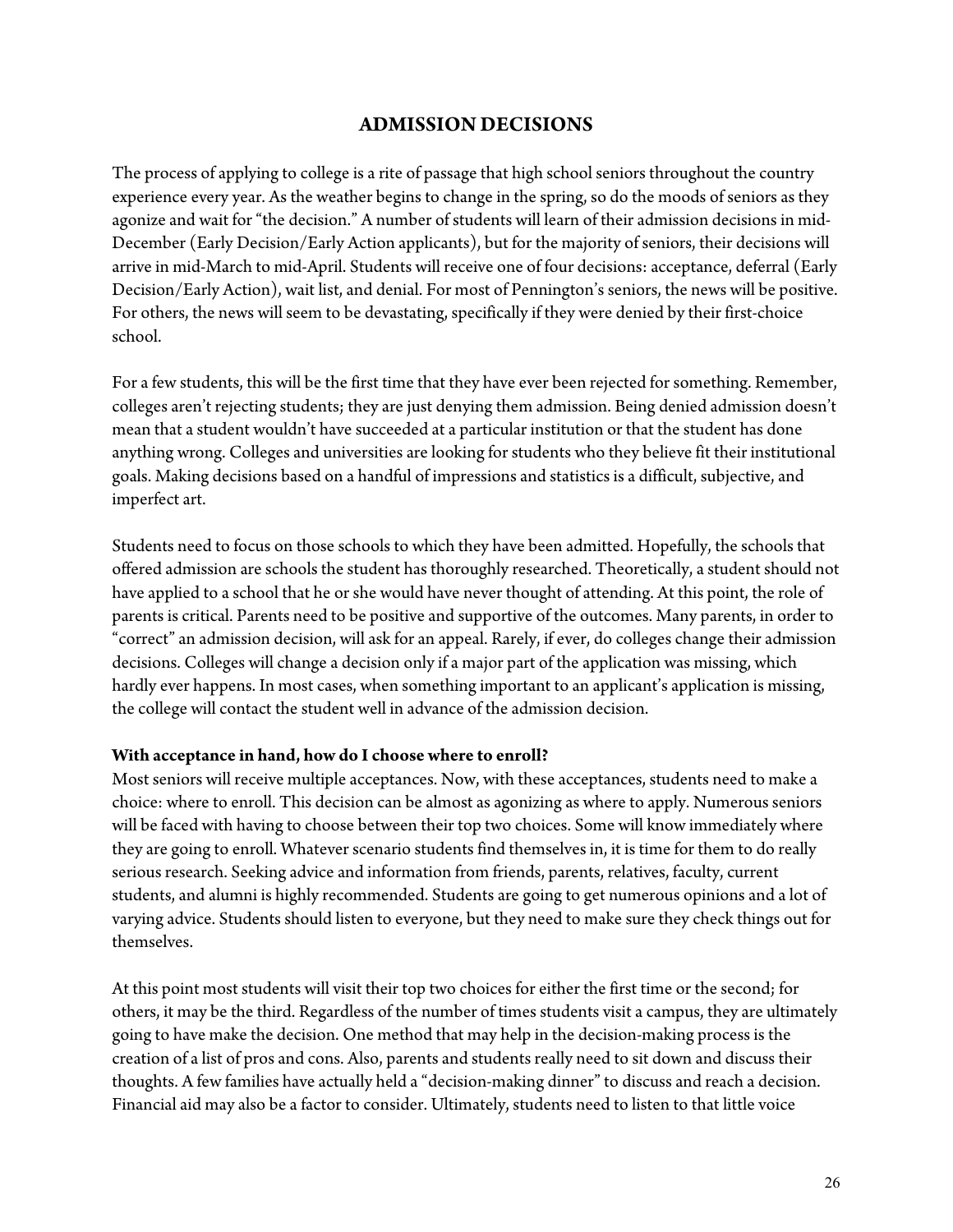## ADMISSION DECISIONS

The process of applying to college is a rite of passage that high school seniors throughout the country experience every year. As the weather begins to change in the spring, so do the moods of seniors as they agonize and wait for "the decision." A number of students will learn of their admission decisions in mid-December (Early Decision/Early Action applicants), but for the majority of seniors, their decisions will arrive in mid-March to mid-April. Students will receive one of four decisions: acceptance, deferral (Early Decision/Early Action), wait list, and denial. For most of Pennington's seniors, the news will be positive. For others, the news will seem to be devastating, specifically if they were denied by their first-choice school.

For a few students, this will be the first time that they have ever been rejected for something. Remember, colleges aren't rejecting students; they are just denying them admission. Being denied admission doesn't mean that a student wouldn't have succeeded at a particular institution or that the student has done anything wrong. Colleges and universities are looking for students who they believe fit their institutional goals. Making decisions based on a handful of impressions and statistics is a difficult, subjective, and imperfect art.

Students need to focus on those schools to which they have been admitted. Hopefully, the schools that offered admission are schools the student has thoroughly researched. Theoretically, a student should not have applied to a school that he or she would have never thought of attending. At this point, the role of parents is critical. Parents need to be positive and supportive of the outcomes. Many parents, in order to "correct" an admission decision, will ask for an appeal. Rarely, if ever, do colleges change their admission decisions. Colleges will change a decision only if a major part of the application was missing, which hardly ever happens. In most cases, when something important to an applicant's application is missing, the college will contact the student well in advance of the admission decision.

**With acceptance in hand, how do I choose where to enroll?**

Most seniors will receive multiple acceptances. Now, with these acceptances, students need to make a choice: where to enroll. This decision can be almost as agonizing as where to apply. Numerous seniors will be faced with having to choose between their top two choices. Some will know immediately where they are going to enroll. Whatever scenario students find themselves in, it is time for them to do really serious research. Seeking advice and information from friends, parents, relatives, faculty, current students, and alumni is highly recommended. Students are going to get numerous opinions and a lot of varying advice. Students should listen to everyone, but they need to make sure they check things out for themselves.

At this point most students will visit their top two choices for either the first time or the second; for others, it may be the third. Regardless of the number of times students visit a campus, they are ultimately going to have make the decision. One method that may help in the decision-making process is the creation of a list of pros and cons. Also, parents and students really need to sit down and discuss their thoughts. A few families have actually held a "decision-making dinner" to discuss and reach a decision. Financial aid may also be a factor to consider. Ultimately, students need to listen to that little voice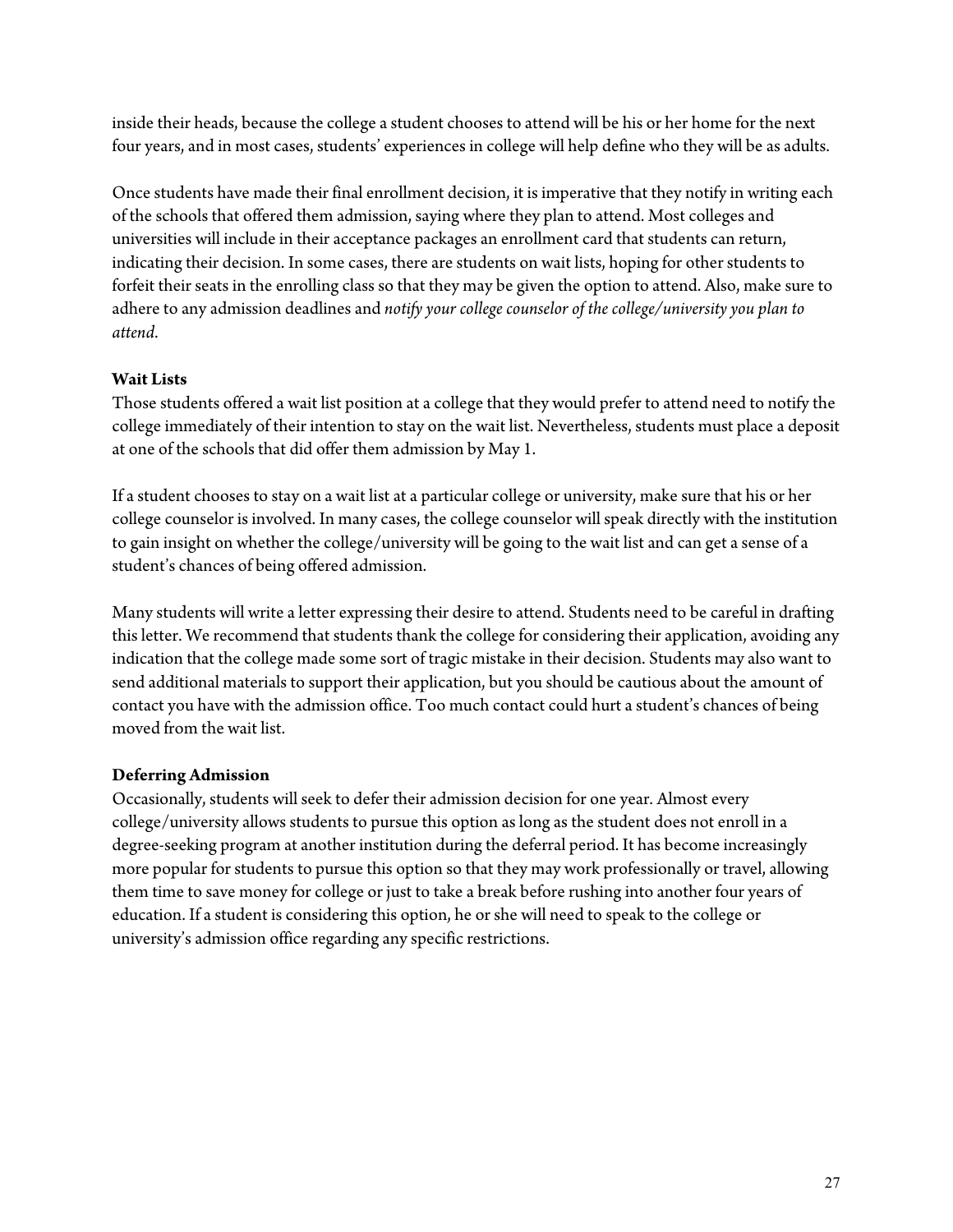inside their heads, because the college a student chooses to attend will be his or her home for the next four years, and in most cases, students' experiences in college will help define who they will be as adults.

Once students have made their final enrollment decision, it is imperative that they notify in writing each of the schools that offered them admission, saying where they plan to attend. Most colleges and universities will include in their acceptance packages an enrollment card that students can return, indicating their decision. In some cases, there are students on wait lists, hoping for other students to forfeit their seats in the enrolling class so that they may be given the option to attend. Also, make sure to adhere to any admission deadlines and *notify your college counselor of the college/university you plan to attend*.

### Wait Lists

Those students offered a wait list position at a college that they would prefer to attend need to notify the college immediately of their intention to stay on the wait list. Nevertheless, students must place a deposit at one of the schools that did offer them admission by May 1.

If a student chooses to stay on a wait list at a particular college or university, make sure that his or her college counselor is involved. In many cases, the college counselor will speak directly with the institution to gain insight on whether the college/university will be going to the wait list and can get a sense of a student's chances of being offered admission.

Many students will write a letter expressing their desire to attend. Students need to be careful in drafting this letter. We recommend that students thank the college for considering their application, avoiding any indication that the college made some sort of tragic mistake in their decision. Students may also want to send additional materials to support their application, but you should be cautious about the amount of contact you have with the admission office. Too much contact could hurt a student's chances of being moved from the wait list.

### Deferring Admission

Occasionally, students will seek to defer their admission decision for one year. Almost every college/university allows students to pursue this option as long as the student does not enroll in a degree-seeking program at another institution during the deferral period. It has become increasingly more popular for students to pursue this option so that they may work professionally or travel, allowing them time to save money for college or just to take a break before rushing into another four years of education. If a student is considering this option, he or she will need to speak to the college or university's admission office regarding any specific restrictions.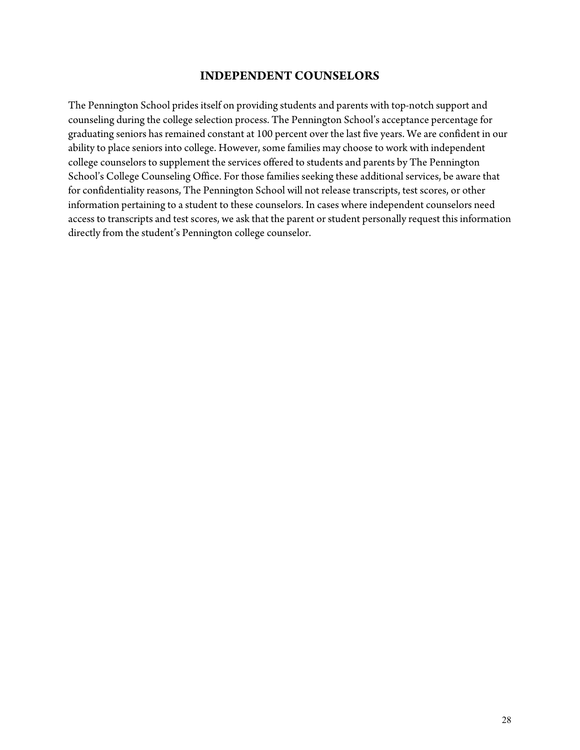## INDEPENDENT COUNSELORS

The Pennington School prides itself on providing students and parents with top-notch support and counseling during the college selection process. The Pennington School's acceptance percentage for graduating seniors has remained constant at 100 percent over the last five years. We are confident in our ability to place seniors into college. However, some families may choose to work with independent college counselors to supplement the services offered to students and parents by The Pennington School's College Counseling Office. For those families seeking these additional services, be aware that for confidentiality reasons, The Pennington School will not release transcripts, test scores, or other information pertaining to a student to these counselors. In cases where independent counselors need access to transcripts and test scores, we ask that the parent or student personally request this information directly from the student's Pennington college counselor.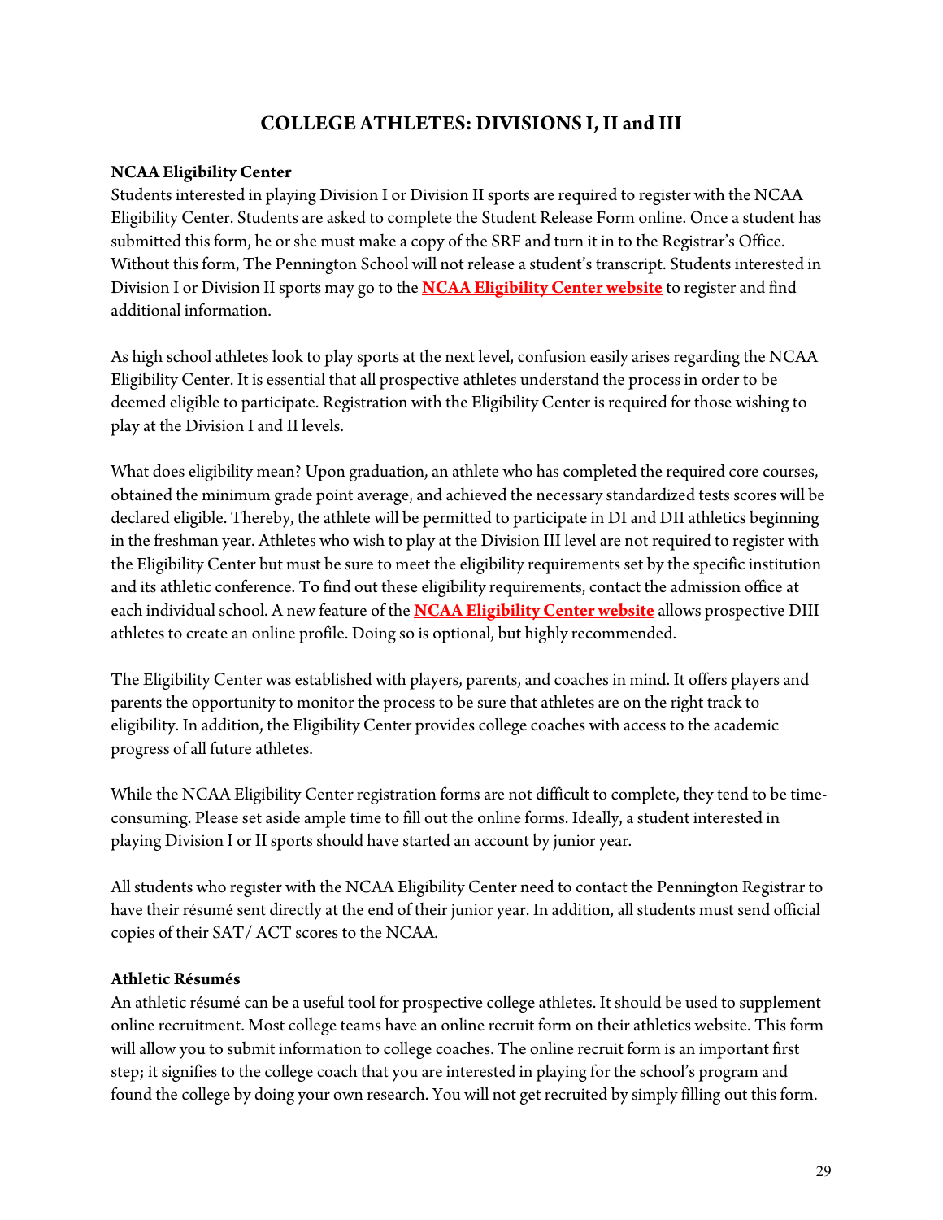# COLLEGE ATHLETES: DIVISIONS I, II and III

**NCAA Eligibility Center**

Students interested in playing Division I or Division II sports are required to register with the NCAA Eligibility Center. Students are asked to complete the Student Release Form online. Once a student has submitted this form, he or she must make a copy of the SRF and turn it in to the Registrar's Office. Without this form, The Pennington School will not release a student's transcript. Students interested in Division I or Division II sports may go to the **NCAA Eligibility Center website** to register and find additional information.

As high school athletes look to play sports at the next level, confusion easily arises regarding the NCAA Eligibility Center. It is essential that all prospective athletes understand the process in order to be deemed eligible to participate. Registration with the Eligibility Center is required for those wishing to play at the Division I and II levels.

What does eligibility mean? Upon graduation, an athlete who has completed the required core courses, obtained the minimum grade point average, and achieved the necessary standardized tests scores will be declared eligible. Thereby, the athlete will be permitted to participate in DI and DII athletics beginning in the freshman year. Athletes who wish to play at the Division III level are not required to register with the Eligibility Center but must be sure to meet the eligibility requirements set by the specific institution and its athletic conference. To find out these eligibility requirements, contact the admission office at each individual school. A new feature of the **NCAA Eligibility Center website** allows prospective DIII athletes to create an online profile. Doing so is optional, but highly recommended.

The Eligibility Center was established with players, parents, and coaches in mind. It offers players and parents the opportunity to monitor the process to be sure that athletes are on the right track to eligibility. In addition, the Eligibility Center provides college coaches with access to the academic progress of all future athletes.

While the NCAA Eligibility Center registration forms are not difficult to complete, they tend to be time-consuming. Please set aside ample time to fill out the online forms. Ideally, a student interested in playing Division I or II sports should have started an account by junior year.

All students who register with the NCAA Eligibility Center need to contact the Pennington Registrar to have their résumé sent directly at the end of their junior year. In addition, all students must send official copies of their SAT/ ACT scores to the NCAA.

**Athletic Résumés**

An athletic résumé can be a useful tool for prospective college athletes. It should be used to supplement online recruitment. Most college teams have an online recruit form on their athletics website. This form will allow you to submit information to college coaches. The online recruit form is an important first step; it signifies to the college coach that you are interested in playing for the school's program and found the college by doing your own research. You will not get recruited by simply filling out this form.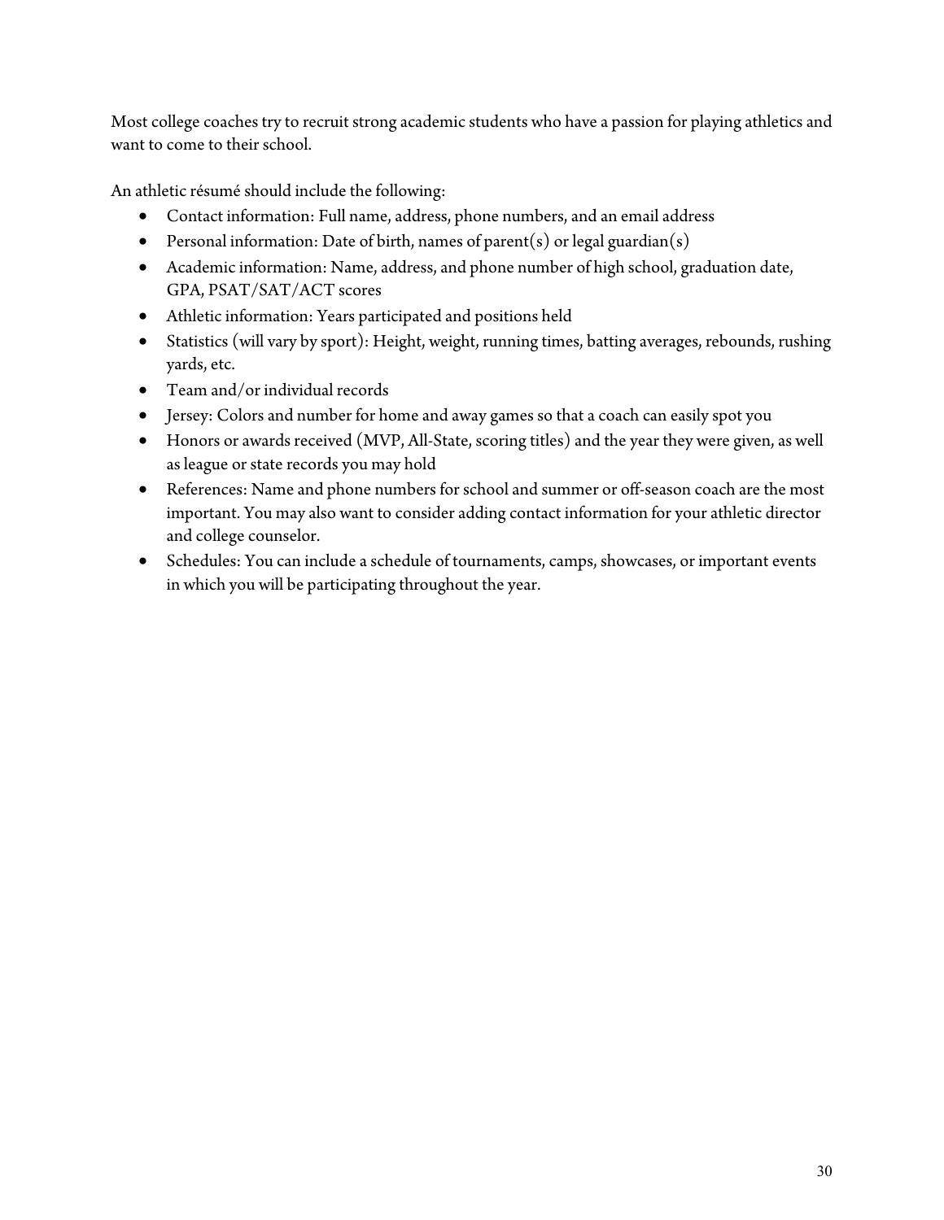Most college coaches try to recruit strong academic students who have a passion for playing athletics and want to come to their school.

An athletic résumé should include the following:

- Contact information: Full name, address, phone numbers, and an email address
- Personal information: Date of birth, names of parent(s) or legal guardian(s)
- Academic information: Name, address, and phone number of high school, graduation date, GPA, PSAT/SAT/ACT scores
- Athletic information: Years participated and positions held
- Statistics (will vary by sport): Height, weight, running times, batting averages, rebounds, rushing yards, etc.
- Team and/or individual records
- Jersey: Colors and number for home and away games so that a coach can easily spot you
- Honors or awards received (MVP, All-State, scoring titles) and the year they were given, as well as league or state records you may hold
- References: Name and phone numbers for school and summer or off-season coach are the most important. You may also want to consider adding contact information for your athletic director and college counselor.
- Schedules: You can include a schedule of tournaments, camps, showcases, or important events in which you will be participating throughout the year.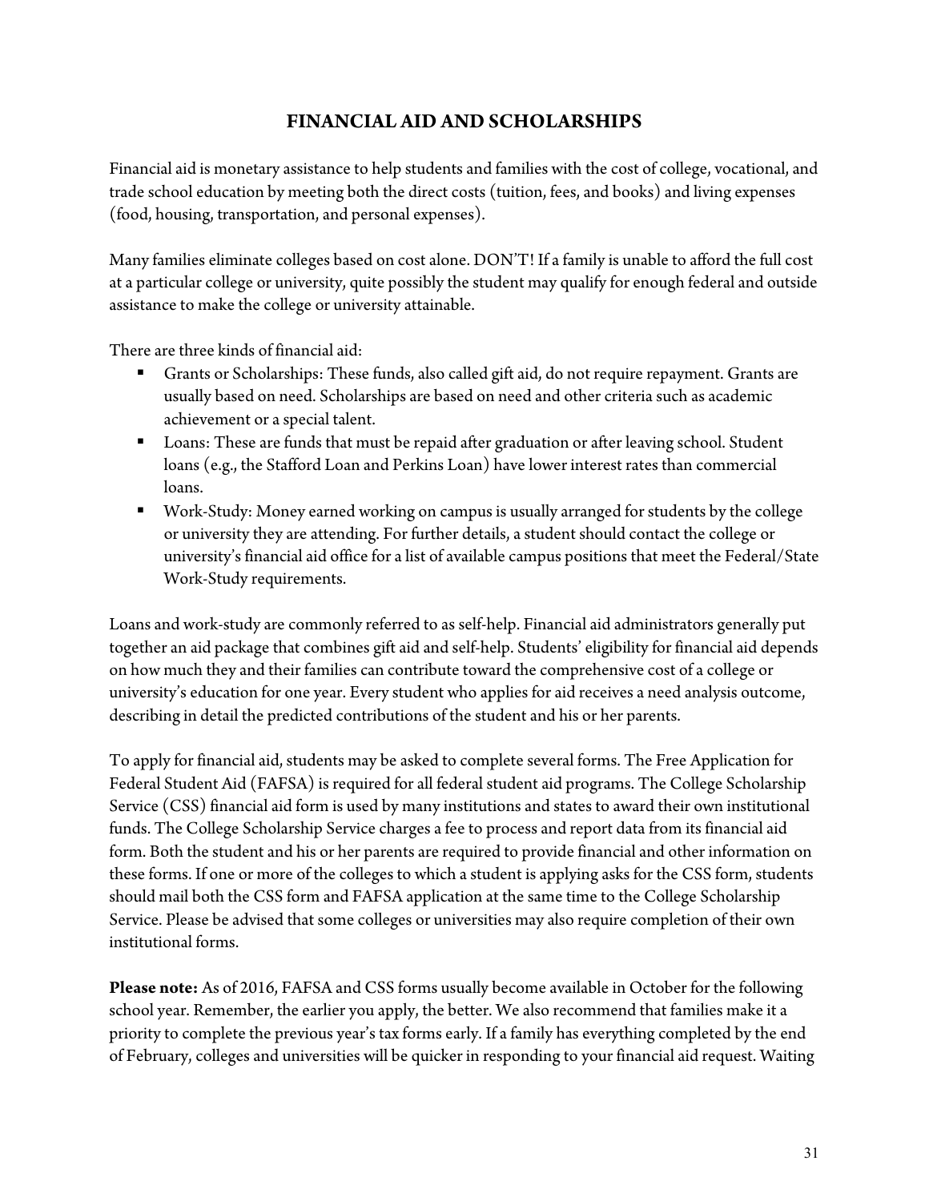# FINANCIAL AID AND SCHOLARSHIPS

Financial aid is monetary assistance to help students and families with the cost of college, vocational, and trade school education by meeting both the direct costs (tuition, fees, and books) and living expenses (food, housing, transportation, and personal expenses).

Many families eliminate colleges based on cost alone. DON'T! If a family is unable to afford the full cost at a particular college or university, quite possibly the student may qualify for enough federal and outside assistance to make the college or university attainable.

There are three kinds of financial aid:

- Grants or Scholarships: These funds, also called gift aid, do not require repayment. Grants are usually based on need. Scholarships are based on need and other criteria such as academic achievement or a special talent.
- Loans: These are funds that must be repaid after graduation or after leaving school. Student loans (e.g., the Stafford Loan and Perkins Loan) have lower interest rates than commercial loans.
- Work-Study: Money earned working on campus is usually arranged for students by the college or university they are attending. For further details, a student should contact the college or university's financial aid office for a list of available campus positions that meet the Federal/State Work-Study requirements.

Loans and work-study are commonly referred to as self-help. Financial aid administrators generally put together an aid package that combines gift aid and self-help. Students' eligibility for financial aid depends on how much they and their families can contribute toward the comprehensive cost of a college or university's education for one year. Every student who applies for aid receives a need analysis outcome, describing in detail the predicted contributions of the student and his or her parents.

To apply for financial aid, students may be asked to complete several forms. The Free Application for Federal Student Aid (FAFSA) is required for all federal student aid programs. The College Scholarship Service (CSS) financial aid form is used by many institutions and states to award their own institutional funds. The College Scholarship Service charges a fee to process and report data from its financial aid form. Both the student and his or her parents are required to provide financial and other information on these forms. If one or more of the colleges to which a student is applying asks for the CSS form, students should mail both the CSS form and FAFSA application at the same time to the College Scholarship Service. Please be advised that some colleges or universities may also require completion of their own institutional forms.

**Please note:** As of 2016, FAFSA and CSS forms usually become available in October for the following school year. Remember, the earlier you apply, the better. We also recommend that families make it a priority to complete the previous year's tax forms early. If a family has everything completed by the end of February, colleges and universities will be quicker in responding to your financial aid request. Waiting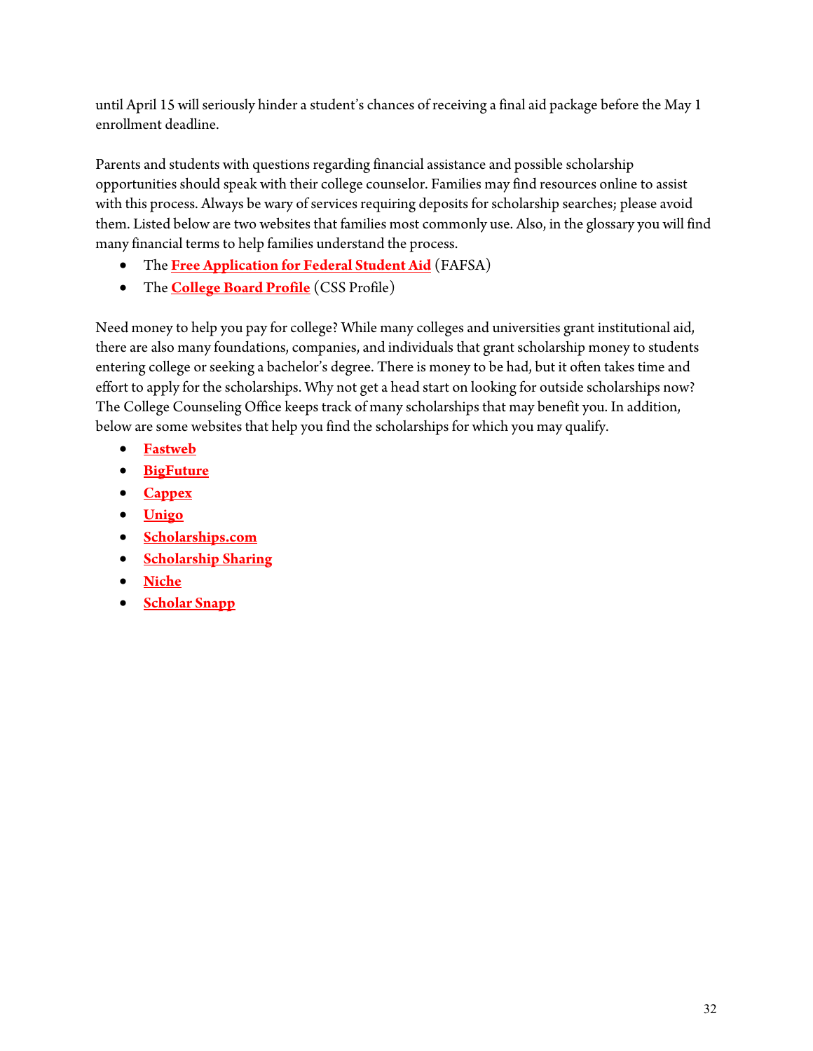until April 15 will seriously hinder a student's chances of receiving a final aid package before the May 1 enrollment deadline.

Parents and students with questions regarding financial assistance and possible scholarship opportunities should speak with their college counselor. Families may find resources online to assist with this process. Always be wary of services requiring deposits for scholarship searches; please avoid them. Listed below are two websites that families most commonly use. Also, in the glossary you will find many financial terms to help families understand the process.

- The **Free Application for Federal Student Aid** (FAFSA)
- The **College Board Profile** (CSS Profile)

Need money to help you pay for college? While many colleges and universities grant institutional aid, there are also many foundations, companies, and individuals that grant scholarship money to students entering college or seeking a bachelor's degree. There is money to be had, but it often takes time and effort to apply for the scholarships. Why not get a head start on looking for outside scholarships now? The College Counseling Office keeps track of many scholarships that may benefit you. In addition, below are some websites that help you find the scholarships for which you may qualify.

- **Fastweb**
- **BigFuture**
- **Cappex**
- **Unigo**
- **Scholarships.com**
- **Scholarship Sharing**
- **Niche**
- **Scholar Snapp**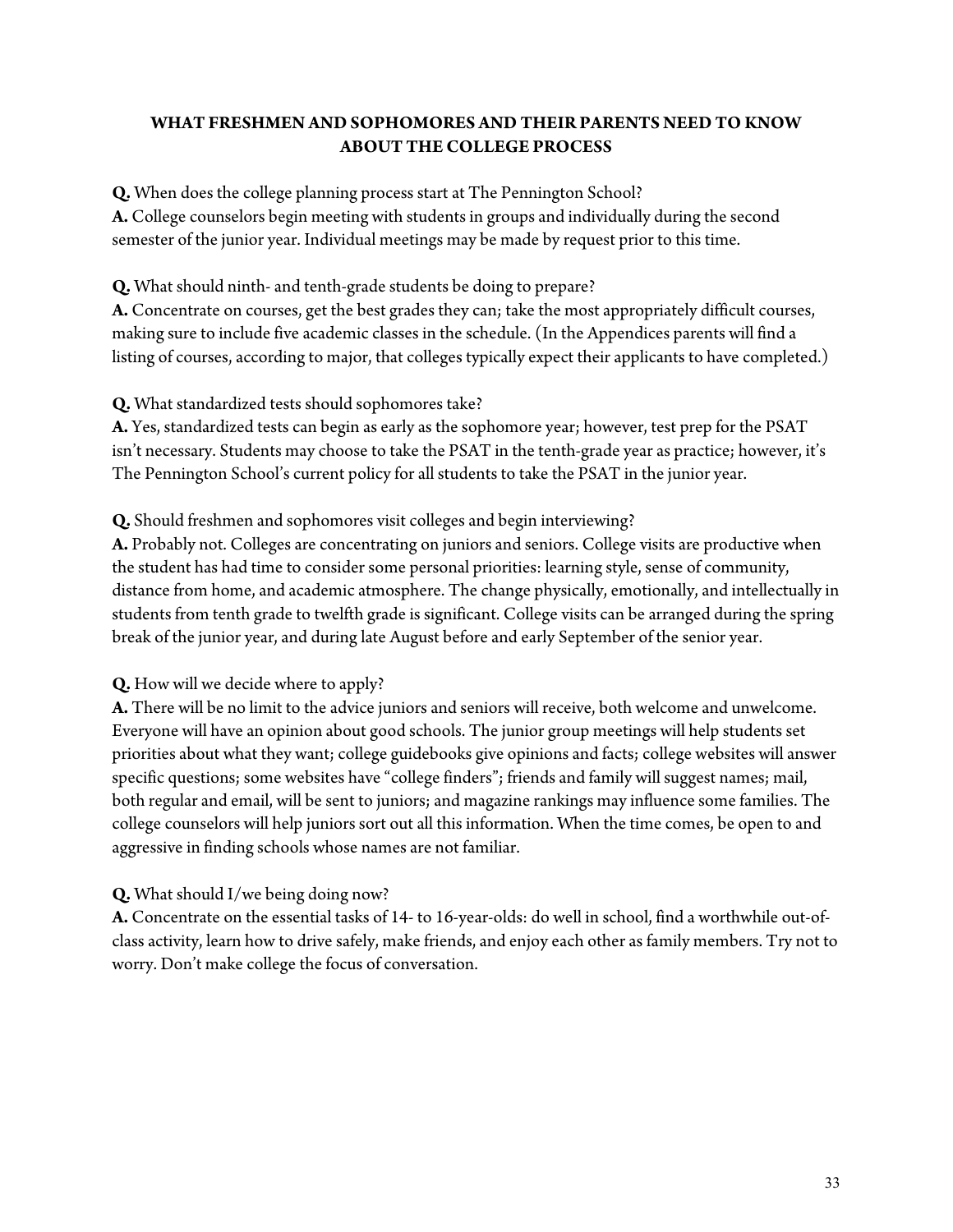## WHAT FRESHMEN AND SOPHOMORES AND THEIR PARENTS NEED TO KNOW ABOUT THE COLLEGE PROCESS

**Q.** When does the college planning process start at The Pennington School?
**A.** College counselors begin meeting with students in groups and individually during the second semester of the junior year. Individual meetings may be made by request prior to this time.

**Q.** What should ninth- and tenth-grade students be doing to prepare?
**A.** Concentrate on courses, get the best grades they can; take the most appropriately difficult courses, making sure to include five academic classes in the schedule. (In the Appendices parents will find a listing of courses, according to major, that colleges typically expect their applicants to have completed.)

**Q.** What standardized tests should sophomores take?
**A.** Yes, standardized tests can begin as early as the sophomore year; however, test prep for the PSAT isn't necessary. Students may choose to take the PSAT in the tenth-grade year as practice; however, it's The Pennington School's current policy for all students to take the PSAT in the junior year.

**Q.** Should freshmen and sophomores visit colleges and begin interviewing?
**A.** Probably not. Colleges are concentrating on juniors and seniors. College visits are productive when the student has had time to consider some personal priorities: learning style, sense of community, distance from home, and academic atmosphere. The change physically, emotionally, and intellectually in students from tenth grade to twelfth grade is significant. College visits can be arranged during the spring break of the junior year, and during late August before and early September of the senior year.

**Q.** How will we decide where to apply?
**A.** There will be no limit to the advice juniors and seniors will receive, both welcome and unwelcome. Everyone will have an opinion about good schools. The junior group meetings will help students set priorities about what they want; college guidebooks give opinions and facts; college websites will answer specific questions; some websites have "college finders"; friends and family will suggest names; mail, both regular and email, will be sent to juniors; and magazine rankings may influence some families. The college counselors will help juniors sort out all this information. When the time comes, be open to and aggressive in finding schools whose names are not familiar.

**Q.** What should I/we being doing now?
**A.** Concentrate on the essential tasks of 14- to 16-year-olds: do well in school, find a worthwhile out-of-class activity, learn how to drive safely, make friends, and enjoy each other as family members. Try not to worry. Don't make college the focus of conversation.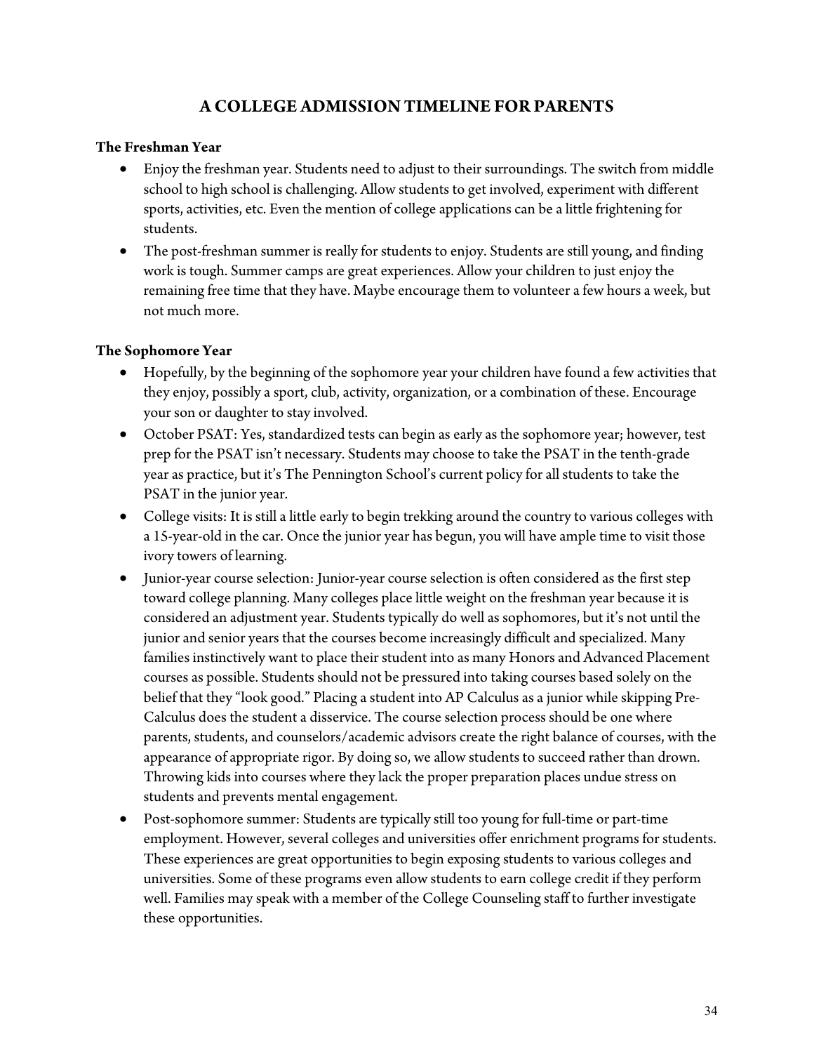# A COLLEGE ADMISSION TIMELINE FOR PARENTS

**The Freshman Year**

- Enjoy the freshman year. Students need to adjust to their surroundings. The switch from middle school to high school is challenging. Allow students to get involved, experiment with different sports, activities, etc. Even the mention of college applications can be a little frightening for students.
- The post-freshman summer is really for students to enjoy. Students are still young, and finding work is tough. Summer camps are great experiences. Allow your children to just enjoy the remaining free time that they have. Maybe encourage them to volunteer a few hours a week, but not much more.

**The Sophomore Year**

- Hopefully, by the beginning of the sophomore year your children have found a few activities that they enjoy, possibly a sport, club, activity, organization, or a combination of these. Encourage your son or daughter to stay involved.
- October PSAT: Yes, standardized tests can begin as early as the sophomore year; however, test prep for the PSAT isn't necessary. Students may choose to take the PSAT in the tenth-grade year as practice, but it's The Pennington School's current policy for all students to take the PSAT in the junior year.
- College visits: It is still a little early to begin trekking around the country to various colleges with a 15-year-old in the car. Once the junior year has begun, you will have ample time to visit those ivory towers of learning.
- Junior-year course selection: Junior-year course selection is often considered as the first step toward college planning. Many colleges place little weight on the freshman year because it is considered an adjustment year. Students typically do well as sophomores, but it's not until the junior and senior years that the courses become increasingly difficult and specialized. Many families instinctively want to place their student into as many Honors and Advanced Placement courses as possible. Students should not be pressured into taking courses based solely on the belief that they "look good." Placing a student into AP Calculus as a junior while skipping Pre-Calculus does the student a disservice. The course selection process should be one where parents, students, and counselors/academic advisors create the right balance of courses, with the appearance of appropriate rigor. By doing so, we allow students to succeed rather than drown. Throwing kids into courses where they lack the proper preparation places undue stress on students and prevents mental engagement.
- Post-sophomore summer: Students are typically still too young for full-time or part-time employment. However, several colleges and universities offer enrichment programs for students. These experiences are great opportunities to begin exposing students to various colleges and universities. Some of these programs even allow students to earn college credit if they perform well. Families may speak with a member of the College Counseling staff to further investigate these opportunities.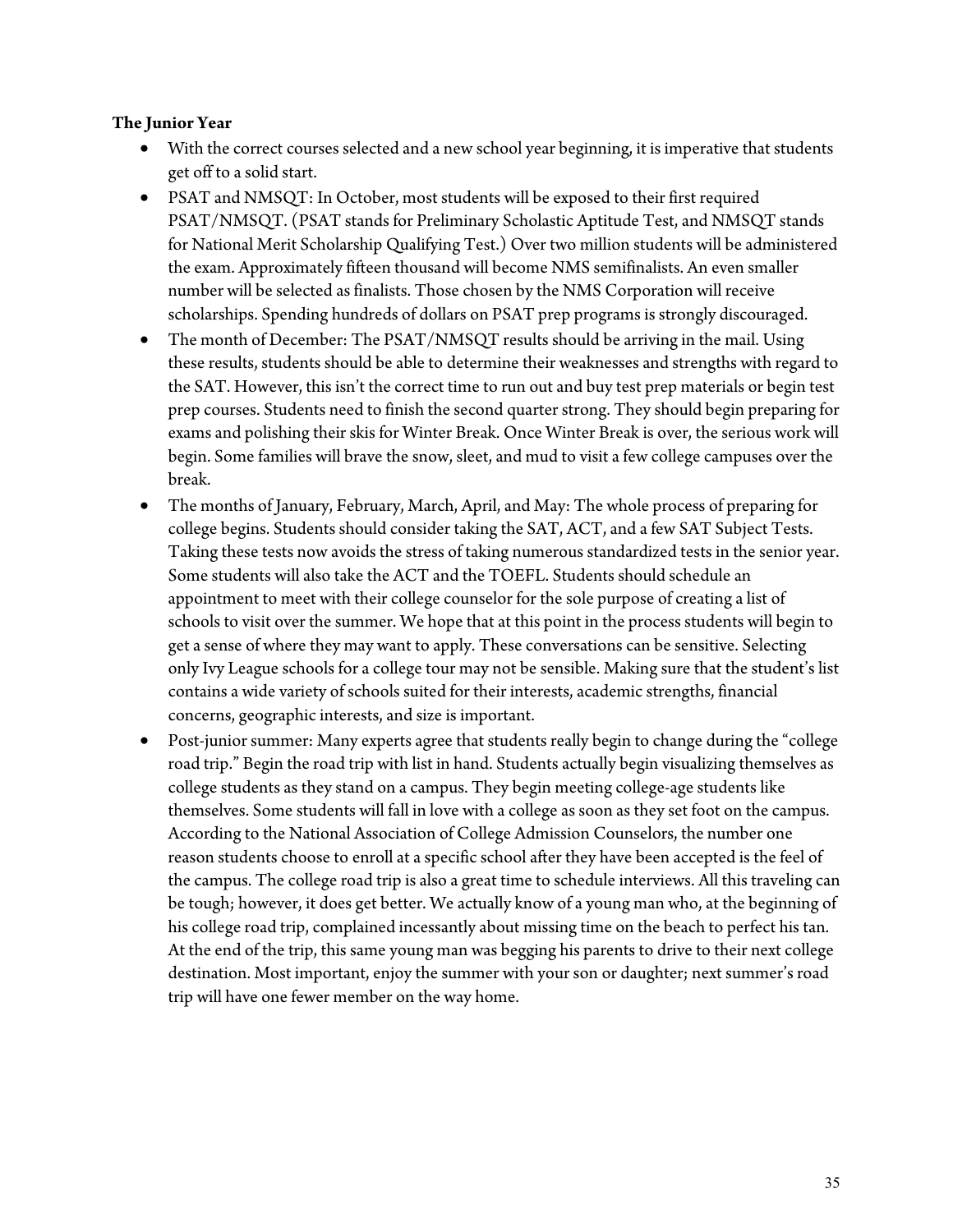**The Junior Year**

- With the correct courses selected and a new school year beginning, it is imperative that students get off to a solid start.
- PSAT and NMSQT: In October, most students will be exposed to their first required PSAT/NMSQT. (PSAT stands for Preliminary Scholastic Aptitude Test, and NMSQT stands for National Merit Scholarship Qualifying Test.) Over two million students will be administered the exam. Approximately fifteen thousand will become NMS semifinalists. An even smaller number will be selected as finalists. Those chosen by the NMS Corporation will receive scholarships. Spending hundreds of dollars on PSAT prep programs is strongly discouraged.
- The month of December: The PSAT/NMSQT results should be arriving in the mail. Using these results, students should be able to determine their weaknesses and strengths with regard to the SAT. However, this isn't the correct time to run out and buy test prep materials or begin test prep courses. Students need to finish the second quarter strong. They should begin preparing for exams and polishing their skis for Winter Break. Once Winter Break is over, the serious work will begin. Some families will brave the snow, sleet, and mud to visit a few college campuses over the break.
- The months of January, February, March, April, and May: The whole process of preparing for college begins. Students should consider taking the SAT, ACT, and a few SAT Subject Tests. Taking these tests now avoids the stress of taking numerous standardized tests in the senior year. Some students will also take the ACT and the TOEFL. Students should schedule an appointment to meet with their college counselor for the sole purpose of creating a list of schools to visit over the summer. We hope that at this point in the process students will begin to get a sense of where they may want to apply. These conversations can be sensitive. Selecting only Ivy League schools for a college tour may not be sensible. Making sure that the student's list contains a wide variety of schools suited for their interests, academic strengths, financial concerns, geographic interests, and size is important.
- Post-junior summer: Many experts agree that students really begin to change during the "college road trip." Begin the road trip with list in hand. Students actually begin visualizing themselves as college students as they stand on a campus. They begin meeting college-age students like themselves. Some students will fall in love with a college as soon as they set foot on the campus. According to the National Association of College Admission Counselors, the number one reason students choose to enroll at a specific school after they have been accepted is the feel of the campus. The college road trip is also a great time to schedule interviews. All this traveling can be tough; however, it does get better. We actually know of a young man who, at the beginning of his college road trip, complained incessantly about missing time on the beach to perfect his tan. At the end of the trip, this same young man was begging his parents to drive to their next college destination. Most important, enjoy the summer with your son or daughter; next summer's road trip will have one fewer member on the way home.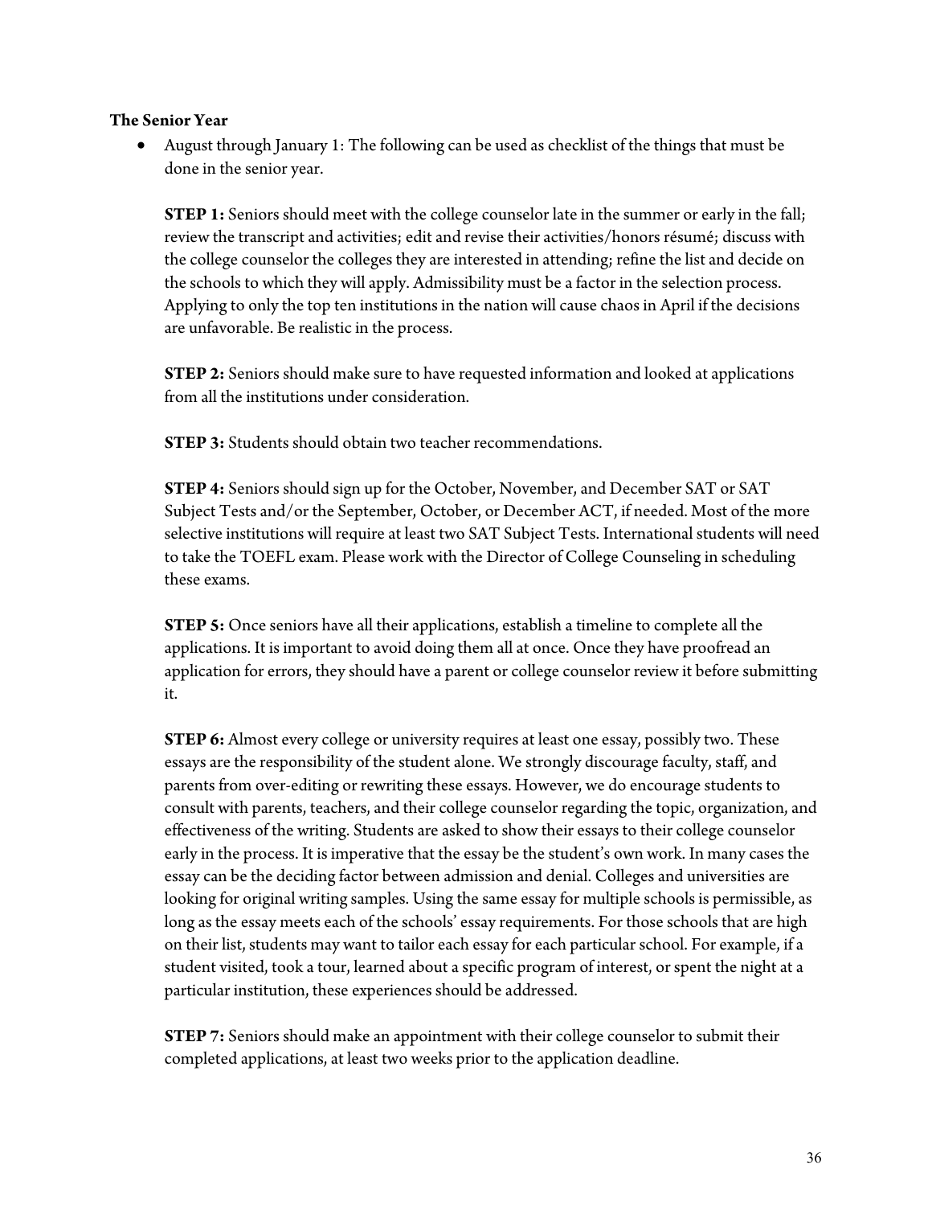**The Senior Year**

- August through January 1: The following can be used as checklist of the things that must be done in the senior year.

  **STEP 1:** Seniors should meet with the college counselor late in the summer or early in the fall; review the transcript and activities; edit and revise their activities/honors résumé; discuss with the college counselor the colleges they are interested in attending; refine the list and decide on the schools to which they will apply. Admissibility must be a factor in the selection process. Applying to only the top ten institutions in the nation will cause chaos in April if the decisions are unfavorable. Be realistic in the process.

  **STEP 2:** Seniors should make sure to have requested information and looked at applications from all the institutions under consideration.

  **STEP 3:** Students should obtain two teacher recommendations.

  **STEP 4:** Seniors should sign up for the October, November, and December SAT or SAT Subject Tests and/or the September, October, or December ACT, if needed. Most of the more selective institutions will require at least two SAT Subject Tests. International students will need to take the TOEFL exam. Please work with the Director of College Counseling in scheduling these exams.

  **STEP 5:** Once seniors have all their applications, establish a timeline to complete all the applications. It is important to avoid doing them all at once. Once they have proofread an application for errors, they should have a parent or college counselor review it before submitting it.

  **STEP 6:** Almost every college or university requires at least one essay, possibly two. These essays are the responsibility of the student alone. We strongly discourage faculty, staff, and parents from over-editing or rewriting these essays. However, we do encourage students to consult with parents, teachers, and their college counselor regarding the topic, organization, and effectiveness of the writing. Students are asked to show their essays to their college counselor early in the process. It is imperative that the essay be the student's own work. In many cases the essay can be the deciding factor between admission and denial. Colleges and universities are looking for original writing samples. Using the same essay for multiple schools is permissible, as long as the essay meets each of the schools' essay requirements. For those schools that are high on their list, students may want to tailor each essay for each particular school. For example, if a student visited, took a tour, learned about a specific program of interest, or spent the night at a particular institution, these experiences should be addressed.

  **STEP 7:** Seniors should make an appointment with their college counselor to submit their completed applications, at least two weeks prior to the application deadline.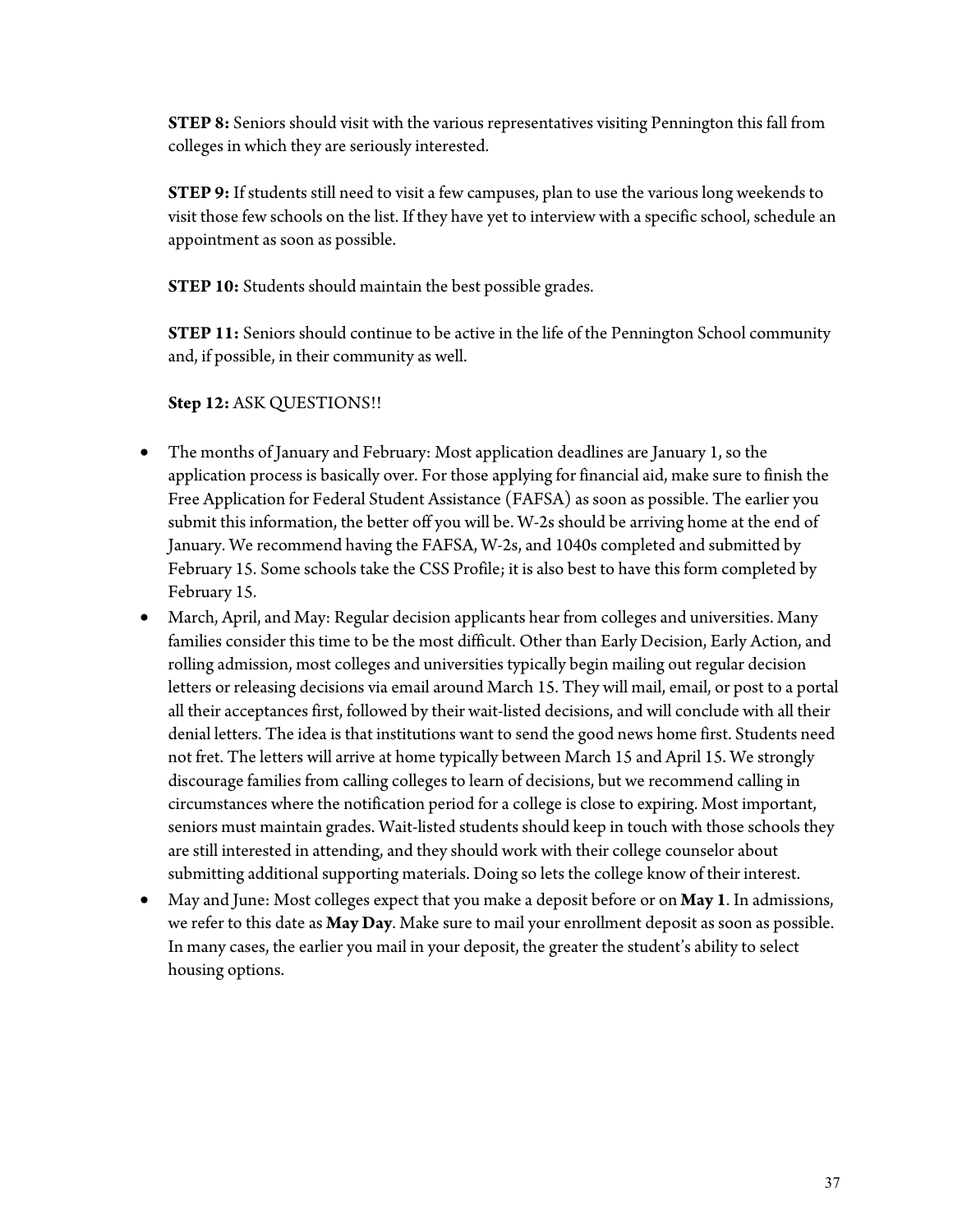**STEP 8:** Seniors should visit with the various representatives visiting Pennington this fall from colleges in which they are seriously interested.

**STEP 9:** If students still need to visit a few campuses, plan to use the various long weekends to visit those few schools on the list. If they have yet to interview with a specific school, schedule an appointment as soon as possible.

**STEP 10:** Students should maintain the best possible grades.

**STEP 11:** Seniors should continue to be active in the life of the Pennington School community and, if possible, in their community as well.

**Step 12:** ASK QUESTIONS!!

- The months of January and February: Most application deadlines are January 1, so the application process is basically over. For those applying for financial aid, make sure to finish the Free Application for Federal Student Assistance (FAFSA) as soon as possible. The earlier you submit this information, the better off you will be. W-2s should be arriving home at the end of January. We recommend having the FAFSA, W-2s, and 1040s completed and submitted by February 15. Some schools take the CSS Profile; it is also best to have this form completed by February 15.
- March, April, and May: Regular decision applicants hear from colleges and universities. Many families consider this time to be the most difficult. Other than Early Decision, Early Action, and rolling admission, most colleges and universities typically begin mailing out regular decision letters or releasing decisions via email around March 15. They will mail, email, or post to a portal all their acceptances first, followed by their wait-listed decisions, and will conclude with all their denial letters. The idea is that institutions want to send the good news home first. Students need not fret. The letters will arrive at home typically between March 15 and April 15. We strongly discourage families from calling colleges to learn of decisions, but we recommend calling in circumstances where the notification period for a college is close to expiring. Most important, seniors must maintain grades. Wait-listed students should keep in touch with those schools they are still interested in attending, and they should work with their college counselor about submitting additional supporting materials. Doing so lets the college know of their interest.
- May and June: Most colleges expect that you make a deposit before or on **May 1**. In admissions, we refer to this date as **May Day**. Make sure to mail your enrollment deposit as soon as possible. In many cases, the earlier you mail in your deposit, the greater the student's ability to select housing options.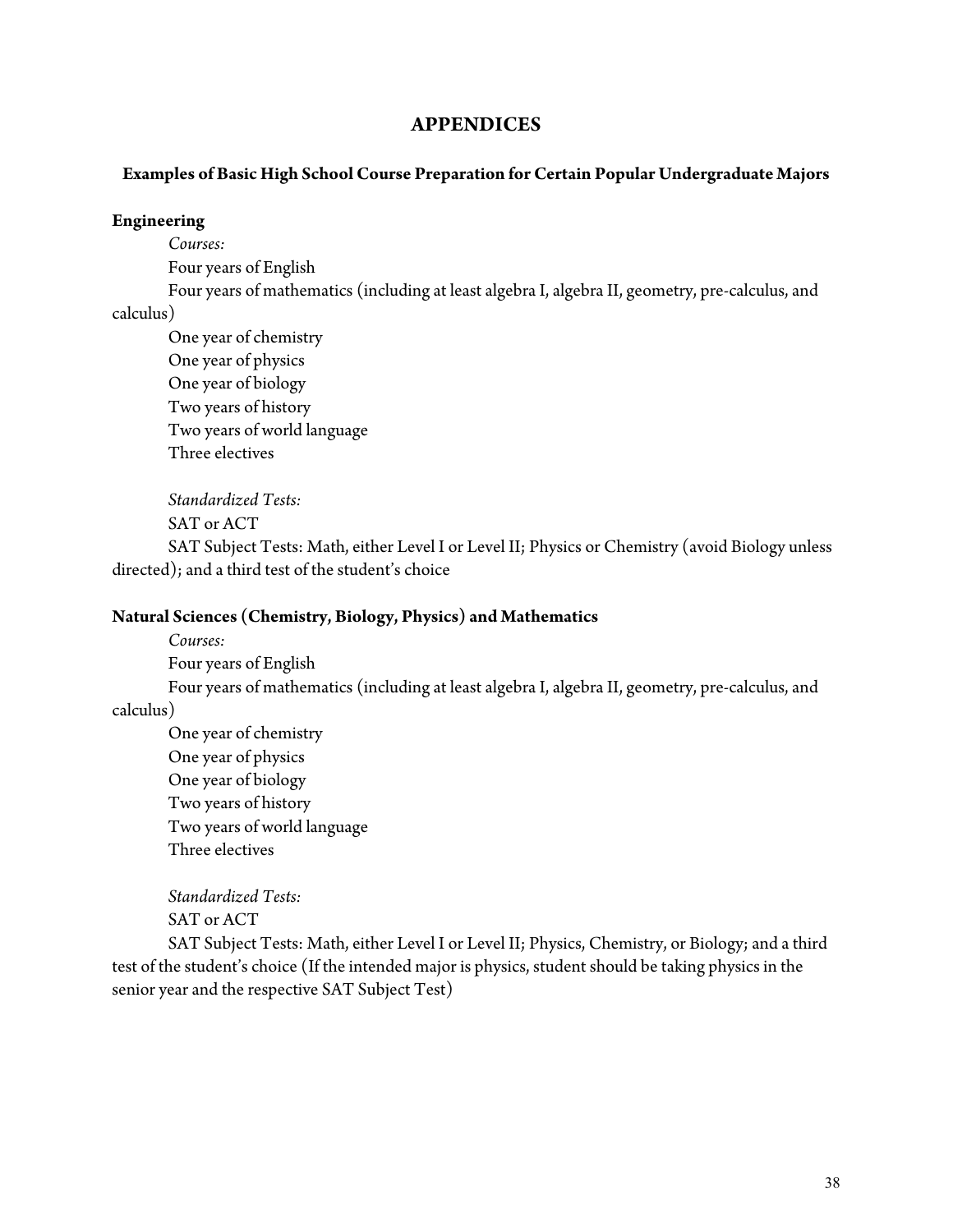# APPENDICES

## Examples of Basic High School Course Preparation for Certain Popular Undergraduate Majors

### Engineering

*Courses:*

Four years of English

Four years of mathematics (including at least algebra I, algebra II, geometry, pre-calculus, and calculus)

One year of chemistry

One year of physics

One year of biology

Two years of history

Two years of world language

Three electives

*Standardized Tests:*

SAT or ACT

SAT Subject Tests: Math, either Level I or Level II; Physics or Chemistry (avoid Biology unless directed); and a third test of the student's choice

### Natural Sciences (Chemistry, Biology, Physics) and Mathematics

*Courses:*

Four years of English

Four years of mathematics (including at least algebra I, algebra II, geometry, pre-calculus, and calculus)

One year of chemistry

One year of physics

One year of biology

Two years of history

Two years of world language

Three electives

*Standardized Tests:*

SAT or ACT

SAT Subject Tests: Math, either Level I or Level II; Physics, Chemistry, or Biology; and a third test of the student's choice (If the intended major is physics, student should be taking physics in the senior year and the respective SAT Subject Test)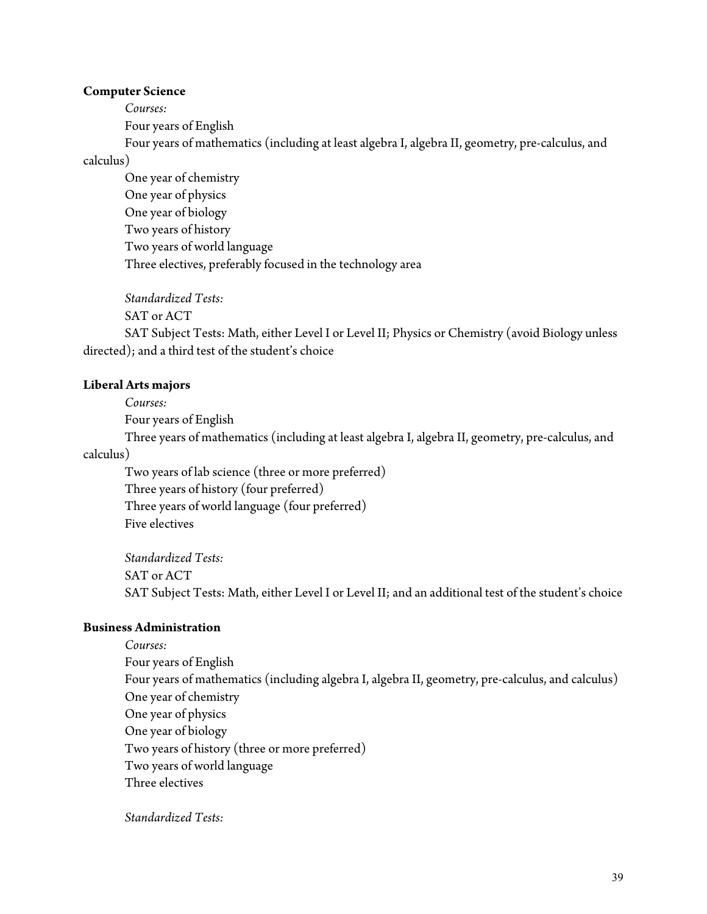**Computer Science**

*Courses:*

Four years of English

Four years of mathematics (including at least algebra I, algebra II, geometry, pre-calculus, and calculus)

One year of chemistry

One year of physics

One year of biology

Two years of history

Two years of world language

Three electives, preferably focused in the technology area

*Standardized Tests:*

SAT or ACT

SAT Subject Tests: Math, either Level I or Level II; Physics or Chemistry (avoid Biology unless directed); and a third test of the student's choice

**Liberal Arts majors**

*Courses:*

Four years of English

Three years of mathematics (including at least algebra I, algebra II, geometry, pre-calculus, and calculus)

Two years of lab science (three or more preferred)

Three years of history (four preferred)

Three years of world language (four preferred)

Five electives

*Standardized Tests:*

SAT or ACT

SAT Subject Tests: Math, either Level I or Level II; and an additional test of the student's choice

**Business Administration**

*Courses:*

Four years of English

Four years of mathematics (including algebra I, algebra II, geometry, pre-calculus, and calculus)

One year of chemistry

One year of physics

One year of biology

Two years of history (three or more preferred)

Two years of world language

Three electives

*Standardized Tests:*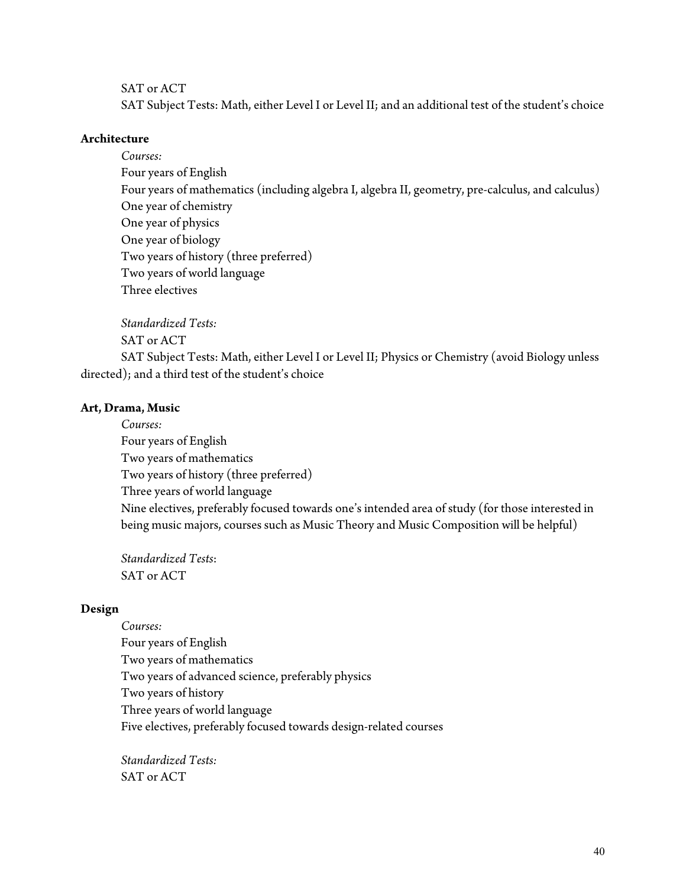SAT or ACT

SAT Subject Tests: Math, either Level I or Level II; and an additional test of the student's choice

**Architecture**

*Courses:*

Four years of English
Four years of mathematics (including algebra I, algebra II, geometry, pre-calculus, and calculus)
One year of chemistry
One year of physics
One year of biology
Two years of history (three preferred)
Two years of world language
Three electives

*Standardized Tests:*

SAT or ACT

SAT Subject Tests: Math, either Level I or Level II; Physics or Chemistry (avoid Biology unless directed); and a third test of the student's choice

**Art, Drama, Music**

*Courses:*

Four years of English
Two years of mathematics
Two years of history (three preferred)
Three years of world language
Nine electives, preferably focused towards one's intended area of study (for those interested in being music majors, courses such as Music Theory and Music Composition will be helpful)

*Standardized Tests*:

SAT or ACT

**Design**

*Courses:*

Four years of English
Two years of mathematics
Two years of advanced science, preferably physics
Two years of history
Three years of world language
Five electives, preferably focused towards design-related courses

*Standardized Tests:*

SAT or ACT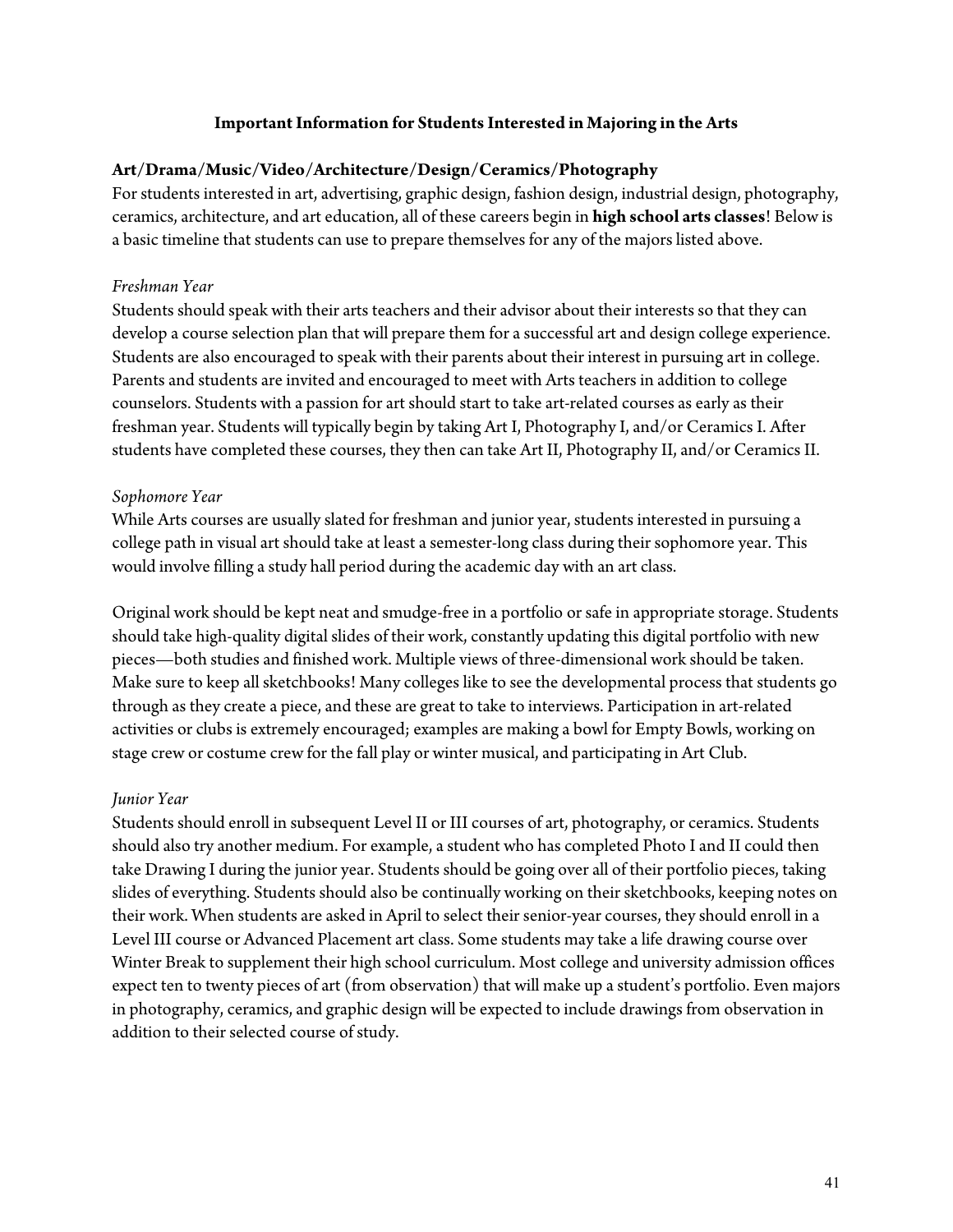## Important Information for Students Interested in Majoring in the Arts

### Art/Drama/Music/Video/Architecture/Design/Ceramics/Photography

For students interested in art, advertising, graphic design, fashion design, industrial design, photography, ceramics, architecture, and art education, all of these careers begin in **high school arts classes**! Below is a basic timeline that students can use to prepare themselves for any of the majors listed above.

*Freshman Year*

Students should speak with their arts teachers and their advisor about their interests so that they can develop a course selection plan that will prepare them for a successful art and design college experience. Students are also encouraged to speak with their parents about their interest in pursuing art in college. Parents and students are invited and encouraged to meet with Arts teachers in addition to college counselors. Students with a passion for art should start to take art-related courses as early as their freshman year. Students will typically begin by taking Art I, Photography I, and/or Ceramics I. After students have completed these courses, they then can take Art II, Photography II, and/or Ceramics II.

*Sophomore Year*

While Arts courses are usually slated for freshman and junior year, students interested in pursuing a college path in visual art should take at least a semester-long class during their sophomore year. This would involve filling a study hall period during the academic day with an art class.

Original work should be kept neat and smudge-free in a portfolio or safe in appropriate storage. Students should take high-quality digital slides of their work, constantly updating this digital portfolio with new pieces—both studies and finished work. Multiple views of three-dimensional work should be taken. Make sure to keep all sketchbooks! Many colleges like to see the developmental process that students go through as they create a piece, and these are great to take to interviews. Participation in art-related activities or clubs is extremely encouraged; examples are making a bowl for Empty Bowls, working on stage crew or costume crew for the fall play or winter musical, and participating in Art Club.

*Junior Year*

Students should enroll in subsequent Level II or III courses of art, photography, or ceramics. Students should also try another medium. For example, a student who has completed Photo I and II could then take Drawing I during the junior year. Students should be going over all of their portfolio pieces, taking slides of everything. Students should also be continually working on their sketchbooks, keeping notes on their work. When students are asked in April to select their senior-year courses, they should enroll in a Level III course or Advanced Placement art class. Some students may take a life drawing course over Winter Break to supplement their high school curriculum. Most college and university admission offices expect ten to twenty pieces of art (from observation) that will make up a student's portfolio. Even majors in photography, ceramics, and graphic design will be expected to include drawings from observation in addition to their selected course of study.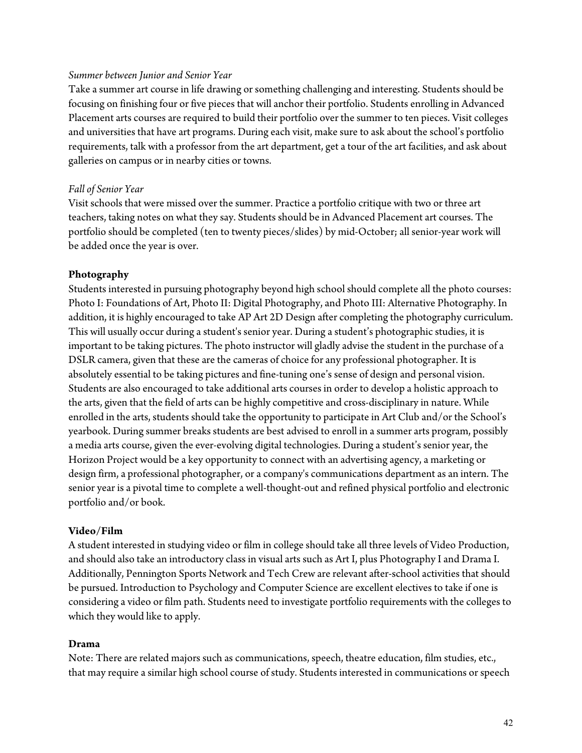*Summer between Junior and Senior Year*

Take a summer art course in life drawing or something challenging and interesting. Students should be focusing on finishing four or five pieces that will anchor their portfolio. Students enrolling in Advanced Placement arts courses are required to build their portfolio over the summer to ten pieces. Visit colleges and universities that have art programs. During each visit, make sure to ask about the school's portfolio requirements, talk with a professor from the art department, get a tour of the art facilities, and ask about galleries on campus or in nearby cities or towns.

*Fall of Senior Year*

Visit schools that were missed over the summer. Practice a portfolio critique with two or three art teachers, taking notes on what they say. Students should be in Advanced Placement art courses. The portfolio should be completed (ten to twenty pieces/slides) by mid-October; all senior-year work will be added once the year is over.

**Photography**

Students interested in pursuing photography beyond high school should complete all the photo courses: Photo I: Foundations of Art, Photo II: Digital Photography, and Photo III: Alternative Photography. In addition, it is highly encouraged to take AP Art 2D Design after completing the photography curriculum. This will usually occur during a student's senior year. During a student's photographic studies, it is important to be taking pictures. The photo instructor will gladly advise the student in the purchase of a DSLR camera, given that these are the cameras of choice for any professional photographer. It is absolutely essential to be taking pictures and fine-tuning one's sense of design and personal vision. Students are also encouraged to take additional arts courses in order to develop a holistic approach to the arts, given that the field of arts can be highly competitive and cross-disciplinary in nature. While enrolled in the arts, students should take the opportunity to participate in Art Club and/or the School's yearbook. During summer breaks students are best advised to enroll in a summer arts program, possibly a media arts course, given the ever-evolving digital technologies. During a student's senior year, the Horizon Project would be a key opportunity to connect with an advertising agency, a marketing or design firm, a professional photographer, or a company's communications department as an intern. The senior year is a pivotal time to complete a well-thought-out and refined physical portfolio and electronic portfolio and/or book.

**Video/Film**

A student interested in studying video or film in college should take all three levels of Video Production, and should also take an introductory class in visual arts such as Art I, plus Photography I and Drama I. Additionally, Pennington Sports Network and Tech Crew are relevant after-school activities that should be pursued. Introduction to Psychology and Computer Science are excellent electives to take if one is considering a video or film path. Students need to investigate portfolio requirements with the colleges to which they would like to apply.

**Drama**

Note: There are related majors such as communications, speech, theatre education, film studies, etc., that may require a similar high school course of study. Students interested in communications or speech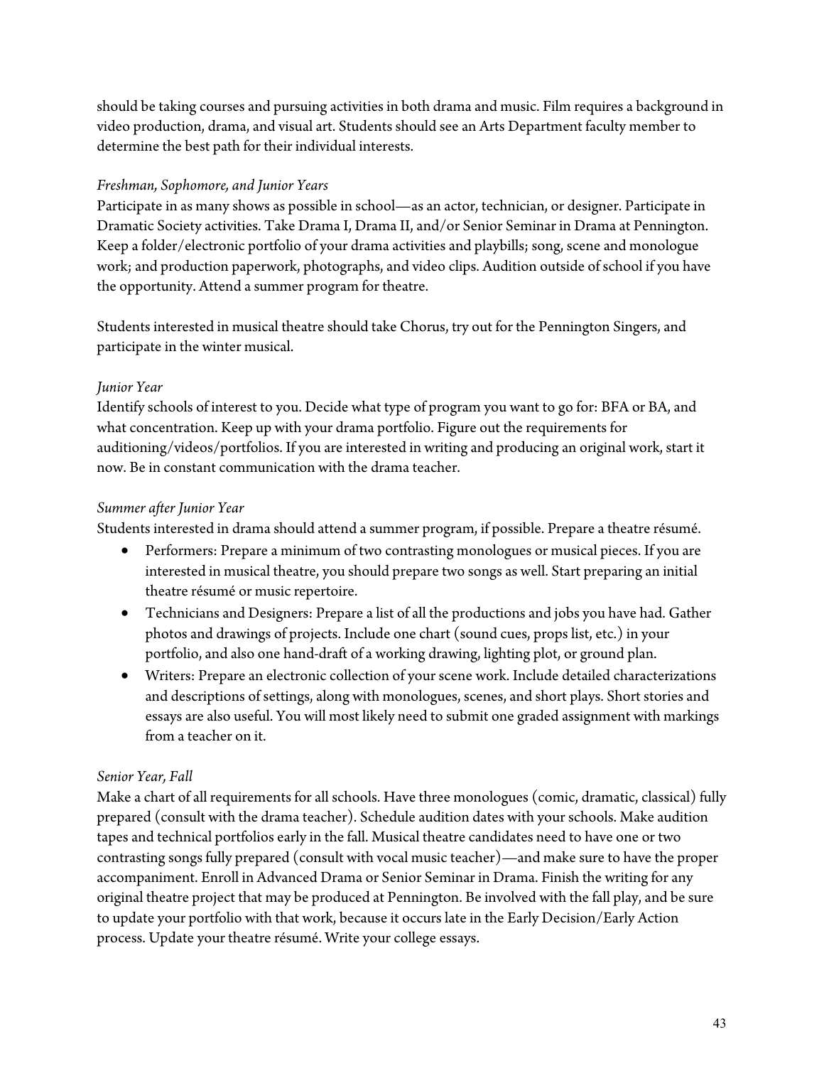should be taking courses and pursuing activities in both drama and music. Film requires a background in video production, drama, and visual art. Students should see an Arts Department faculty member to determine the best path for their individual interests.

*Freshman, Sophomore, and Junior Years*

Participate in as many shows as possible in school—as an actor, technician, or designer. Participate in Dramatic Society activities. Take Drama I, Drama II, and/or Senior Seminar in Drama at Pennington. Keep a folder/electronic portfolio of your drama activities and playbills; song, scene and monologue work; and production paperwork, photographs, and video clips. Audition outside of school if you have the opportunity. Attend a summer program for theatre.

Students interested in musical theatre should take Chorus, try out for the Pennington Singers, and participate in the winter musical.

*Junior Year*

Identify schools of interest to you. Decide what type of program you want to go for: BFA or BA, and what concentration. Keep up with your drama portfolio. Figure out the requirements for auditioning/videos/portfolios. If you are interested in writing and producing an original work, start it now. Be in constant communication with the drama teacher.

*Summer after Junior Year*

Students interested in drama should attend a summer program, if possible. Prepare a theatre résumé.

- Performers: Prepare a minimum of two contrasting monologues or musical pieces. If you are interested in musical theatre, you should prepare two songs as well. Start preparing an initial theatre résumé or music repertoire.
- Technicians and Designers: Prepare a list of all the productions and jobs you have had. Gather photos and drawings of projects. Include one chart (sound cues, props list, etc.) in your portfolio, and also one hand-draft of a working drawing, lighting plot, or ground plan.
- Writers: Prepare an electronic collection of your scene work. Include detailed characterizations and descriptions of settings, along with monologues, scenes, and short plays. Short stories and essays are also useful. You will most likely need to submit one graded assignment with markings from a teacher on it.

*Senior Year, Fall*

Make a chart of all requirements for all schools. Have three monologues (comic, dramatic, classical) fully prepared (consult with the drama teacher). Schedule audition dates with your schools. Make audition tapes and technical portfolios early in the fall. Musical theatre candidates need to have one or two contrasting songs fully prepared (consult with vocal music teacher)—and make sure to have the proper accompaniment. Enroll in Advanced Drama or Senior Seminar in Drama. Finish the writing for any original theatre project that may be produced at Pennington. Be involved with the fall play, and be sure to update your portfolio with that work, because it occurs late in the Early Decision/Early Action process. Update your theatre résumé. Write your college essays.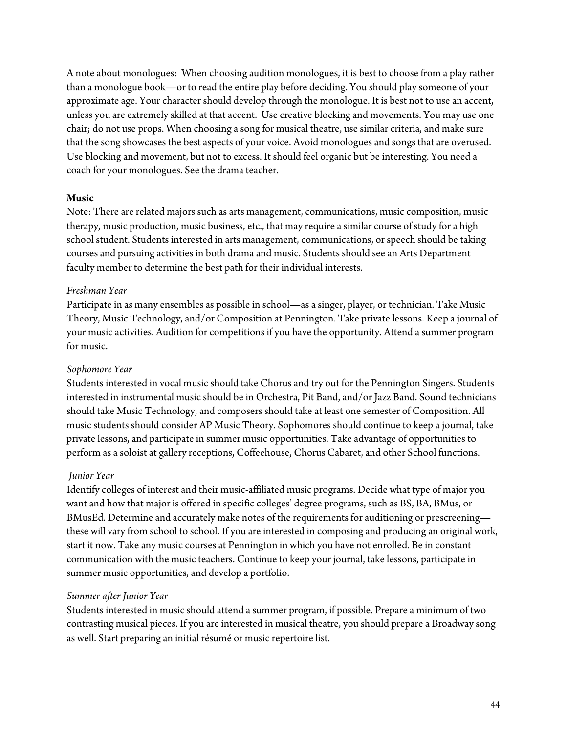A note about monologues: When choosing audition monologues, it is best to choose from a play rather than a monologue book—or to read the entire play before deciding. You should play someone of your approximate age. Your character should develop through the monologue. It is best not to use an accent, unless you are extremely skilled at that accent. Use creative blocking and movements. You may use one chair; do not use props. When choosing a song for musical theatre, use similar criteria, and make sure that the song showcases the best aspects of your voice. Avoid monologues and songs that are overused. Use blocking and movement, but not to excess. It should feel organic but be interesting. You need a coach for your monologues. See the drama teacher.

**Music**

Note: There are related majors such as arts management, communications, music composition, music therapy, music production, music business, etc., that may require a similar course of study for a high school student. Students interested in arts management, communications, or speech should be taking courses and pursuing activities in both drama and music. Students should see an Arts Department faculty member to determine the best path for their individual interests.

*Freshman Year*

Participate in as many ensembles as possible in school—as a singer, player, or technician. Take Music Theory, Music Technology, and/or Composition at Pennington. Take private lessons. Keep a journal of your music activities. Audition for competitions if you have the opportunity. Attend a summer program for music.

*Sophomore Year*

Students interested in vocal music should take Chorus and try out for the Pennington Singers. Students interested in instrumental music should be in Orchestra, Pit Band, and/or Jazz Band. Sound technicians should take Music Technology, and composers should take at least one semester of Composition. All music students should consider AP Music Theory. Sophomores should continue to keep a journal, take private lessons, and participate in summer music opportunities. Take advantage of opportunities to perform as a soloist at gallery receptions, Coffeehouse, Chorus Cabaret, and other School functions.

*Junior Year*

Identify colleges of interest and their music-affiliated music programs. Decide what type of major you want and how that major is offered in specific colleges' degree programs, such as BS, BA, BMus, or BMusEd. Determine and accurately make notes of the requirements for auditioning or prescreening—these will vary from school to school. If you are interested in composing and producing an original work, start it now. Take any music courses at Pennington in which you have not enrolled. Be in constant communication with the music teachers. Continue to keep your journal, take lessons, participate in summer music opportunities, and develop a portfolio.

*Summer after Junior Year*

Students interested in music should attend a summer program, if possible. Prepare a minimum of two contrasting musical pieces. If you are interested in musical theatre, you should prepare a Broadway song as well. Start preparing an initial résumé or music repertoire list.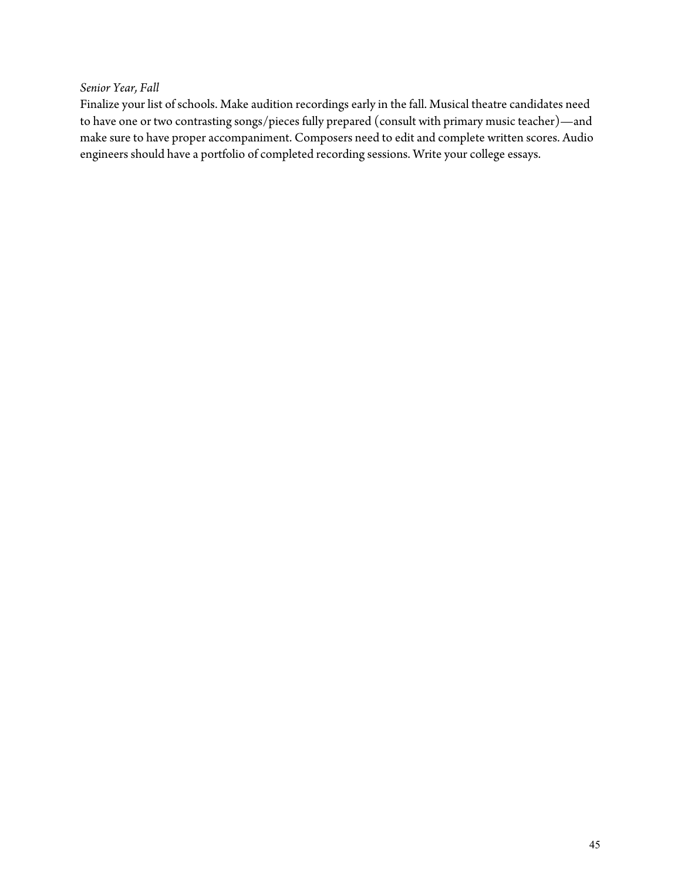*Senior Year, Fall*

Finalize your list of schools. Make audition recordings early in the fall. Musical theatre candidates need to have one or two contrasting songs/pieces fully prepared (consult with primary music teacher)—and make sure to have proper accompaniment. Composers need to edit and complete written scores. Audio engineers should have a portfolio of completed recording sessions. Write your college essays.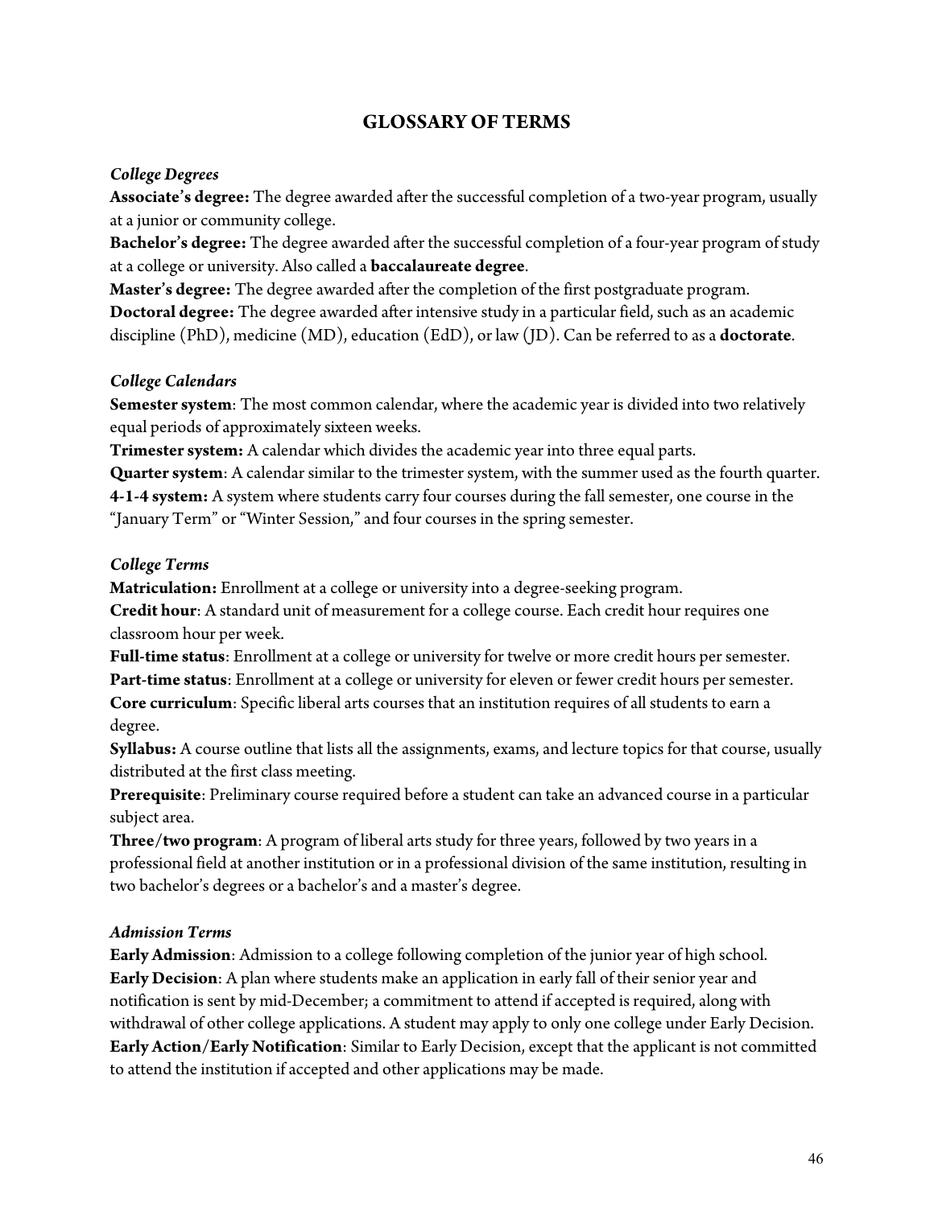# GLOSSARY OF TERMS

### *College Degrees*

**Associate's degree:** The degree awarded after the successful completion of a two-year program, usually at a junior or community college.
**Bachelor's degree:** The degree awarded after the successful completion of a four-year program of study at a college or university. Also called a **baccalaureate degree**.
**Master's degree:** The degree awarded after the completion of the first postgraduate program.
**Doctoral degree:** The degree awarded after intensive study in a particular field, such as an academic discipline (PhD), medicine (MD), education (EdD), or law (JD). Can be referred to as a **doctorate**.

### *College Calendars*

**Semester system**: The most common calendar, where the academic year is divided into two relatively equal periods of approximately sixteen weeks.
**Trimester system:** A calendar which divides the academic year into three equal parts.
**Quarter system**: A calendar similar to the trimester system, with the summer used as the fourth quarter.
**4-1-4 system:** A system where students carry four courses during the fall semester, one course in the "January Term" or "Winter Session," and four courses in the spring semester.

### *College Terms*

**Matriculation:** Enrollment at a college or university into a degree-seeking program.
**Credit hour**: A standard unit of measurement for a college course. Each credit hour requires one classroom hour per week.
**Full-time status**: Enrollment at a college or university for twelve or more credit hours per semester.
**Part-time status**: Enrollment at a college or university for eleven or fewer credit hours per semester.
**Core curriculum**: Specific liberal arts courses that an institution requires of all students to earn a degree.
**Syllabus:** A course outline that lists all the assignments, exams, and lecture topics for that course, usually distributed at the first class meeting.
**Prerequisite**: Preliminary course required before a student can take an advanced course in a particular subject area.
**Three/two program**: A program of liberal arts study for three years, followed by two years in a professional field at another institution or in a professional division of the same institution, resulting in two bachelor's degrees or a bachelor's and a master's degree.

### *Admission Terms*

**Early Admission**: Admission to a college following completion of the junior year of high school.
**Early Decision**: A plan where students make an application in early fall of their senior year and notification is sent by mid-December; a commitment to attend if accepted is required, along with withdrawal of other college applications. A student may apply to only one college under Early Decision.
**Early Action/Early Notification**: Similar to Early Decision, except that the applicant is not committed to attend the institution if accepted and other applications may be made.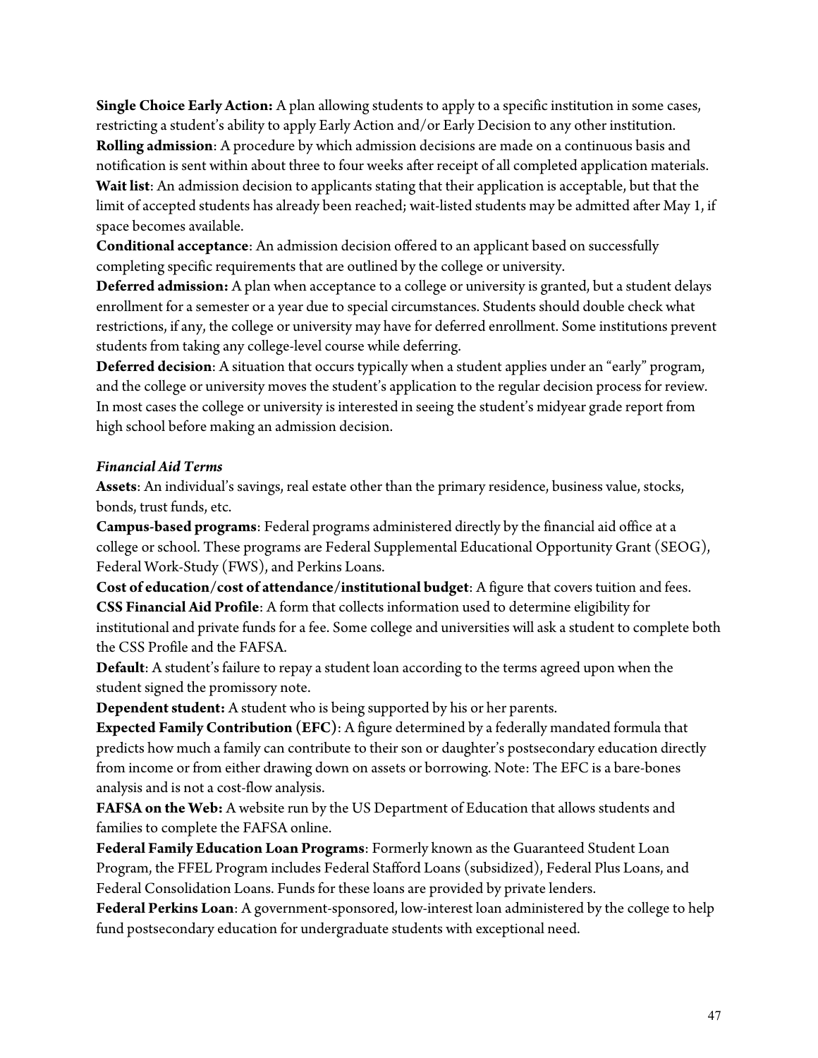**Single Choice Early Action:** A plan allowing students to apply to a specific institution in some cases, restricting a student's ability to apply Early Action and/or Early Decision to any other institution.

**Rolling admission**: A procedure by which admission decisions are made on a continuous basis and notification is sent within about three to four weeks after receipt of all completed application materials.

**Wait list**: An admission decision to applicants stating that their application is acceptable, but that the limit of accepted students has already been reached; wait-listed students may be admitted after May 1, if space becomes available.

**Conditional acceptance**: An admission decision offered to an applicant based on successfully completing specific requirements that are outlined by the college or university.

**Deferred admission:** A plan when acceptance to a college or university is granted, but a student delays enrollment for a semester or a year due to special circumstances. Students should double check what restrictions, if any, the college or university may have for deferred enrollment. Some institutions prevent students from taking any college-level course while deferring.

**Deferred decision**: A situation that occurs typically when a student applies under an "early" program, and the college or university moves the student's application to the regular decision process for review. In most cases the college or university is interested in seeing the student's midyear grade report from high school before making an admission decision.

***Financial Aid Terms***

**Assets**: An individual's savings, real estate other than the primary residence, business value, stocks, bonds, trust funds, etc.

**Campus-based programs**: Federal programs administered directly by the financial aid office at a college or school. These programs are Federal Supplemental Educational Opportunity Grant (SEOG), Federal Work-Study (FWS), and Perkins Loans.

**Cost of education/cost of attendance/institutional budget**: A figure that covers tuition and fees.

**CSS Financial Aid Profile**: A form that collects information used to determine eligibility for institutional and private funds for a fee. Some college and universities will ask a student to complete both the CSS Profile and the FAFSA.

**Default**: A student's failure to repay a student loan according to the terms agreed upon when the student signed the promissory note.

**Dependent student:** A student who is being supported by his or her parents.

**Expected Family Contribution (EFC)**: A figure determined by a federally mandated formula that predicts how much a family can contribute to their son or daughter's postsecondary education directly from income or from either drawing down on assets or borrowing. Note: The EFC is a bare-bones analysis and is not a cost-flow analysis.

**FAFSA on the Web:** A website run by the US Department of Education that allows students and families to complete the FAFSA online.

**Federal Family Education Loan Programs**: Formerly known as the Guaranteed Student Loan Program, the FFEL Program includes Federal Stafford Loans (subsidized), Federal Plus Loans, and Federal Consolidation Loans. Funds for these loans are provided by private lenders.

**Federal Perkins Loan**: A government-sponsored, low-interest loan administered by the college to help fund postsecondary education for undergraduate students with exceptional need.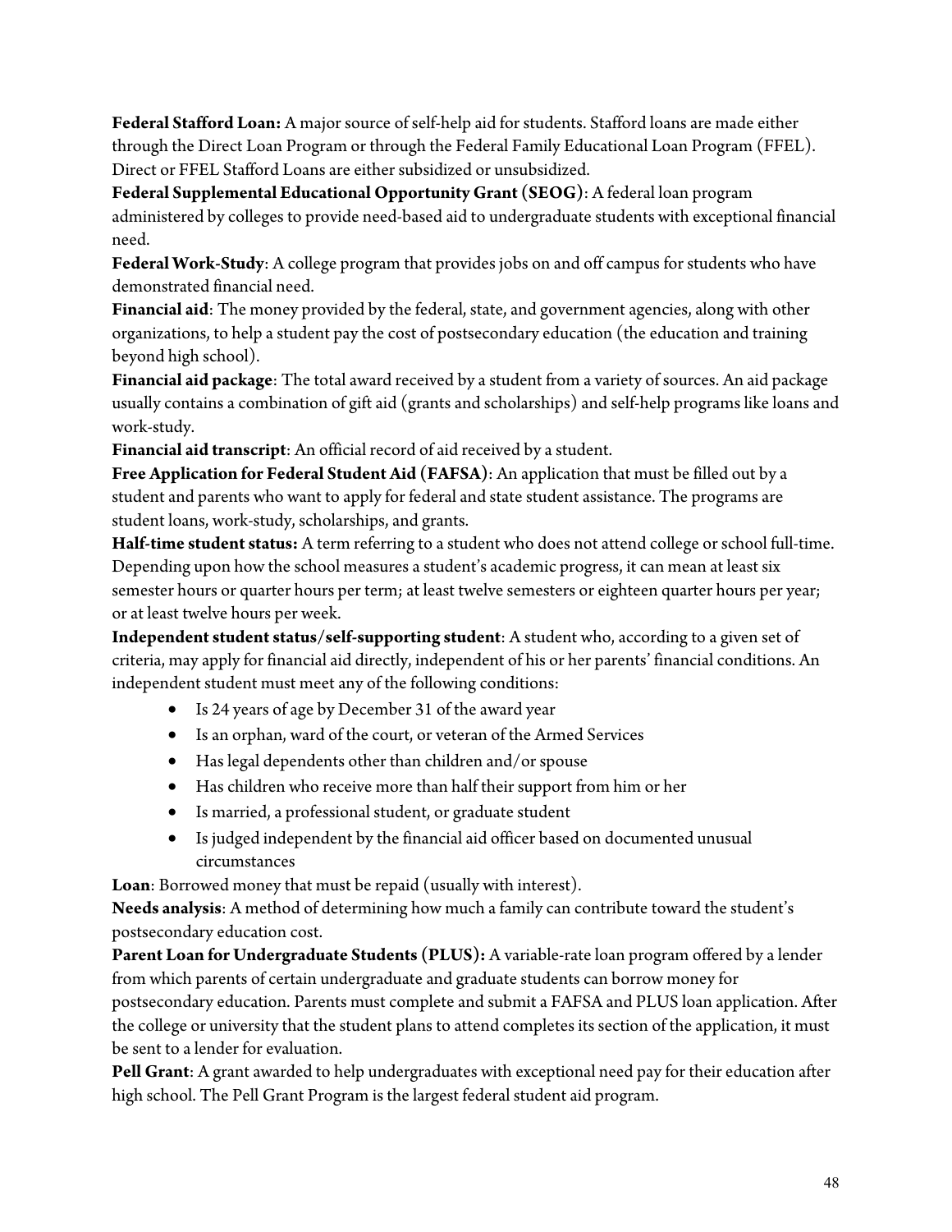**Federal Stafford Loan:** A major source of self-help aid for students. Stafford loans are made either through the Direct Loan Program or through the Federal Family Educational Loan Program (FFEL). Direct or FFEL Stafford Loans are either subsidized or unsubsidized.

**Federal Supplemental Educational Opportunity Grant (SEOG)**: A federal loan program administered by colleges to provide need-based aid to undergraduate students with exceptional financial need.

**Federal Work-Study**: A college program that provides jobs on and off campus for students who have demonstrated financial need.

**Financial aid**: The money provided by the federal, state, and government agencies, along with other organizations, to help a student pay the cost of postsecondary education (the education and training beyond high school).

**Financial aid package**: The total award received by a student from a variety of sources. An aid package usually contains a combination of gift aid (grants and scholarships) and self-help programs like loans and work-study.

**Financial aid transcript**: An official record of aid received by a student.

**Free Application for Federal Student Aid (FAFSA)**: An application that must be filled out by a student and parents who want to apply for federal and state student assistance. The programs are student loans, work-study, scholarships, and grants.

**Half-time student status:** A term referring to a student who does not attend college or school full-time. Depending upon how the school measures a student's academic progress, it can mean at least six semester hours or quarter hours per term; at least twelve semesters or eighteen quarter hours per year; or at least twelve hours per week.

**Independent student status/self-supporting student**: A student who, according to a given set of criteria, may apply for financial aid directly, independent of his or her parents' financial conditions. An independent student must meet any of the following conditions:

- Is 24 years of age by December 31 of the award year
- Is an orphan, ward of the court, or veteran of the Armed Services
- Has legal dependents other than children and/or spouse
- Has children who receive more than half their support from him or her
- Is married, a professional student, or graduate student
- Is judged independent by the financial aid officer based on documented unusual circumstances

**Loan**: Borrowed money that must be repaid (usually with interest).

**Needs analysis**: A method of determining how much a family can contribute toward the student's postsecondary education cost.

**Parent Loan for Undergraduate Students (PLUS):** A variable-rate loan program offered by a lender from which parents of certain undergraduate and graduate students can borrow money for postsecondary education. Parents must complete and submit a FAFSA and PLUS loan application. After the college or university that the student plans to attend completes its section of the application, it must be sent to a lender for evaluation.

**Pell Grant**: A grant awarded to help undergraduates with exceptional need pay for their education after high school. The Pell Grant Program is the largest federal student aid program.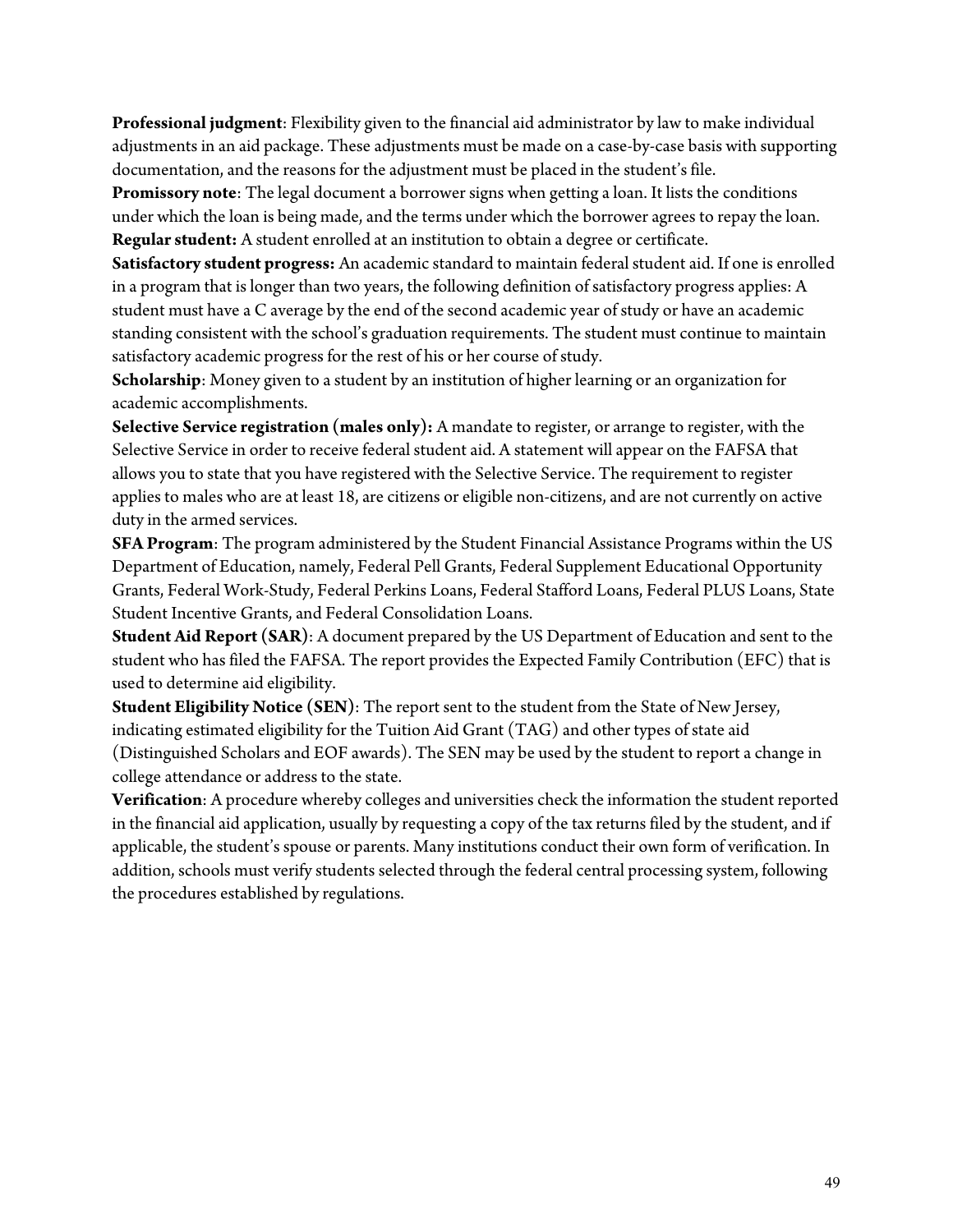**Professional judgment**: Flexibility given to the financial aid administrator by law to make individual adjustments in an aid package. These adjustments must be made on a case-by-case basis with supporting documentation, and the reasons for the adjustment must be placed in the student's file.

**Promissory note**: The legal document a borrower signs when getting a loan. It lists the conditions under which the loan is being made, and the terms under which the borrower agrees to repay the loan.

**Regular student:** A student enrolled at an institution to obtain a degree or certificate.

**Satisfactory student progress:** An academic standard to maintain federal student aid. If one is enrolled in a program that is longer than two years, the following definition of satisfactory progress applies: A student must have a C average by the end of the second academic year of study or have an academic standing consistent with the school's graduation requirements. The student must continue to maintain satisfactory academic progress for the rest of his or her course of study.

**Scholarship**: Money given to a student by an institution of higher learning or an organization for academic accomplishments.

**Selective Service registration (males only):** A mandate to register, or arrange to register, with the Selective Service in order to receive federal student aid. A statement will appear on the FAFSA that allows you to state that you have registered with the Selective Service. The requirement to register applies to males who are at least 18, are citizens or eligible non-citizens, and are not currently on active duty in the armed services.

**SFA Program**: The program administered by the Student Financial Assistance Programs within the US Department of Education, namely, Federal Pell Grants, Federal Supplement Educational Opportunity Grants, Federal Work-Study, Federal Perkins Loans, Federal Stafford Loans, Federal PLUS Loans, State Student Incentive Grants, and Federal Consolidation Loans.

**Student Aid Report (SAR)**: A document prepared by the US Department of Education and sent to the student who has filed the FAFSA. The report provides the Expected Family Contribution (EFC) that is used to determine aid eligibility.

**Student Eligibility Notice (SEN)**: The report sent to the student from the State of New Jersey, indicating estimated eligibility for the Tuition Aid Grant (TAG) and other types of state aid (Distinguished Scholars and EOF awards). The SEN may be used by the student to report a change in college attendance or address to the state.

**Verification**: A procedure whereby colleges and universities check the information the student reported in the financial aid application, usually by requesting a copy of the tax returns filed by the student, and if applicable, the student's spouse or parents. Many institutions conduct their own form of verification. In addition, schools must verify students selected through the federal central processing system, following the procedures established by regulations.